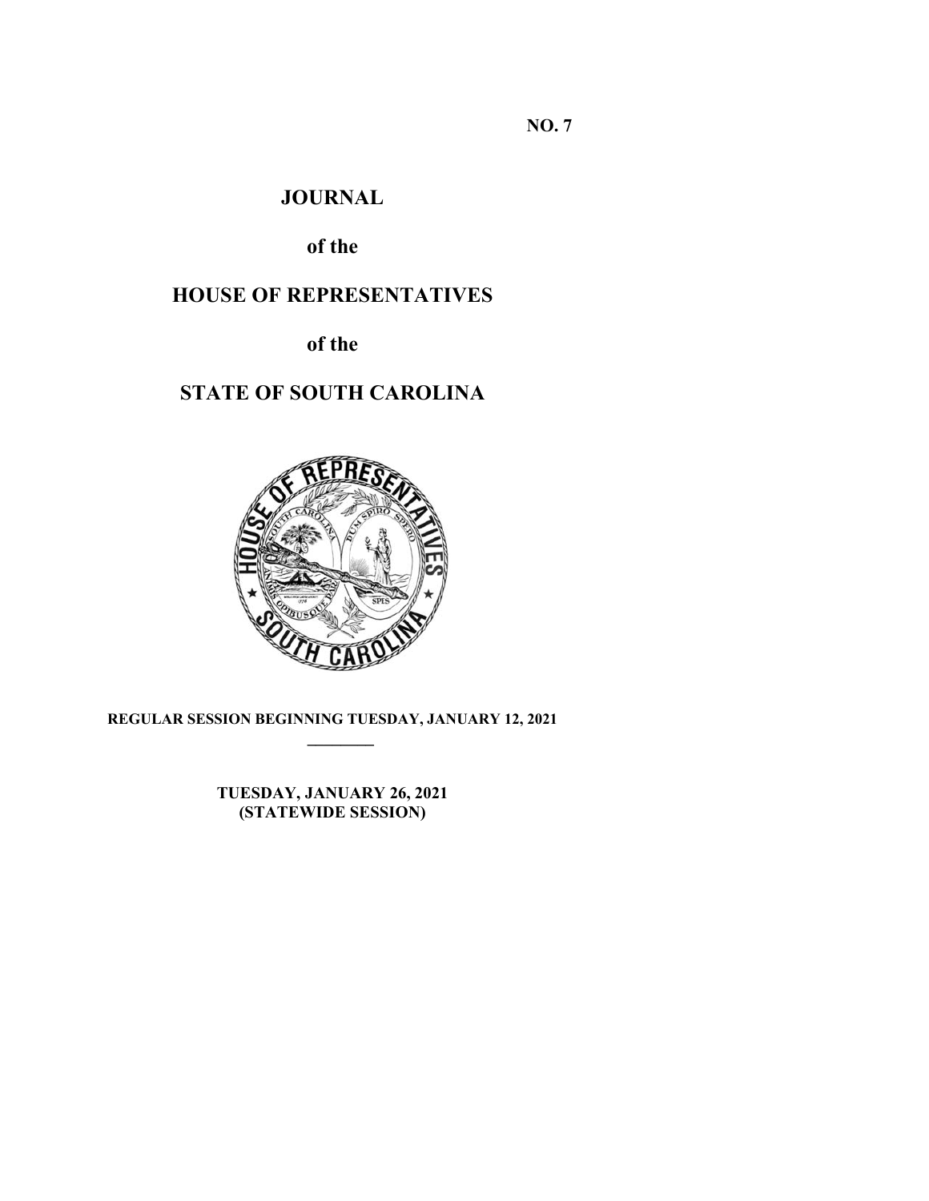NO. 7

# JOURNAL

## of the

# HOUSE OF REPRESENTATIVES

## of the

# STATE OF SOUTH CAROLINA

**REGULAR SESSION BEGINNING TUESDAY, JANUARY 12, 2021**

---

**TUESDAY, JANUARY 26, 2021**
**(STATEWIDE SESSION)**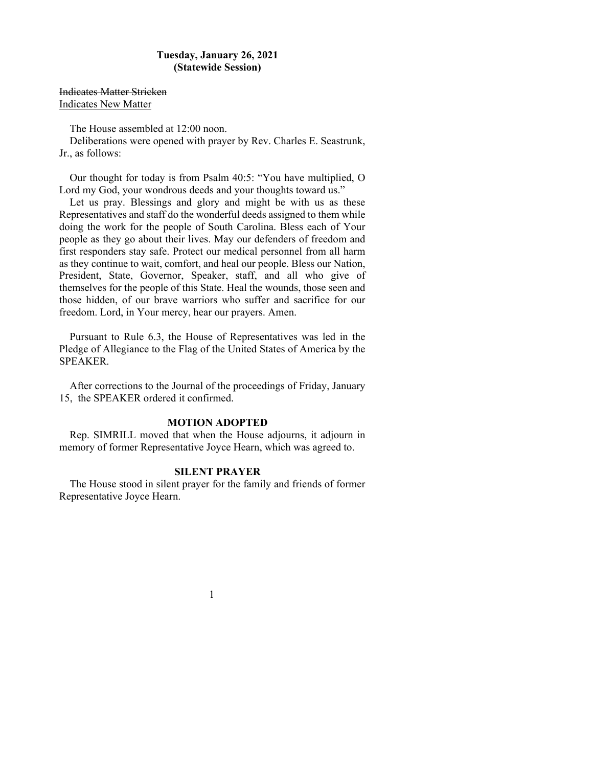**Tuesday, January 26, 2021**
**(Statewide Session)**

~~Indicates Matter Stricken~~
<u>Indicates New Matter</u>

The House assembled at 12:00 noon.

Deliberations were opened with prayer by Rev. Charles E. Seastrunk, Jr., as follows:

Our thought for today is from Psalm 40:5: “You have multiplied, O Lord my God, your wondrous deeds and your thoughts toward us.”

Let us pray. Blessings and glory and might be with us as these Representatives and staff do the wonderful deeds assigned to them while doing the work for the people of South Carolina. Bless each of Your people as they go about their lives. May our defenders of freedom and first responders stay safe. Protect our medical personnel from all harm as they continue to wait, comfort, and heal our people. Bless our Nation, President, State, Governor, Speaker, staff, and all who give of themselves for the people of this State. Heal the wounds, those seen and those hidden, of our brave warriors who suffer and sacrifice for our freedom. Lord, in Your mercy, hear our prayers. Amen.

Pursuant to Rule 6.3, the House of Representatives was led in the Pledge of Allegiance to the Flag of the United States of America by the SPEAKER.

After corrections to the Journal of the proceedings of Friday, January 15, the SPEAKER ordered it confirmed.

**MOTION ADOPTED**

Rep. SIMRILL moved that when the House adjourns, it adjourn in memory of former Representative Joyce Hearn, which was agreed to.

**SILENT PRAYER**

The House stood in silent prayer for the family and friends of former Representative Joyce Hearn.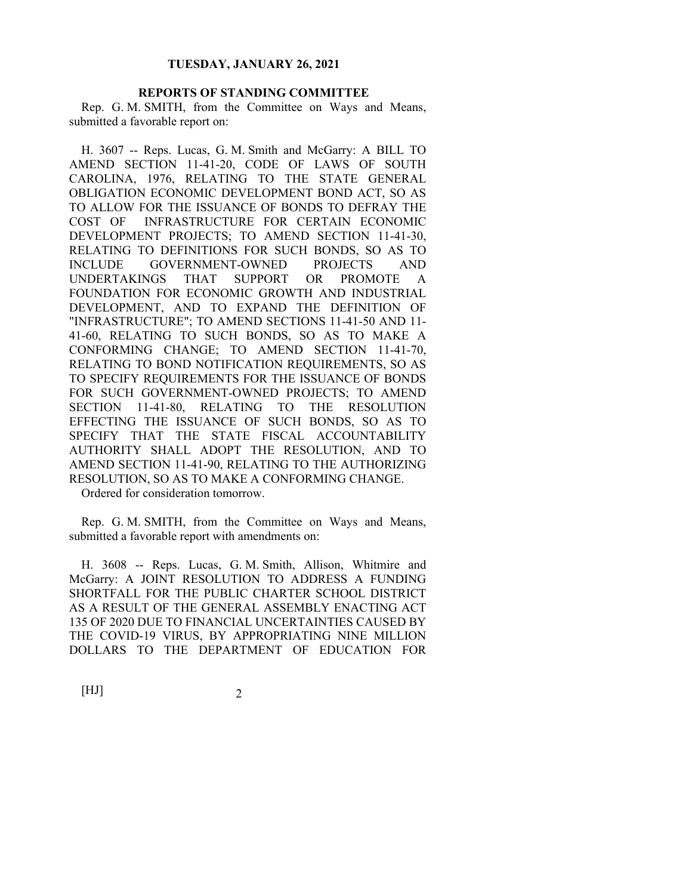**TUESDAY, JANUARY 26, 2021**

**REPORTS OF STANDING COMMITTEE**

Rep. G. M. SMITH, from the Committee on Ways and Means, submitted a favorable report on:

H. 3607 -- Reps. Lucas, G. M. Smith and McGarry: A BILL TO AMEND SECTION 11-41-20, CODE OF LAWS OF SOUTH CAROLINA, 1976, RELATING TO THE STATE GENERAL OBLIGATION ECONOMIC DEVELOPMENT BOND ACT, SO AS TO ALLOW FOR THE ISSUANCE OF BONDS TO DEFRAY THE COST OF INFRASTRUCTURE FOR CERTAIN ECONOMIC DEVELOPMENT PROJECTS; TO AMEND SECTION 11-41-30, RELATING TO DEFINITIONS FOR SUCH BONDS, SO AS TO INCLUDE GOVERNMENT-OWNED PROJECTS AND UNDERTAKINGS THAT SUPPORT OR PROMOTE A FOUNDATION FOR ECONOMIC GROWTH AND INDUSTRIAL DEVELOPMENT, AND TO EXPAND THE DEFINITION OF "INFRASTRUCTURE"; TO AMEND SECTIONS 11-41-50 AND 11-41-60, RELATING TO SUCH BONDS, SO AS TO MAKE A CONFORMING CHANGE; TO AMEND SECTION 11-41-70, RELATING TO BOND NOTIFICATION REQUIREMENTS, SO AS TO SPECIFY REQUIREMENTS FOR THE ISSUANCE OF BONDS FOR SUCH GOVERNMENT-OWNED PROJECTS; TO AMEND SECTION 11-41-80, RELATING TO THE RESOLUTION EFFECTING THE ISSUANCE OF SUCH BONDS, SO AS TO SPECIFY THAT THE STATE FISCAL ACCOUNTABILITY AUTHORITY SHALL ADOPT THE RESOLUTION, AND TO AMEND SECTION 11-41-90, RELATING TO THE AUTHORIZING RESOLUTION, SO AS TO MAKE A CONFORMING CHANGE.

Ordered for consideration tomorrow.

Rep. G. M. SMITH, from the Committee on Ways and Means, submitted a favorable report with amendments on:

H. 3608 -- Reps. Lucas, G. M. Smith, Allison, Whitmire and McGarry: A JOINT RESOLUTION TO ADDRESS A FUNDING SHORTFALL FOR THE PUBLIC CHARTER SCHOOL DISTRICT AS A RESULT OF THE GENERAL ASSEMBLY ENACTING ACT 135 OF 2020 DUE TO FINANCIAL UNCERTAINTIES CAUSED BY THE COVID-19 VIRUS, BY APPROPRIATING NINE MILLION DOLLARS TO THE DEPARTMENT OF EDUCATION FOR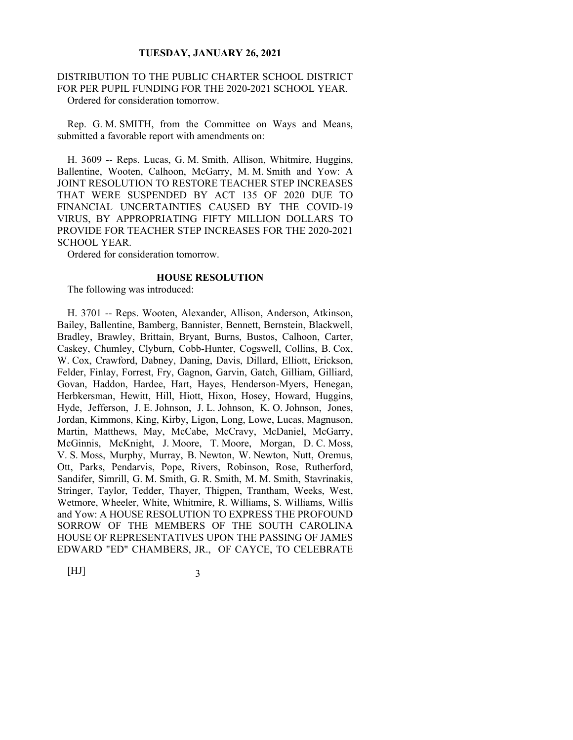DISTRIBUTION TO THE PUBLIC CHARTER SCHOOL DISTRICT FOR PER PUPIL FUNDING FOR THE 2020-2021 SCHOOL YEAR.

Ordered for consideration tomorrow.

Rep. G. M. SMITH, from the Committee on Ways and Means, submitted a favorable report with amendments on:

H. 3609 -- Reps. Lucas, G. M. Smith, Allison, Whitmire, Huggins, Ballentine, Wooten, Calhoon, McGarry, M. M. Smith and Yow: A JOINT RESOLUTION TO RESTORE TEACHER STEP INCREASES THAT WERE SUSPENDED BY ACT 135 OF 2020 DUE TO FINANCIAL UNCERTAINTIES CAUSED BY THE COVID-19 VIRUS, BY APPROPRIATING FIFTY MILLION DOLLARS TO PROVIDE FOR TEACHER STEP INCREASES FOR THE 2020-2021 SCHOOL YEAR.

Ordered for consideration tomorrow.

**HOUSE RESOLUTION**

The following was introduced:

H. 3701 -- Reps. Wooten, Alexander, Allison, Anderson, Atkinson, Bailey, Ballentine, Bamberg, Bannister, Bennett, Bernstein, Blackwell, Bradley, Brawley, Brittain, Bryant, Burns, Bustos, Calhoon, Carter, Caskey, Chumley, Clyburn, Cobb-Hunter, Cogswell, Collins, B. Cox, W. Cox, Crawford, Dabney, Daning, Davis, Dillard, Elliott, Erickson, Felder, Finlay, Forrest, Fry, Gagnon, Garvin, Gatch, Gilliam, Gilliard, Govan, Haddon, Hardee, Hart, Hayes, Henderson-Myers, Henegan, Herbkersman, Hewitt, Hill, Hiott, Hixon, Hosey, Howard, Huggins, Hyde, Jefferson, J. E. Johnson, J. L. Johnson, K. O. Johnson, Jones, Jordan, Kimmons, King, Kirby, Ligon, Long, Lowe, Lucas, Magnuson, Martin, Matthews, May, McCabe, McCravy, McDaniel, McGarry, McGinnis, McKnight, J. Moore, T. Moore, Morgan, D. C. Moss, V. S. Moss, Murphy, Murray, B. Newton, W. Newton, Nutt, Oremus, Ott, Parks, Pendarvis, Pope, Rivers, Robinson, Rose, Rutherford, Sandifer, Simrill, G. M. Smith, G. R. Smith, M. M. Smith, Stavrinakis, Stringer, Taylor, Tedder, Thayer, Thigpen, Trantham, Weeks, West, Wetmore, Wheeler, White, Whitmire, R. Williams, S. Williams, Willis and Yow: A HOUSE RESOLUTION TO EXPRESS THE PROFOUND SORROW OF THE MEMBERS OF THE SOUTH CAROLINA HOUSE OF REPRESENTATIVES UPON THE PASSING OF JAMES EDWARD "ED" CHAMBERS, JR., OF CAYCE, TO CELEBRATE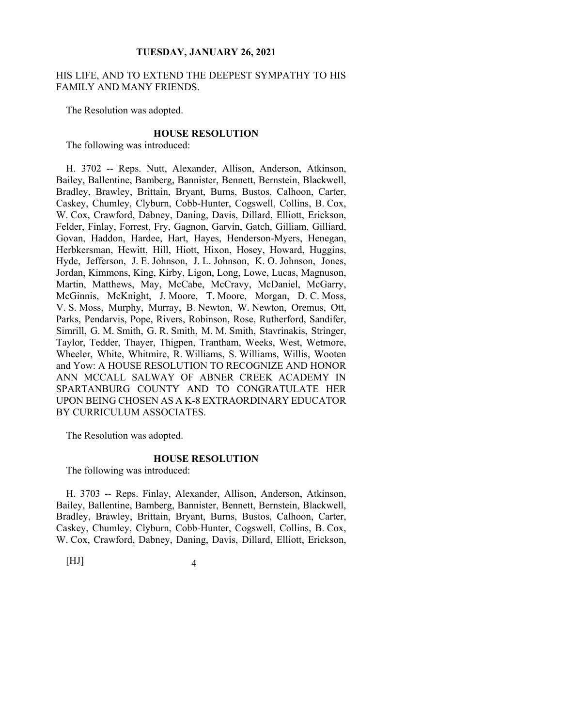HIS LIFE, AND TO EXTEND THE DEEPEST SYMPATHY TO HIS FAMILY AND MANY FRIENDS.

The Resolution was adopted.

**HOUSE RESOLUTION**

The following was introduced:

H. 3702 -- Reps. Nutt, Alexander, Allison, Anderson, Atkinson, Bailey, Ballentine, Bamberg, Bannister, Bennett, Bernstein, Blackwell, Bradley, Brawley, Brittain, Bryant, Burns, Bustos, Calhoon, Carter, Caskey, Chumley, Clyburn, Cobb-Hunter, Cogswell, Collins, B. Cox, W. Cox, Crawford, Dabney, Daning, Davis, Dillard, Elliott, Erickson, Felder, Finlay, Forrest, Fry, Gagnon, Garvin, Gatch, Gilliam, Gilliard, Govan, Haddon, Hardee, Hart, Hayes, Henderson-Myers, Henegan, Herbkersman, Hewitt, Hill, Hiott, Hixon, Hosey, Howard, Huggins, Hyde, Jefferson, J. E. Johnson, J. L. Johnson, K. O. Johnson, Jones, Jordan, Kimmons, King, Kirby, Ligon, Long, Lowe, Lucas, Magnuson, Martin, Matthews, May, McCabe, McCravy, McDaniel, McGarry, McGinnis, McKnight, J. Moore, T. Moore, Morgan, D. C. Moss, V. S. Moss, Murphy, Murray, B. Newton, W. Newton, Oremus, Ott, Parks, Pendarvis, Pope, Rivers, Robinson, Rose, Rutherford, Sandifer, Simrill, G. M. Smith, G. R. Smith, M. M. Smith, Stavrinakis, Stringer, Taylor, Tedder, Thayer, Thigpen, Trantham, Weeks, West, Wetmore, Wheeler, White, Whitmire, R. Williams, S. Williams, Willis, Wooten and Yow: A HOUSE RESOLUTION TO RECOGNIZE AND HONOR ANN MCCALL SALWAY OF ABNER CREEK ACADEMY IN SPARTANBURG COUNTY AND TO CONGRATULATE HER UPON BEING CHOSEN AS A K-8 EXTRAORDINARY EDUCATOR BY CURRICULUM ASSOCIATES.

The Resolution was adopted.

**HOUSE RESOLUTION**

The following was introduced:

H. 3703 -- Reps. Finlay, Alexander, Allison, Anderson, Atkinson, Bailey, Ballentine, Bamberg, Bannister, Bennett, Bernstein, Blackwell, Bradley, Brawley, Brittain, Bryant, Burns, Bustos, Calhoon, Carter, Caskey, Chumley, Clyburn, Cobb-Hunter, Cogswell, Collins, B. Cox, W. Cox, Crawford, Dabney, Daning, Davis, Dillard, Elliott, Erickson,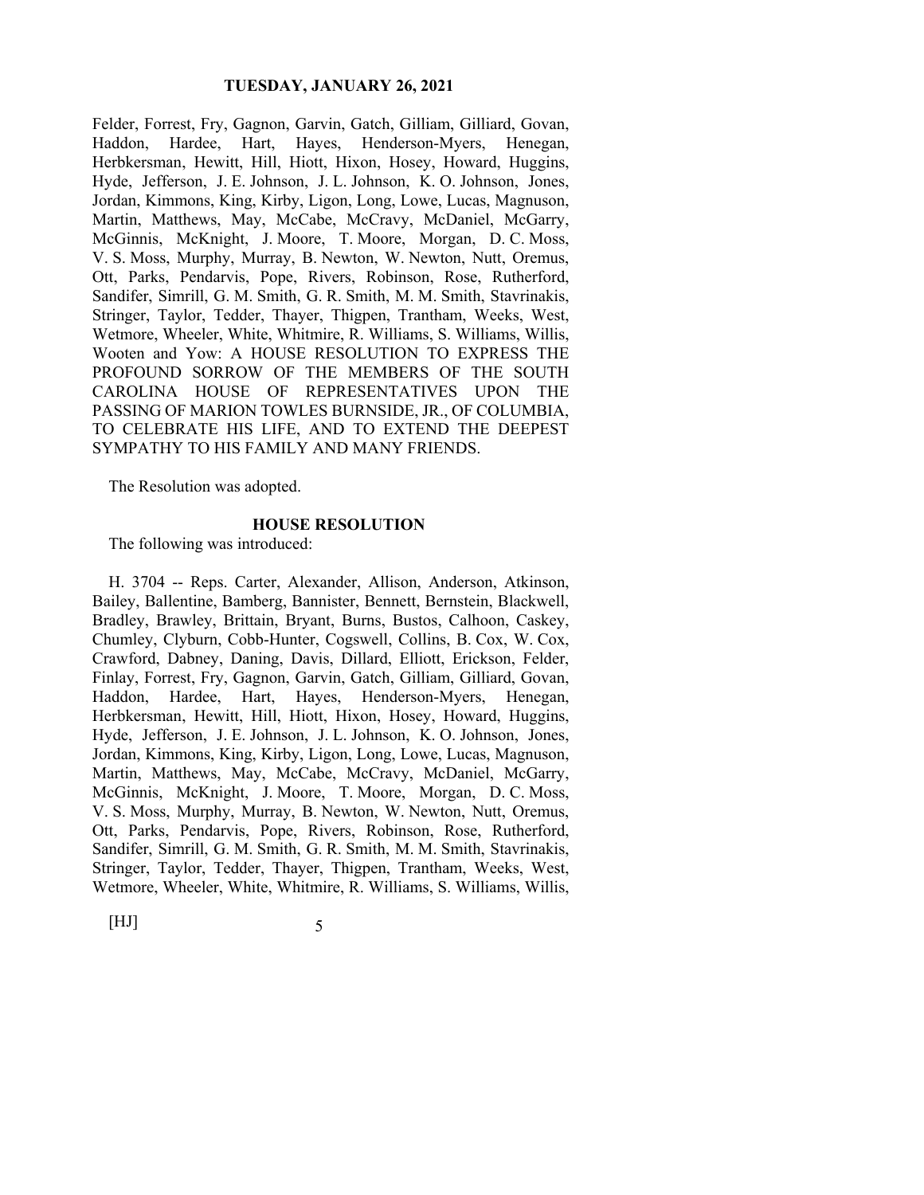Felder, Forrest, Fry, Gagnon, Garvin, Gatch, Gilliam, Gilliard, Govan, Haddon, Hardee, Hart, Hayes, Henderson-Myers, Henegan, Herbkersman, Hewitt, Hill, Hiott, Hixon, Hosey, Howard, Huggins, Hyde, Jefferson, J. E. Johnson, J. L. Johnson, K. O. Johnson, Jones, Jordan, Kimmons, King, Kirby, Ligon, Long, Lowe, Lucas, Magnuson, Martin, Matthews, May, McCabe, McCravy, McDaniel, McGarry, McGinnis, McKnight, J. Moore, T. Moore, Morgan, D. C. Moss, V. S. Moss, Murphy, Murray, B. Newton, W. Newton, Nutt, Oremus, Ott, Parks, Pendarvis, Pope, Rivers, Robinson, Rose, Rutherford, Sandifer, Simrill, G. M. Smith, G. R. Smith, M. M. Smith, Stavrinakis, Stringer, Taylor, Tedder, Thayer, Thigpen, Trantham, Weeks, West, Wetmore, Wheeler, White, Whitmire, R. Williams, S. Williams, Willis, Wooten and Yow: A HOUSE RESOLUTION TO EXPRESS THE PROFOUND SORROW OF THE MEMBERS OF THE SOUTH CAROLINA HOUSE OF REPRESENTATIVES UPON THE PASSING OF MARION TOWLES BURNSIDE, JR., OF COLUMBIA, TO CELEBRATE HIS LIFE, AND TO EXTEND THE DEEPEST SYMPATHY TO HIS FAMILY AND MANY FRIENDS.

The Resolution was adopted.

**HOUSE RESOLUTION**

The following was introduced:

H. 3704 -- Reps. Carter, Alexander, Allison, Anderson, Atkinson, Bailey, Ballentine, Bamberg, Bannister, Bennett, Bernstein, Blackwell, Bradley, Brawley, Brittain, Bryant, Burns, Bustos, Calhoon, Caskey, Chumley, Clyburn, Cobb-Hunter, Cogswell, Collins, B. Cox, W. Cox, Crawford, Dabney, Daning, Davis, Dillard, Elliott, Erickson, Felder, Finlay, Forrest, Fry, Gagnon, Garvin, Gatch, Gilliam, Gilliard, Govan, Haddon, Hardee, Hart, Hayes, Henderson-Myers, Henegan, Herbkersman, Hewitt, Hill, Hiott, Hixon, Hosey, Howard, Huggins, Hyde, Jefferson, J. E. Johnson, J. L. Johnson, K. O. Johnson, Jones, Jordan, Kimmons, King, Kirby, Ligon, Long, Lowe, Lucas, Magnuson, Martin, Matthews, May, McCabe, McCravy, McDaniel, McGarry, McGinnis, McKnight, J. Moore, T. Moore, Morgan, D. C. Moss, V. S. Moss, Murphy, Murray, B. Newton, W. Newton, Nutt, Oremus, Ott, Parks, Pendarvis, Pope, Rivers, Robinson, Rose, Rutherford, Sandifer, Simrill, G. M. Smith, G. R. Smith, M. M. Smith, Stavrinakis, Stringer, Taylor, Tedder, Thayer, Thigpen, Trantham, Weeks, West, Wetmore, Wheeler, White, Whitmire, R. Williams, S. Williams, Willis,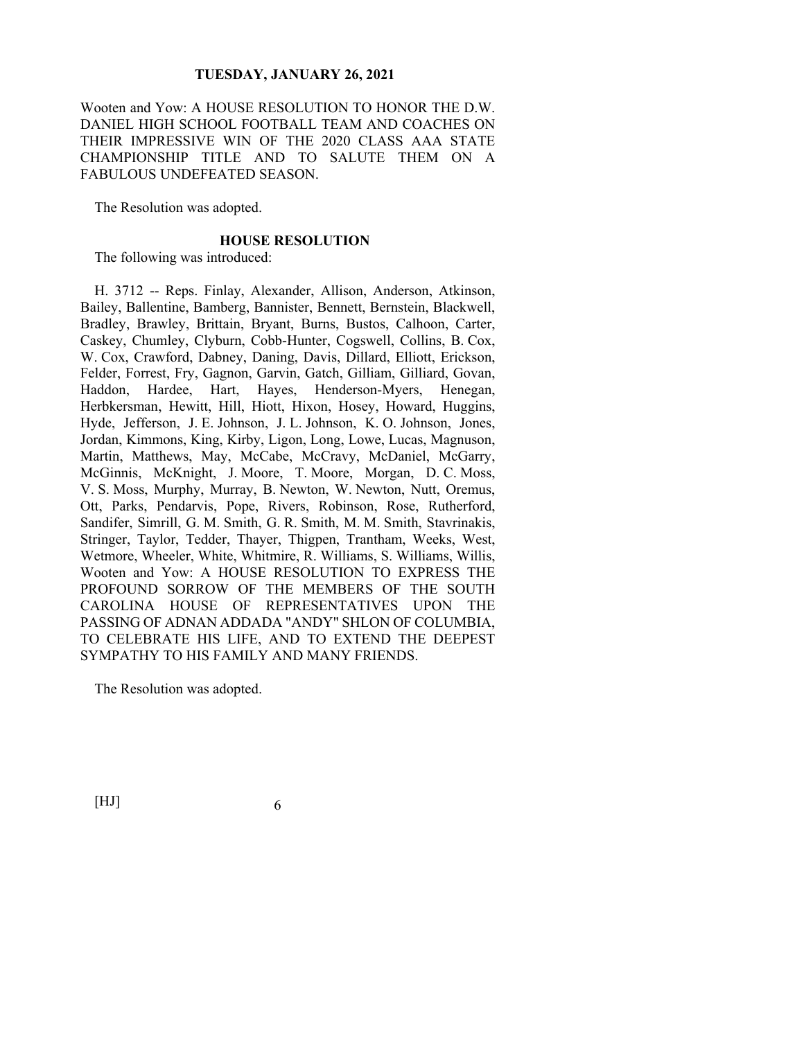Wooten and Yow: A HOUSE RESOLUTION TO HONOR THE D.W. DANIEL HIGH SCHOOL FOOTBALL TEAM AND COACHES ON THEIR IMPRESSIVE WIN OF THE 2020 CLASS AAA STATE CHAMPIONSHIP TITLE AND TO SALUTE THEM ON A FABULOUS UNDEFEATED SEASON.

The Resolution was adopted.

**HOUSE RESOLUTION**

The following was introduced:

H. 3712 -- Reps. Finlay, Alexander, Allison, Anderson, Atkinson, Bailey, Ballentine, Bamberg, Bannister, Bennett, Bernstein, Blackwell, Bradley, Brawley, Brittain, Bryant, Burns, Bustos, Calhoon, Carter, Caskey, Chumley, Clyburn, Cobb-Hunter, Cogswell, Collins, B. Cox, W. Cox, Crawford, Dabney, Daning, Davis, Dillard, Elliott, Erickson, Felder, Forrest, Fry, Gagnon, Garvin, Gatch, Gilliam, Gilliard, Govan, Haddon, Hardee, Hart, Hayes, Henderson-Myers, Henegan, Herbkersman, Hewitt, Hill, Hiott, Hixon, Hosey, Howard, Huggins, Hyde, Jefferson, J. E. Johnson, J. L. Johnson, K. O. Johnson, Jones, Jordan, Kimmons, King, Kirby, Ligon, Long, Lowe, Lucas, Magnuson, Martin, Matthews, May, McCabe, McCravy, McDaniel, McGarry, McGinnis, McKnight, J. Moore, T. Moore, Morgan, D. C. Moss, V. S. Moss, Murphy, Murray, B. Newton, W. Newton, Nutt, Oremus, Ott, Parks, Pendarvis, Pope, Rivers, Robinson, Rose, Rutherford, Sandifer, Simrill, G. M. Smith, G. R. Smith, M. M. Smith, Stavrinakis, Stringer, Taylor, Tedder, Thayer, Thigpen, Trantham, Weeks, West, Wetmore, Wheeler, White, Whitmire, R. Williams, S. Williams, Willis, Wooten and Yow: A HOUSE RESOLUTION TO EXPRESS THE PROFOUND SORROW OF THE MEMBERS OF THE SOUTH CAROLINA HOUSE OF REPRESENTATIVES UPON THE PASSING OF ADNAN ADDADA "ANDY" SHLON OF COLUMBIA, TO CELEBRATE HIS LIFE, AND TO EXTEND THE DEEPEST SYMPATHY TO HIS FAMILY AND MANY FRIENDS.

The Resolution was adopted.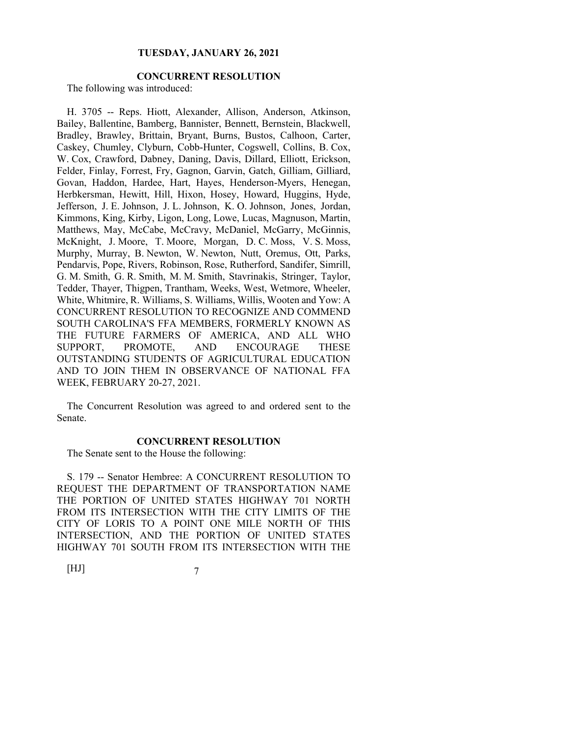**TUESDAY, JANUARY 26, 2021**

**CONCURRENT RESOLUTION**

The following was introduced:

H. 3705 -- Reps. Hiott, Alexander, Allison, Anderson, Atkinson, Bailey, Ballentine, Bamberg, Bannister, Bennett, Bernstein, Blackwell, Bradley, Brawley, Brittain, Bryant, Burns, Bustos, Calhoon, Carter, Caskey, Chumley, Clyburn, Cobb-Hunter, Cogswell, Collins, B. Cox, W. Cox, Crawford, Dabney, Daning, Davis, Dillard, Elliott, Erickson, Felder, Finlay, Forrest, Fry, Gagnon, Garvin, Gatch, Gilliam, Gilliard, Govan, Haddon, Hardee, Hart, Hayes, Henderson-Myers, Henegan, Herbkersman, Hewitt, Hill, Hixon, Hosey, Howard, Huggins, Hyde, Jefferson, J. E. Johnson, J. L. Johnson, K. O. Johnson, Jones, Jordan, Kimmons, King, Kirby, Ligon, Long, Lowe, Lucas, Magnuson, Martin, Matthews, May, McCabe, McCravy, McDaniel, McGarry, McGinnis, McKnight, J. Moore, T. Moore, Morgan, D. C. Moss, V. S. Moss, Murphy, Murray, B. Newton, W. Newton, Nutt, Oremus, Ott, Parks, Pendarvis, Pope, Rivers, Robinson, Rose, Rutherford, Sandifer, Simrill, G. M. Smith, G. R. Smith, M. M. Smith, Stavrinakis, Stringer, Taylor, Tedder, Thayer, Thigpen, Trantham, Weeks, West, Wetmore, Wheeler, White, Whitmire, R. Williams, S. Williams, Willis, Wooten and Yow: A CONCURRENT RESOLUTION TO RECOGNIZE AND COMMEND SOUTH CAROLINA'S FFA MEMBERS, FORMERLY KNOWN AS THE FUTURE FARMERS OF AMERICA, AND ALL WHO SUPPORT, PROMOTE, AND ENCOURAGE THESE OUTSTANDING STUDENTS OF AGRICULTURAL EDUCATION AND TO JOIN THEM IN OBSERVANCE OF NATIONAL FFA WEEK, FEBRUARY 20-27, 2021.

The Concurrent Resolution was agreed to and ordered sent to the Senate.

**CONCURRENT RESOLUTION**

The Senate sent to the House the following:

S. 179 -- Senator Hembree: A CONCURRENT RESOLUTION TO REQUEST THE DEPARTMENT OF TRANSPORTATION NAME THE PORTION OF UNITED STATES HIGHWAY 701 NORTH FROM ITS INTERSECTION WITH THE CITY LIMITS OF THE CITY OF LORIS TO A POINT ONE MILE NORTH OF THIS INTERSECTION, AND THE PORTION OF UNITED STATES HIGHWAY 701 SOUTH FROM ITS INTERSECTION WITH THE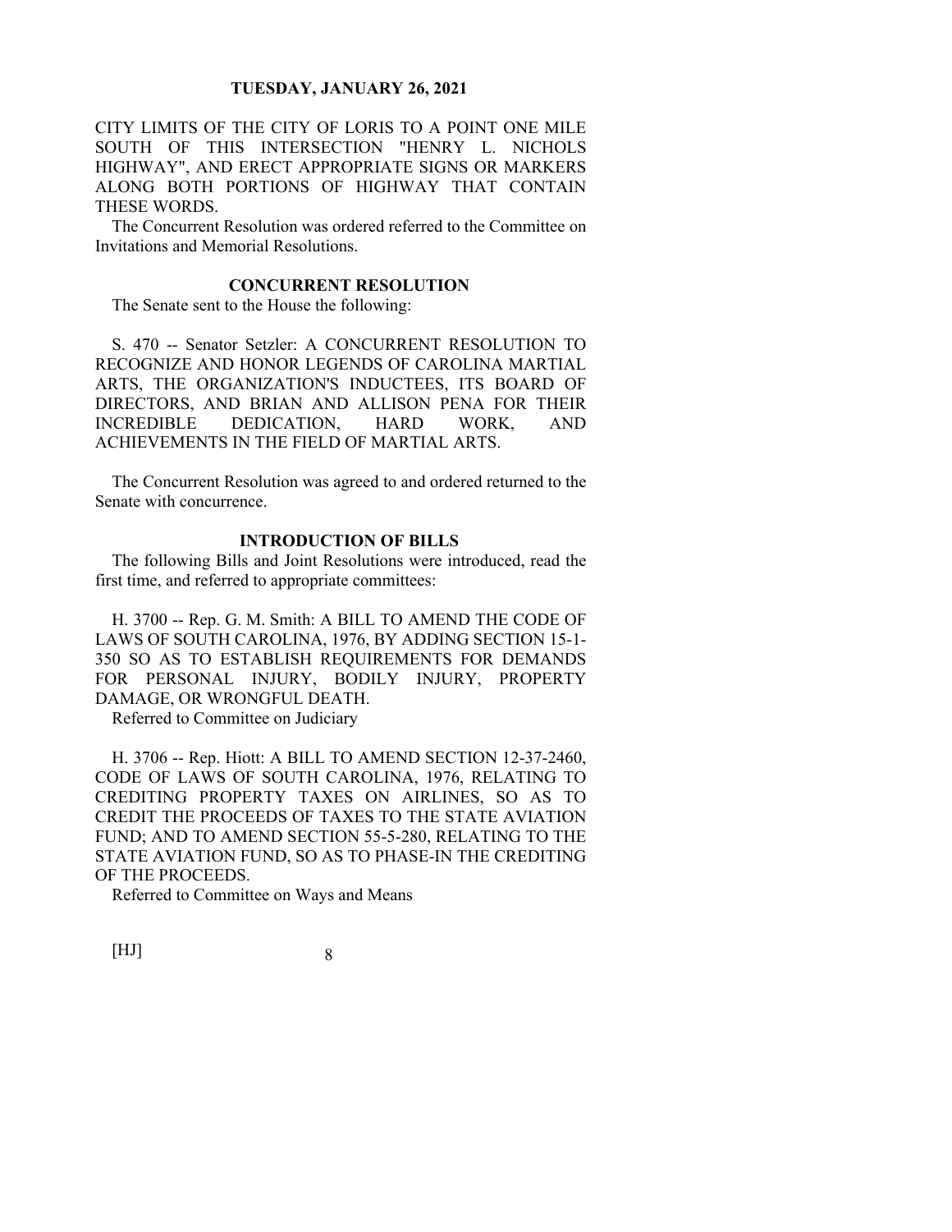CITY LIMITS OF THE CITY OF LORIS TO A POINT ONE MILE SOUTH OF THIS INTERSECTION "HENRY L. NICHOLS HIGHWAY", AND ERECT APPROPRIATE SIGNS OR MARKERS ALONG BOTH PORTIONS OF HIGHWAY THAT CONTAIN THESE WORDS.

The Concurrent Resolution was ordered referred to the Committee on Invitations and Memorial Resolutions.

## CONCURRENT RESOLUTION

The Senate sent to the House the following:

S. 470 -- Senator Setzler: A CONCURRENT RESOLUTION TO RECOGNIZE AND HONOR LEGENDS OF CAROLINA MARTIAL ARTS, THE ORGANIZATION'S INDUCTEES, ITS BOARD OF DIRECTORS, AND BRIAN AND ALLISON PENA FOR THEIR INCREDIBLE DEDICATION, HARD WORK, AND ACHIEVEMENTS IN THE FIELD OF MARTIAL ARTS.

The Concurrent Resolution was agreed to and ordered returned to the Senate with concurrence.

## INTRODUCTION OF BILLS

The following Bills and Joint Resolutions were introduced, read the first time, and referred to appropriate committees:

H. 3700 -- Rep. G. M. Smith: A BILL TO AMEND THE CODE OF LAWS OF SOUTH CAROLINA, 1976, BY ADDING SECTION 15-1-350 SO AS TO ESTABLISH REQUIREMENTS FOR DEMANDS FOR PERSONAL INJURY, BODILY INJURY, PROPERTY DAMAGE, OR WRONGFUL DEATH.

Referred to Committee on Judiciary

H. 3706 -- Rep. Hiott: A BILL TO AMEND SECTION 12-37-2460, CODE OF LAWS OF SOUTH CAROLINA, 1976, RELATING TO CREDITING PROPERTY TAXES ON AIRLINES, SO AS TO CREDIT THE PROCEEDS OF TAXES TO THE STATE AVIATION FUND; AND TO AMEND SECTION 55-5-280, RELATING TO THE STATE AVIATION FUND, SO AS TO PHASE-IN THE CREDITING OF THE PROCEEDS.

Referred to Committee on Ways and Means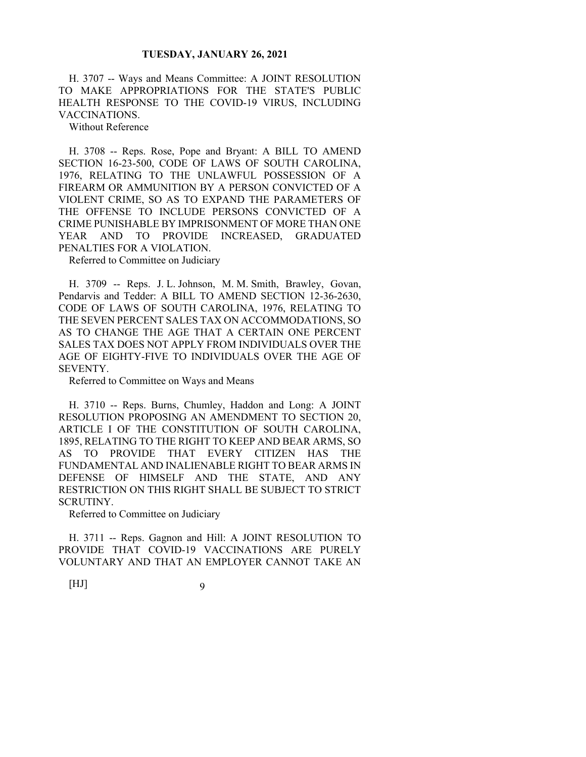H. 3707 -- Ways and Means Committee: A JOINT RESOLUTION TO MAKE APPROPRIATIONS FOR THE STATE'S PUBLIC HEALTH RESPONSE TO THE COVID-19 VIRUS, INCLUDING VACCINATIONS.

Without Reference

H. 3708 -- Reps. Rose, Pope and Bryant: A BILL TO AMEND SECTION 16-23-500, CODE OF LAWS OF SOUTH CAROLINA, 1976, RELATING TO THE UNLAWFUL POSSESSION OF A FIREARM OR AMMUNITION BY A PERSON CONVICTED OF A VIOLENT CRIME, SO AS TO EXPAND THE PARAMETERS OF THE OFFENSE TO INCLUDE PERSONS CONVICTED OF A CRIME PUNISHABLE BY IMPRISONMENT OF MORE THAN ONE YEAR AND TO PROVIDE INCREASED, GRADUATED PENALTIES FOR A VIOLATION.

Referred to Committee on Judiciary

H. 3709 -- Reps. J. L. Johnson, M. M. Smith, Brawley, Govan, Pendarvis and Tedder: A BILL TO AMEND SECTION 12-36-2630, CODE OF LAWS OF SOUTH CAROLINA, 1976, RELATING TO THE SEVEN PERCENT SALES TAX ON ACCOMMODATIONS, SO AS TO CHANGE THE AGE THAT A CERTAIN ONE PERCENT SALES TAX DOES NOT APPLY FROM INDIVIDUALS OVER THE AGE OF EIGHTY-FIVE TO INDIVIDUALS OVER THE AGE OF SEVENTY.

Referred to Committee on Ways and Means

H. 3710 -- Reps. Burns, Chumley, Haddon and Long: A JOINT RESOLUTION PROPOSING AN AMENDMENT TO SECTION 20, ARTICLE I OF THE CONSTITUTION OF SOUTH CAROLINA, 1895, RELATING TO THE RIGHT TO KEEP AND BEAR ARMS, SO AS TO PROVIDE THAT EVERY CITIZEN HAS THE FUNDAMENTAL AND INALIENABLE RIGHT TO BEAR ARMS IN DEFENSE OF HIMSELF AND THE STATE, AND ANY RESTRICTION ON THIS RIGHT SHALL BE SUBJECT TO STRICT SCRUTINY.

Referred to Committee on Judiciary

H. 3711 -- Reps. Gagnon and Hill: A JOINT RESOLUTION TO PROVIDE THAT COVID-19 VACCINATIONS ARE PURELY VOLUNTARY AND THAT AN EMPLOYER CANNOT TAKE AN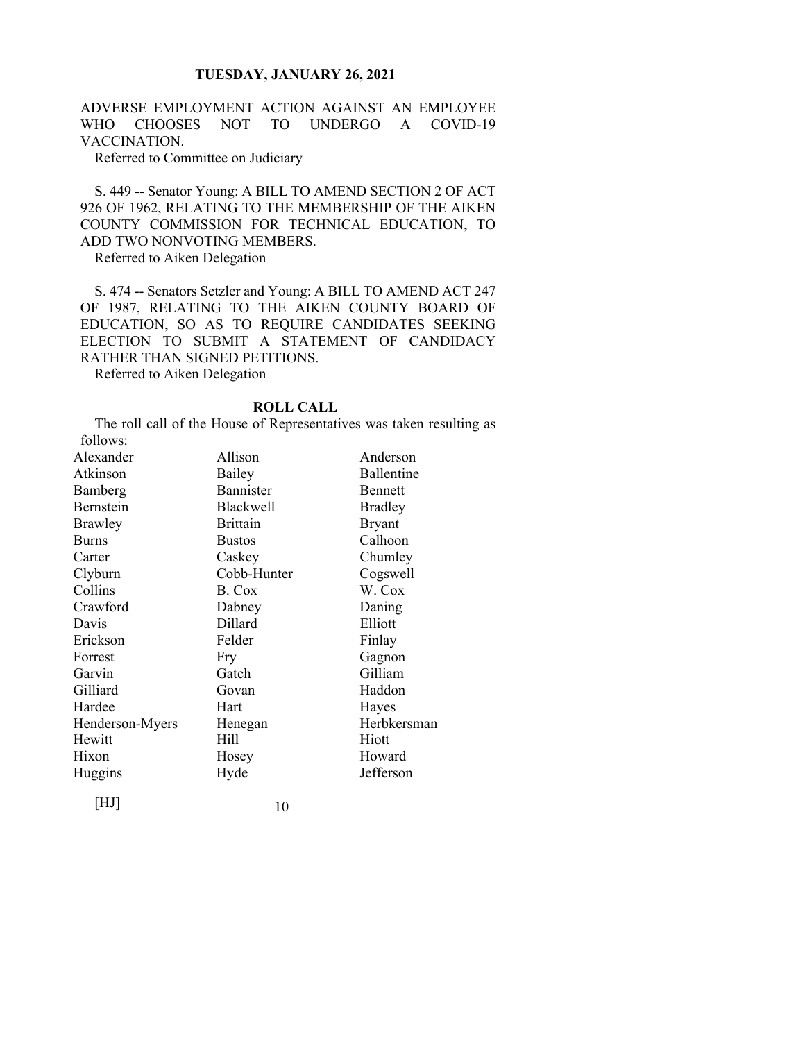ADVERSE EMPLOYMENT ACTION AGAINST AN EMPLOYEE WHO CHOOSES NOT TO UNDERGO A COVID-19 VACCINATION.

Referred to Committee on Judiciary

S. 449 -- Senator Young: A BILL TO AMEND SECTION 2 OF ACT 926 OF 1962, RELATING TO THE MEMBERSHIP OF THE AIKEN COUNTY COMMISSION FOR TECHNICAL EDUCATION, TO ADD TWO NONVOTING MEMBERS.

Referred to Aiken Delegation

S. 474 -- Senators Setzler and Young: A BILL TO AMEND ACT 247 OF 1987, RELATING TO THE AIKEN COUNTY BOARD OF EDUCATION, SO AS TO REQUIRE CANDIDATES SEEKING ELECTION TO SUBMIT A STATEMENT OF CANDIDACY RATHER THAN SIGNED PETITIONS.

Referred to Aiken Delegation

## ROLL CALL

The roll call of the House of Representatives was taken resulting as follows:

| | | |
|---|---|---|
| Alexander | Allison | Anderson |
| Atkinson | Bailey | Ballentine |
| Bamberg | Bannister | Bennett |
| Bernstein | Blackwell | Bradley |
| Brawley | Brittain | Bryant |
| Burns | Bustos | Calhoon |
| Carter | Caskey | Chumley |
| Clyburn | Cobb-Hunter | Cogswell |
| Collins | B. Cox | W. Cox |
| Crawford | Dabney | Daning |
| Davis | Dillard | Elliott |
| Erickson | Felder | Finlay |
| Forrest | Fry | Gagnon |
| Garvin | Gatch | Gilliam |
| Gilliard | Govan | Haddon |
| Hardee | Hart | Hayes |
| Henderson-Myers | Henegan | Herbkersman |
| Hewitt | Hill | Hiott |
| Hixon | Hosey | Howard |
| Huggins | Hyde | Jefferson |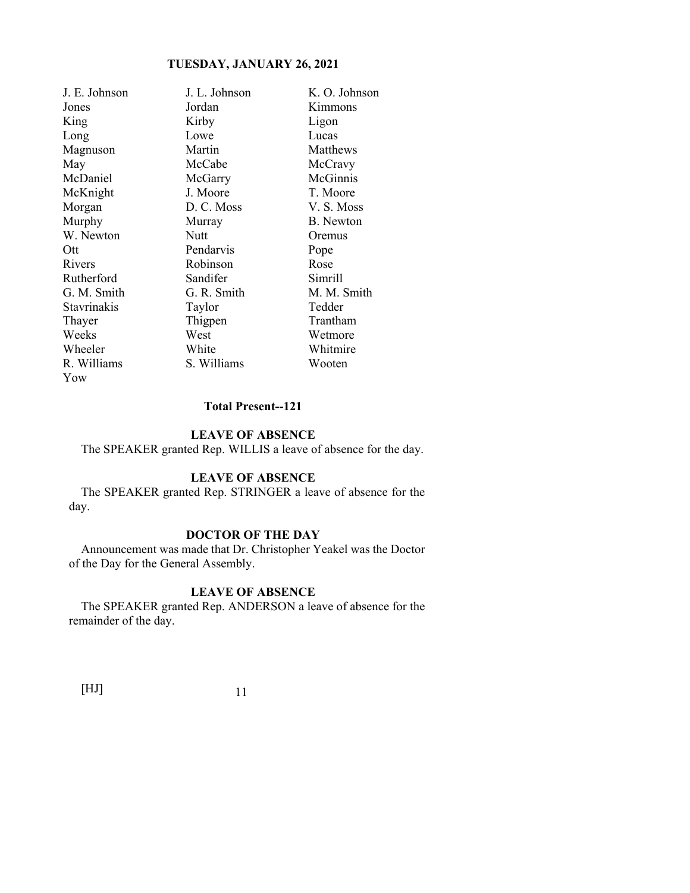| | | |
|---|---|---|
| J. E. Johnson | J. L. Johnson | K. O. Johnson |
| Jones | Jordan | Kimmons |
| King | Kirby | Ligon |
| Long | Lowe | Lucas |
| Magnuson | Martin | Matthews |
| May | McCabe | McCravy |
| McDaniel | McGarry | McGinnis |
| McKnight | J. Moore | T. Moore |
| Morgan | D. C. Moss | V. S. Moss |
| Murphy | Murray | B. Newton |
| W. Newton | Nutt | Oremus |
| Ott | Pendarvis | Pope |
| Rivers | Robinson | Rose |
| Rutherford | Sandifer | Simrill |
| G. M. Smith | G. R. Smith | M. M. Smith |
| Stavrinakis | Taylor | Tedder |
| Thayer | Thigpen | Trantham |
| Weeks | West | Wetmore |
| Wheeler | White | Whitmire |
| R. Williams | S. Williams | Wooten |
| Yow | | |

**Total Present--121**

**LEAVE OF ABSENCE**

The SPEAKER granted Rep. WILLIS a leave of absence for the day.

**LEAVE OF ABSENCE**

The SPEAKER granted Rep. STRINGER a leave of absence for the day.

**DOCTOR OF THE DAY**

Announcement was made that Dr. Christopher Yeakel was the Doctor of the Day for the General Assembly.

**LEAVE OF ABSENCE**

The SPEAKER granted Rep. ANDERSON a leave of absence for the remainder of the day.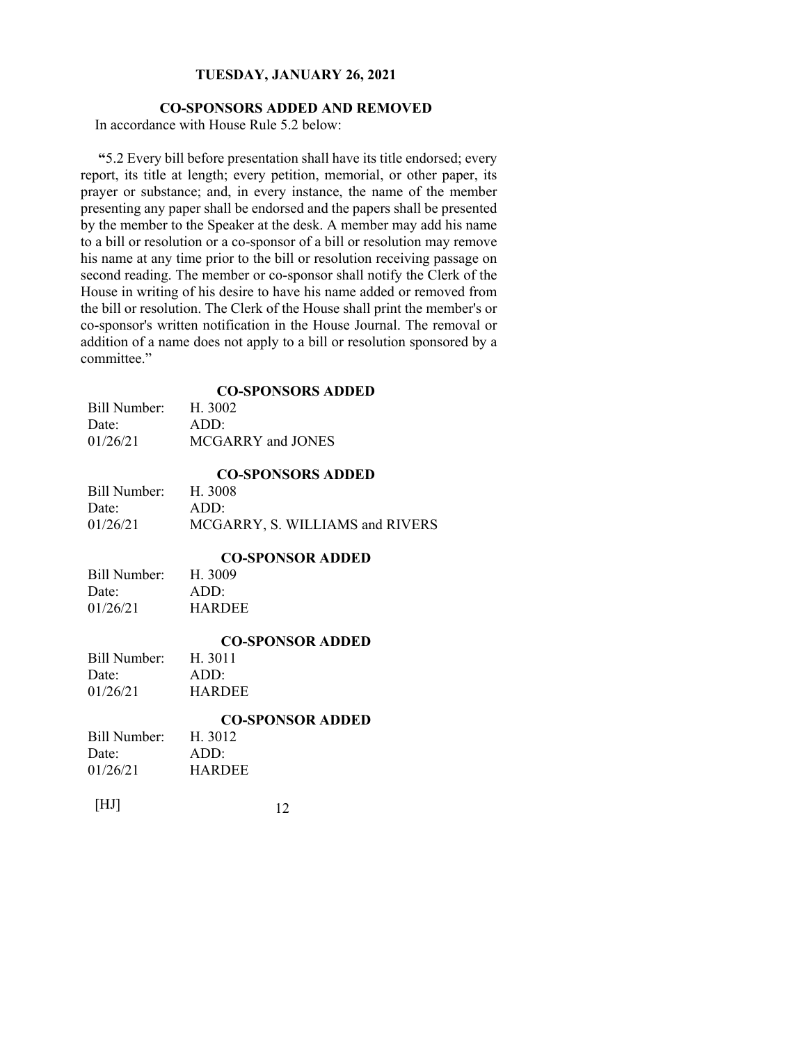## CO-SPONSORS ADDED AND REMOVED

In accordance with House Rule 5.2 below:

"5.2 Every bill before presentation shall have its title endorsed; every report, its title at length; every petition, memorial, or other paper, its prayer or substance; and, in every instance, the name of the member presenting any paper shall be endorsed and the papers shall be presented by the member to the Speaker at the desk. A member may add his name to a bill or resolution or a co-sponsor of a bill or resolution may remove his name at any time prior to the bill or resolution receiving passage on second reading. The member or co-sponsor shall notify the Clerk of the House in writing of his desire to have his name added or removed from the bill or resolution. The Clerk of the House shall print the member's or co-sponsor's written notification in the House Journal. The removal or addition of a name does not apply to a bill or resolution sponsored by a committee."

### CO-SPONSORS ADDED

| Bill Number: | H. 3002 |
|---|---|
| Date: | ADD: |
| 01/26/21 | MCGARRY and JONES |

### CO-SPONSORS ADDED

| Bill Number: | H. 3008 |
|---|---|
| Date: | ADD: |
| 01/26/21 | MCGARRY, S. WILLIAMS and RIVERS |

### CO-SPONSOR ADDED

| Bill Number: | H. 3009 |
|---|---|
| Date: | ADD: |
| 01/26/21 | HARDEE |

### CO-SPONSOR ADDED

| Bill Number: | H. 3011 |
|---|---|
| Date: | ADD: |
| 01/26/21 | HARDEE |

### CO-SPONSOR ADDED

| Bill Number: | H. 3012 |
|---|---|
| Date: | ADD: |
| 01/26/21 | HARDEE |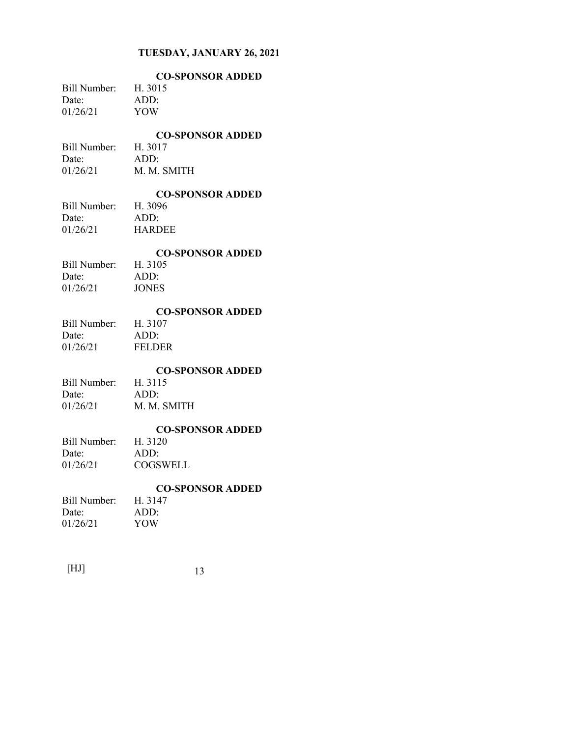TUESDAY, JANUARY 26, 2021

**CO-SPONSOR ADDED**

| Bill Number: | H. 3015 |
|---|---|
| Date: | ADD: |
| 01/26/21 | YOW |

**CO-SPONSOR ADDED**

| Bill Number: | H. 3017 |
|---|---|
| Date: | ADD: |
| 01/26/21 | M. M. SMITH |

**CO-SPONSOR ADDED**

| Bill Number: | H. 3096 |
|---|---|
| Date: | ADD: |
| 01/26/21 | HARDEE |

**CO-SPONSOR ADDED**

| Bill Number: | H. 3105 |
|---|---|
| Date: | ADD: |
| 01/26/21 | JONES |

**CO-SPONSOR ADDED**

| Bill Number: | H. 3107 |
|---|---|
| Date: | ADD: |
| 01/26/21 | FELDER |

**CO-SPONSOR ADDED**

| Bill Number: | H. 3115 |
|---|---|
| Date: | ADD: |
| 01/26/21 | M. M. SMITH |

**CO-SPONSOR ADDED**

| Bill Number: | H. 3120 |
|---|---|
| Date: | ADD: |
| 01/26/21 | COGSWELL |

**CO-SPONSOR ADDED**

| Bill Number: | H. 3147 |
|---|---|
| Date: | ADD: |
| 01/26/21 | YOW |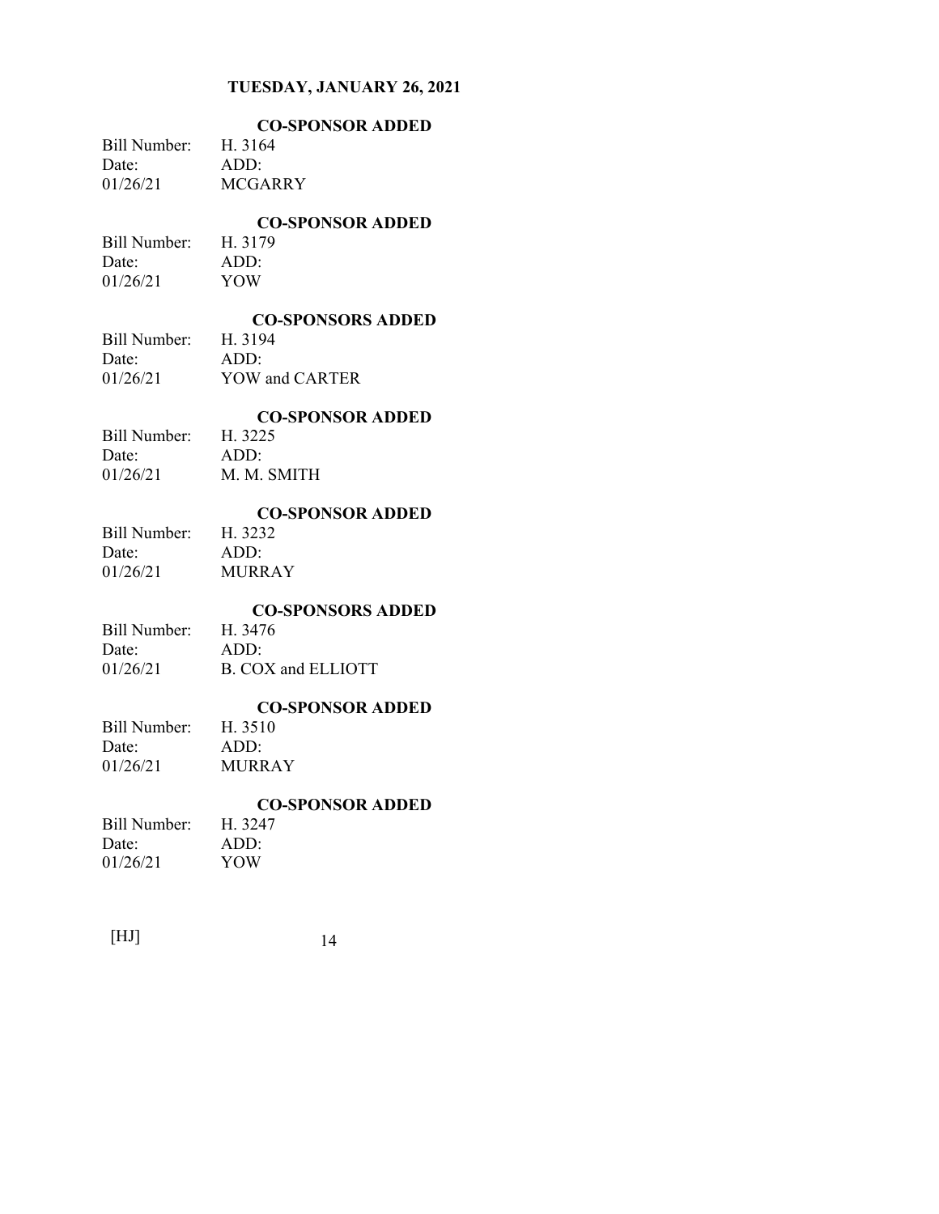**TUESDAY, JANUARY 26, 2021**

**CO-SPONSOR ADDED**

| Bill Number: | H. 3164 |
|---|---|
| Date: | ADD: |
| 01/26/21 | MCGARRY |

**CO-SPONSOR ADDED**

| Bill Number: | H. 3179 |
|---|---|
| Date: | ADD: |
| 01/26/21 | YOW |

**CO-SPONSORS ADDED**

| Bill Number: | H. 3194 |
|---|---|
| Date: | ADD: |
| 01/26/21 | YOW and CARTER |

**CO-SPONSOR ADDED**

| Bill Number: | H. 3225 |
|---|---|
| Date: | ADD: |
| 01/26/21 | M. M. SMITH |

**CO-SPONSOR ADDED**

| Bill Number: | H. 3232 |
|---|---|
| Date: | ADD: |
| 01/26/21 | MURRAY |

**CO-SPONSORS ADDED**

| Bill Number: | H. 3476 |
|---|---|
| Date: | ADD: |
| 01/26/21 | B. COX and ELLIOTT |

**CO-SPONSOR ADDED**

| Bill Number: | H. 3510 |
|---|---|
| Date: | ADD: |
| 01/26/21 | MURRAY |

**CO-SPONSOR ADDED**

| Bill Number: | H. 3247 |
|---|---|
| Date: | ADD: |
| 01/26/21 | YOW |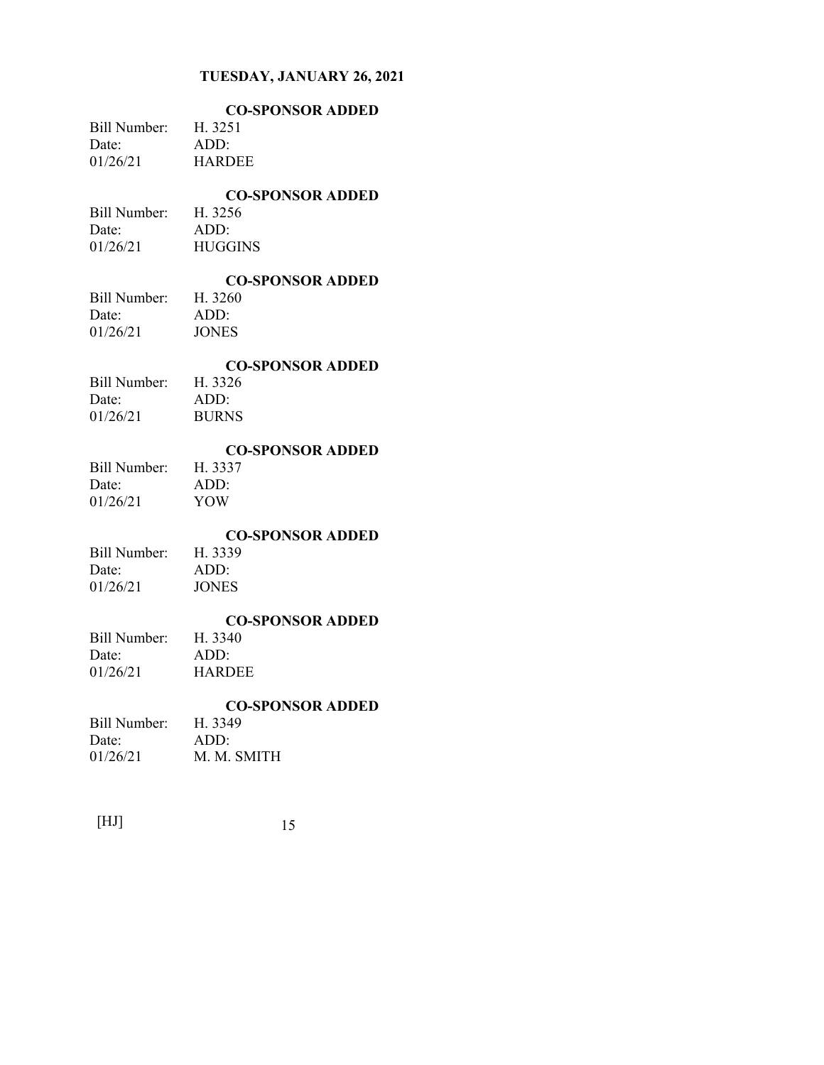**TUESDAY, JANUARY 26, 2021**

**CO-SPONSOR ADDED**

Bill Number: H. 3251
Date: ADD:
01/26/21 HARDEE

**CO-SPONSOR ADDED**

Bill Number: H. 3256
Date: ADD:
01/26/21 HUGGINS

**CO-SPONSOR ADDED**

Bill Number: H. 3260
Date: ADD:
01/26/21 JONES

**CO-SPONSOR ADDED**

Bill Number: H. 3326
Date: ADD:
01/26/21 BURNS

**CO-SPONSOR ADDED**

Bill Number: H. 3337
Date: ADD:
01/26/21 YOW

**CO-SPONSOR ADDED**

Bill Number: H. 3339
Date: ADD:
01/26/21 JONES

**CO-SPONSOR ADDED**

Bill Number: H. 3340
Date: ADD:
01/26/21 HARDEE

**CO-SPONSOR ADDED**

Bill Number: H. 3349
Date: ADD:
01/26/21 M. M. SMITH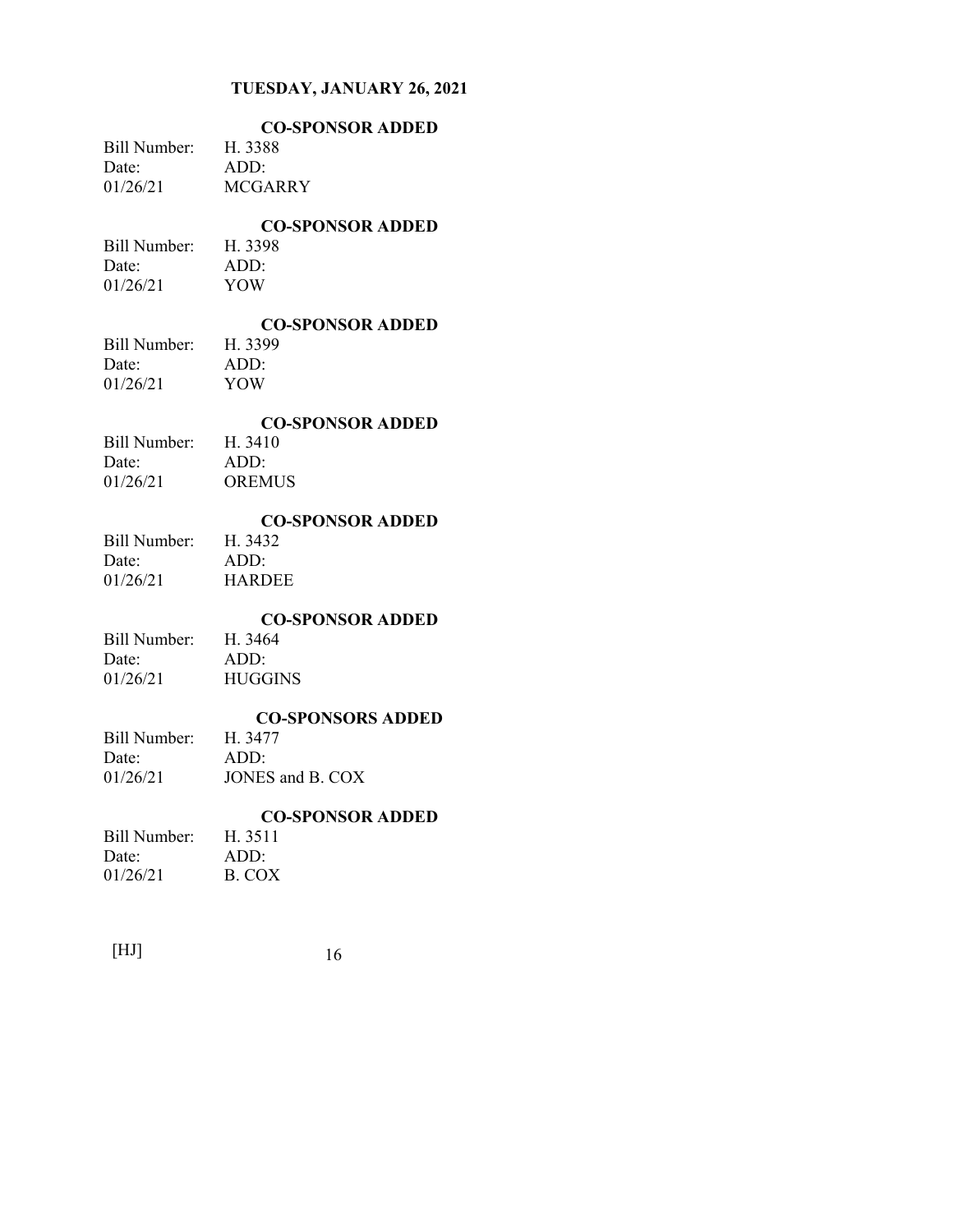TUESDAY, JANUARY 26, 2021

**CO-SPONSOR ADDED**

Bill Number: H. 3388
Date: ADD:
01/26/21 MCGARRY

**CO-SPONSOR ADDED**

Bill Number: H. 3398
Date: ADD:
01/26/21 YOW

**CO-SPONSOR ADDED**

Bill Number: H. 3399
Date: ADD:
01/26/21 YOW

**CO-SPONSOR ADDED**

Bill Number: H. 3410
Date: ADD:
01/26/21 OREMUS

**CO-SPONSOR ADDED**

Bill Number: H. 3432
Date: ADD:
01/26/21 HARDEE

**CO-SPONSOR ADDED**

Bill Number: H. 3464
Date: ADD:
01/26/21 HUGGINS

**CO-SPONSORS ADDED**

Bill Number: H. 3477
Date: ADD:
01/26/21 JONES and B. COX

**CO-SPONSOR ADDED**

Bill Number: H. 3511
Date: ADD:
01/26/21 B. COX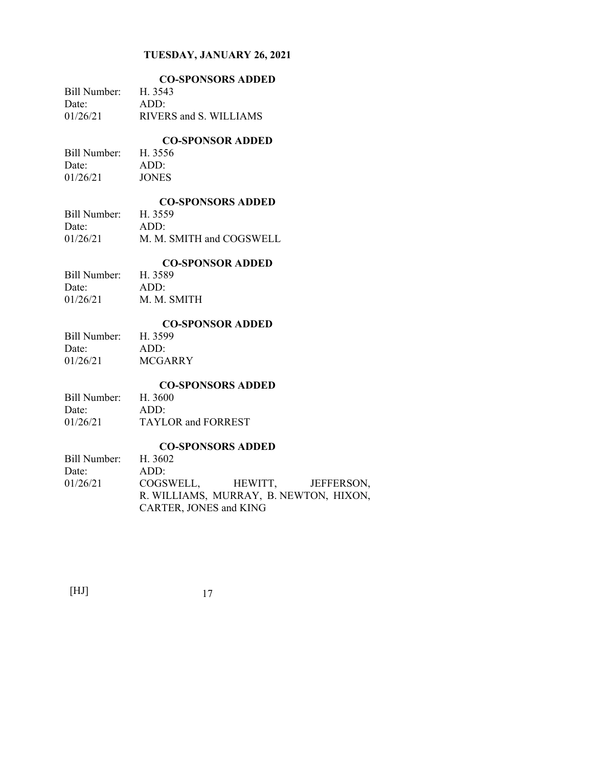**TUESDAY, JANUARY 26, 2021**

**CO-SPONSORS ADDED**

| Bill Number: | H. 3543 |
|---|---|
| Date: | ADD: |
| 01/26/21 | RIVERS and S. WILLIAMS |

**CO-SPONSOR ADDED**

| Bill Number: | H. 3556 |
|---|---|
| Date: | ADD: |
| 01/26/21 | JONES |

**CO-SPONSORS ADDED**

| Bill Number: | H. 3559 |
|---|---|
| Date: | ADD: |
| 01/26/21 | M. M. SMITH and COGSWELL |

**CO-SPONSOR ADDED**

| Bill Number: | H. 3589 |
|---|---|
| Date: | ADD: |
| 01/26/21 | M. M. SMITH |

**CO-SPONSOR ADDED**

| Bill Number: | H. 3599 |
|---|---|
| Date: | ADD: |
| 01/26/21 | MCGARRY |

**CO-SPONSORS ADDED**

| Bill Number: | H. 3600 |
|---|---|
| Date: | ADD: |
| 01/26/21 | TAYLOR and FORREST |

**CO-SPONSORS ADDED**

| Bill Number: | H. 3602 |
|---|---|
| Date: | ADD: |
| 01/26/21 | COGSWELL, HEWITT, JEFFERSON, R. WILLIAMS, MURRAY, B. NEWTON, HIXON, CARTER, JONES and KING |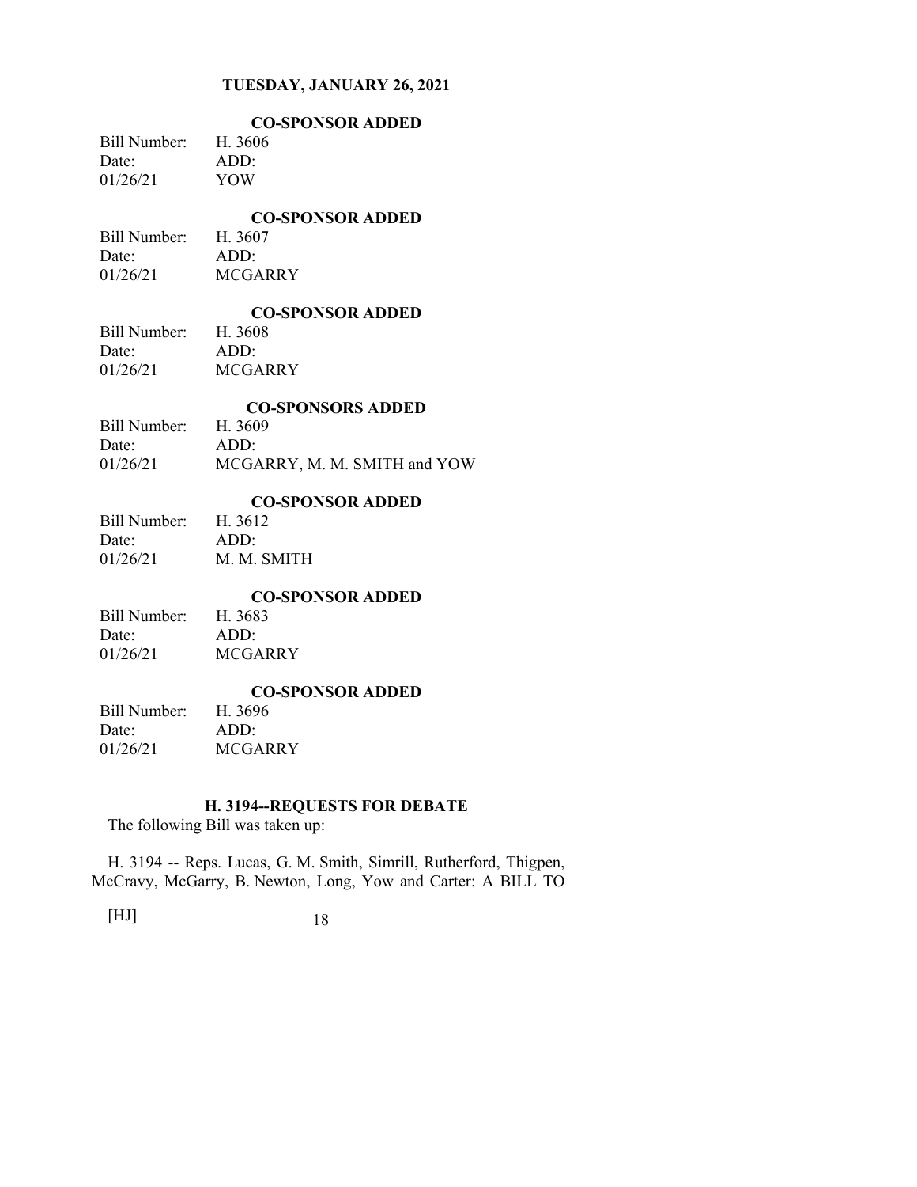**CO-SPONSOR ADDED**

| Bill Number: | H. 3606 |
|---|---|
| Date: | ADD: |
| 01/26/21 | YOW |

**CO-SPONSOR ADDED**

| Bill Number: | H. 3607 |
|---|---|
| Date: | ADD: |
| 01/26/21 | MCGARRY |

**CO-SPONSOR ADDED**

| Bill Number: | H. 3608 |
|---|---|
| Date: | ADD: |
| 01/26/21 | MCGARRY |

**CO-SPONSORS ADDED**

| Bill Number: | H. 3609 |
|---|---|
| Date: | ADD: |
| 01/26/21 | MCGARRY, M. M. SMITH and YOW |

**CO-SPONSOR ADDED**

| Bill Number: | H. 3612 |
|---|---|
| Date: | ADD: |
| 01/26/21 | M. M. SMITH |

**CO-SPONSOR ADDED**

| Bill Number: | H. 3683 |
|---|---|
| Date: | ADD: |
| 01/26/21 | MCGARRY |

**CO-SPONSOR ADDED**

| Bill Number: | H. 3696 |
|---|---|
| Date: | ADD: |
| 01/26/21 | MCGARRY |

## H. 3194--REQUESTS FOR DEBATE

The following Bill was taken up:

H. 3194 -- Reps. Lucas, G. M. Smith, Simrill, Rutherford, Thigpen, McCravy, McGarry, B. Newton, Long, Yow and Carter: A BILL TO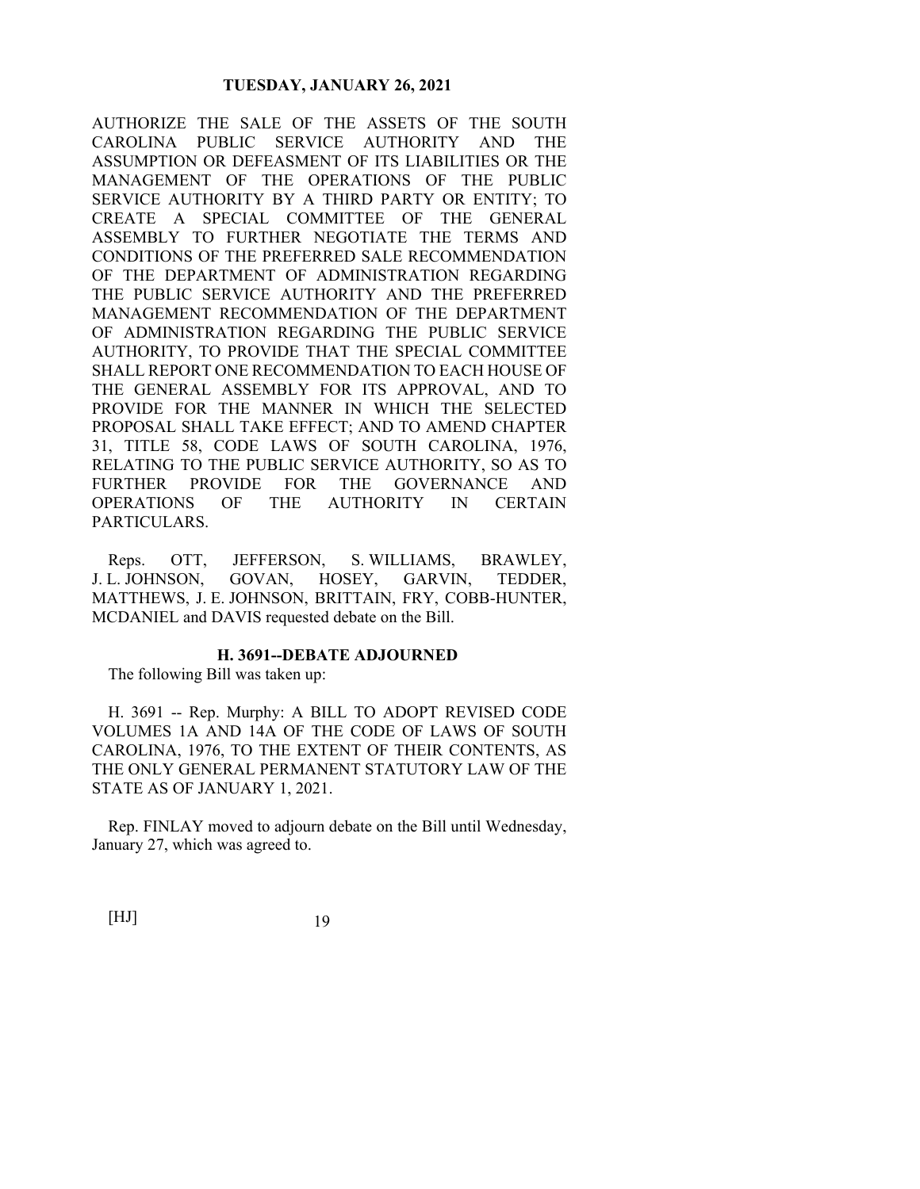AUTHORIZE THE SALE OF THE ASSETS OF THE SOUTH CAROLINA PUBLIC SERVICE AUTHORITY AND THE ASSUMPTION OR DEFEASMENT OF ITS LIABILITIES OR THE MANAGEMENT OF THE OPERATIONS OF THE PUBLIC SERVICE AUTHORITY BY A THIRD PARTY OR ENTITY; TO CREATE A SPECIAL COMMITTEE OF THE GENERAL ASSEMBLY TO FURTHER NEGOTIATE THE TERMS AND CONDITIONS OF THE PREFERRED SALE RECOMMENDATION OF THE DEPARTMENT OF ADMINISTRATION REGARDING THE PUBLIC SERVICE AUTHORITY AND THE PREFERRED MANAGEMENT RECOMMENDATION OF THE DEPARTMENT OF ADMINISTRATION REGARDING THE PUBLIC SERVICE AUTHORITY, TO PROVIDE THAT THE SPECIAL COMMITTEE SHALL REPORT ONE RECOMMENDATION TO EACH HOUSE OF THE GENERAL ASSEMBLY FOR ITS APPROVAL, AND TO PROVIDE FOR THE MANNER IN WHICH THE SELECTED PROPOSAL SHALL TAKE EFFECT; AND TO AMEND CHAPTER 31, TITLE 58, CODE LAWS OF SOUTH CAROLINA, 1976, RELATING TO THE PUBLIC SERVICE AUTHORITY, SO AS TO FURTHER PROVIDE FOR THE GOVERNANCE AND OPERATIONS OF THE AUTHORITY IN CERTAIN PARTICULARS.

Reps. OTT, JEFFERSON, S. WILLIAMS, BRAWLEY, J. L. JOHNSON, GOVAN, HOSEY, GARVIN, TEDDER, MATTHEWS, J. E. JOHNSON, BRITTAIN, FRY, COBB-HUNTER, MCDANIEL and DAVIS requested debate on the Bill.

## H. 3691--DEBATE ADJOURNED

The following Bill was taken up:

H. 3691 -- Rep. Murphy: A BILL TO ADOPT REVISED CODE VOLUMES 1A AND 14A OF THE CODE OF LAWS OF SOUTH CAROLINA, 1976, TO THE EXTENT OF THEIR CONTENTS, AS THE ONLY GENERAL PERMANENT STATUTORY LAW OF THE STATE AS OF JANUARY 1, 2021.

Rep. FINLAY moved to adjourn debate on the Bill until Wednesday, January 27, which was agreed to.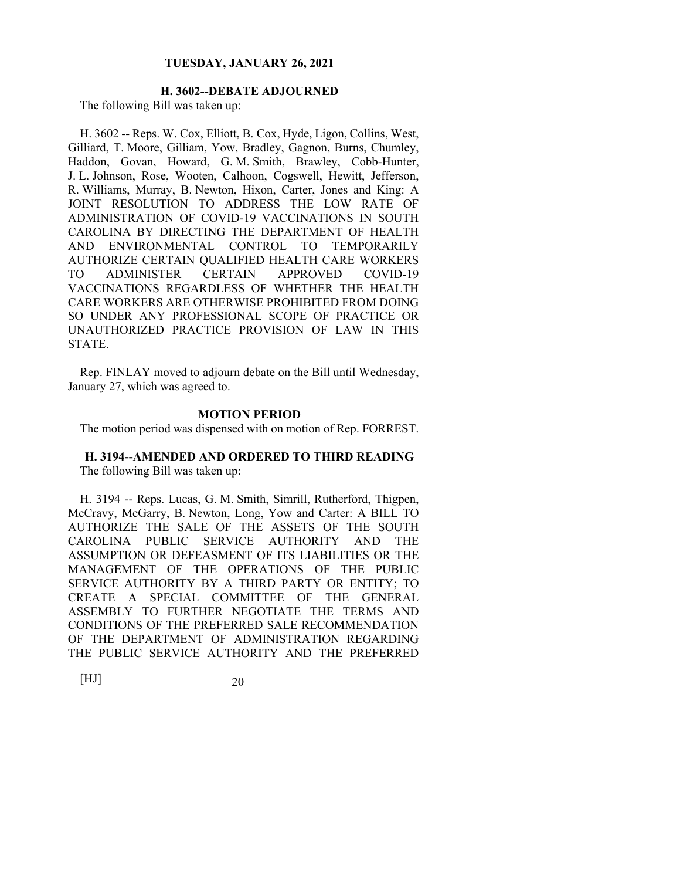### H. 3602--DEBATE ADJOURNED

The following Bill was taken up:

H. 3602 -- Reps. W. Cox, Elliott, B. Cox, Hyde, Ligon, Collins, West, Gilliard, T. Moore, Gilliam, Yow, Bradley, Gagnon, Burns, Chumley, Haddon, Govan, Howard, G. M. Smith, Brawley, Cobb-Hunter, J. L. Johnson, Rose, Wooten, Calhoon, Cogswell, Hewitt, Jefferson, R. Williams, Murray, B. Newton, Hixon, Carter, Jones and King: A JOINT RESOLUTION TO ADDRESS THE LOW RATE OF ADMINISTRATION OF COVID-19 VACCINATIONS IN SOUTH CAROLINA BY DIRECTING THE DEPARTMENT OF HEALTH AND ENVIRONMENTAL CONTROL TO TEMPORARILY AUTHORIZE CERTAIN QUALIFIED HEALTH CARE WORKERS TO ADMINISTER CERTAIN APPROVED COVID-19 VACCINATIONS REGARDLESS OF WHETHER THE HEALTH CARE WORKERS ARE OTHERWISE PROHIBITED FROM DOING SO UNDER ANY PROFESSIONAL SCOPE OF PRACTICE OR UNAUTHORIZED PRACTICE PROVISION OF LAW IN THIS STATE.

Rep. FINLAY moved to adjourn debate on the Bill until Wednesday, January 27, which was agreed to.

### MOTION PERIOD

The motion period was dispensed with on motion of Rep. FORREST.

### H. 3194--AMENDED AND ORDERED TO THIRD READING

The following Bill was taken up:

H. 3194 -- Reps. Lucas, G. M. Smith, Simrill, Rutherford, Thigpen, McCravy, McGarry, B. Newton, Long, Yow and Carter: A BILL TO AUTHORIZE THE SALE OF THE ASSETS OF THE SOUTH CAROLINA PUBLIC SERVICE AUTHORITY AND THE ASSUMPTION OR DEFEASMENT OF ITS LIABILITIES OR THE MANAGEMENT OF THE OPERATIONS OF THE PUBLIC SERVICE AUTHORITY BY A THIRD PARTY OR ENTITY; TO CREATE A SPECIAL COMMITTEE OF THE GENERAL ASSEMBLY TO FURTHER NEGOTIATE THE TERMS AND CONDITIONS OF THE PREFERRED SALE RECOMMENDATION OF THE DEPARTMENT OF ADMINISTRATION REGARDING THE PUBLIC SERVICE AUTHORITY AND THE PREFERRED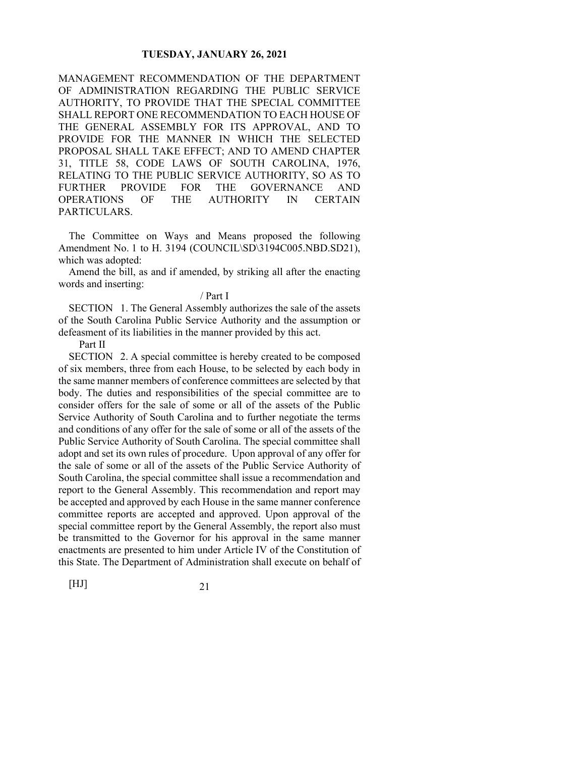MANAGEMENT RECOMMENDATION OF THE DEPARTMENT OF ADMINISTRATION REGARDING THE PUBLIC SERVICE AUTHORITY, TO PROVIDE THAT THE SPECIAL COMMITTEE SHALL REPORT ONE RECOMMENDATION TO EACH HOUSE OF THE GENERAL ASSEMBLY FOR ITS APPROVAL, AND TO PROVIDE FOR THE MANNER IN WHICH THE SELECTED PROPOSAL SHALL TAKE EFFECT; AND TO AMEND CHAPTER 31, TITLE 58, CODE LAWS OF SOUTH CAROLINA, 1976, RELATING TO THE PUBLIC SERVICE AUTHORITY, SO AS TO FURTHER PROVIDE FOR THE GOVERNANCE AND OPERATIONS OF THE AUTHORITY IN CERTAIN PARTICULARS.

The Committee on Ways and Means proposed the following Amendment No. 1 to H. 3194 (COUNCIL\SD\3194C005.NBD.SD21), which was adopted:

Amend the bill, as and if amended, by striking all after the enacting words and inserting:

/ Part I

SECTION 1. The General Assembly authorizes the sale of the assets of the South Carolina Public Service Authority and the assumption or defeasment of its liabilities in the manner provided by this act.

Part II

SECTION 2. A special committee is hereby created to be composed of six members, three from each House, to be selected by each body in the same manner members of conference committees are selected by that body. The duties and responsibilities of the special committee are to consider offers for the sale of some or all of the assets of the Public Service Authority of South Carolina and to further negotiate the terms and conditions of any offer for the sale of some or all of the assets of the Public Service Authority of South Carolina. The special committee shall adopt and set its own rules of procedure. Upon approval of any offer for the sale of some or all of the assets of the Public Service Authority of South Carolina, the special committee shall issue a recommendation and report to the General Assembly. This recommendation and report may be accepted and approved by each House in the same manner conference committee reports are accepted and approved. Upon approval of the special committee report by the General Assembly, the report also must be transmitted to the Governor for his approval in the same manner enactments are presented to him under Article IV of the Constitution of this State. The Department of Administration shall execute on behalf of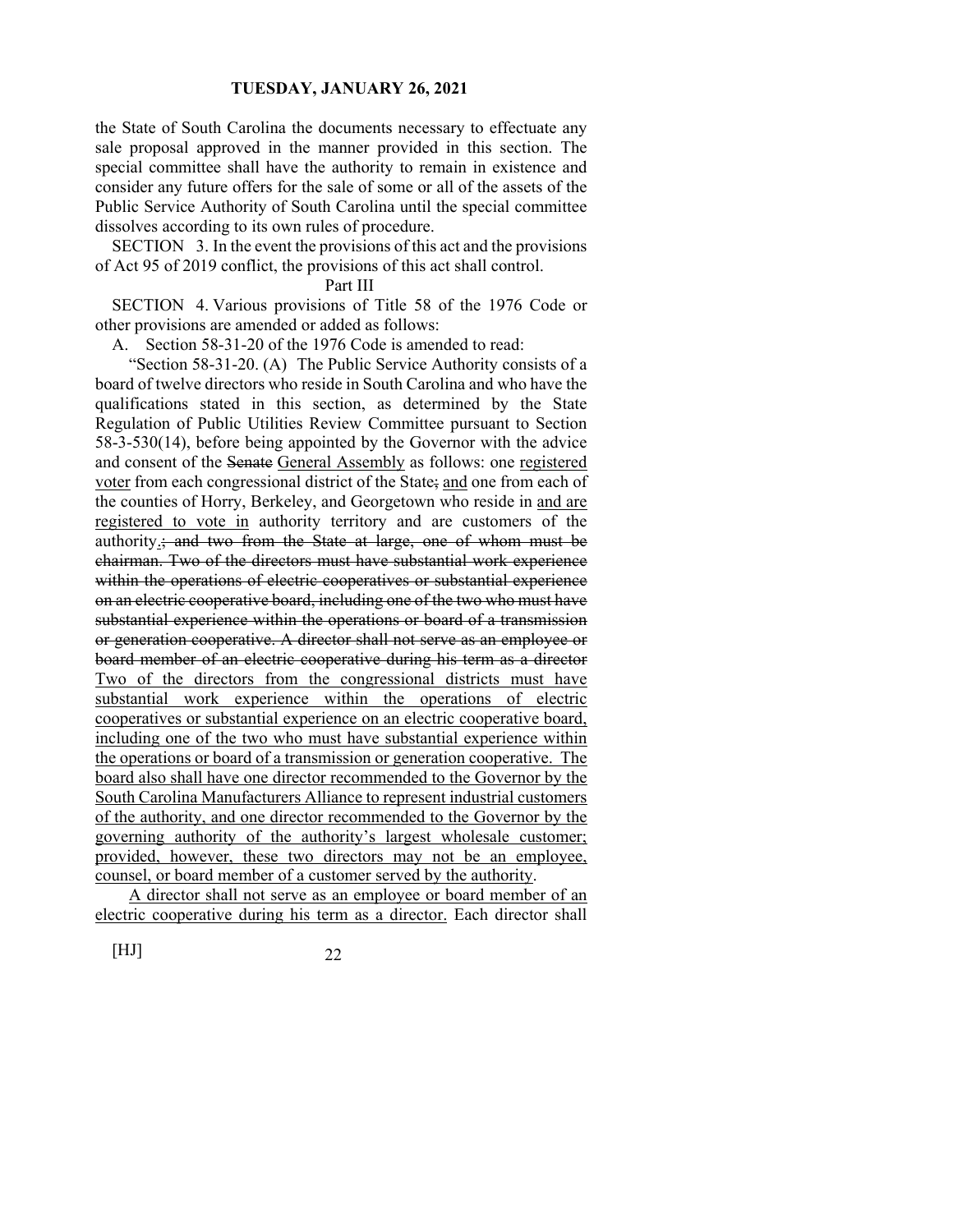the State of South Carolina the documents necessary to effectuate any sale proposal approved in the manner provided in this section. The special committee shall have the authority to remain in existence and consider any future offers for the sale of some or all of the assets of the Public Service Authority of South Carolina until the special committee dissolves according to its own rules of procedure.

SECTION 3. In the event the provisions of this act and the provisions of Act 95 of 2019 conflict, the provisions of this act shall control.

Part III

SECTION 4. Various provisions of Title 58 of the 1976 Code or other provisions are amended or added as follows:

A. Section 58-31-20 of the 1976 Code is amended to read:

"Section 58-31-20. (A) The Public Service Authority consists of a board of twelve directors who reside in South Carolina and who have the qualifications stated in this section, as determined by the State Regulation of Public Utilities Review Committee pursuant to Section 58-3-530(14), before being appointed by the Governor with the advice and consent of the ~~Senate~~ <u>General Assembly</u> as follows: one <u>registered voter</u> from each congressional district of the State~~;~~ <u>and</u> one from each of the counties of Horry, Berkeley, and Georgetown who reside in <u>and are registered to vote in</u> authority territory and are customers of the authority<u>.</u>~~; and two from the State at large, one of whom must be chairman. Two of the directors must have substantial work experience within the operations of electric cooperatives or substantial experience on an electric cooperative board, including one of the two who must have substantial experience within the operations or board of a transmission or generation cooperative. A director shall not serve as an employee or board member of an electric cooperative during his term as a director~~ <u>Two of the directors from the congressional districts must have substantial work experience within the operations of electric cooperatives or substantial experience on an electric cooperative board, including one of the two who must have substantial experience within the operations or board of a transmission or generation cooperative. The board also shall have one director recommended to the Governor by the South Carolina Manufacturers Alliance to represent industrial customers of the authority, and one director recommended to the Governor by the governing authority of the authority's largest wholesale customer; provided, however, these two directors may not be an employee, counsel, or board member of a customer served by the authority</u>.

<u>A director shall not serve as an employee or board member of an electric cooperative during his term as a director.</u> Each director shall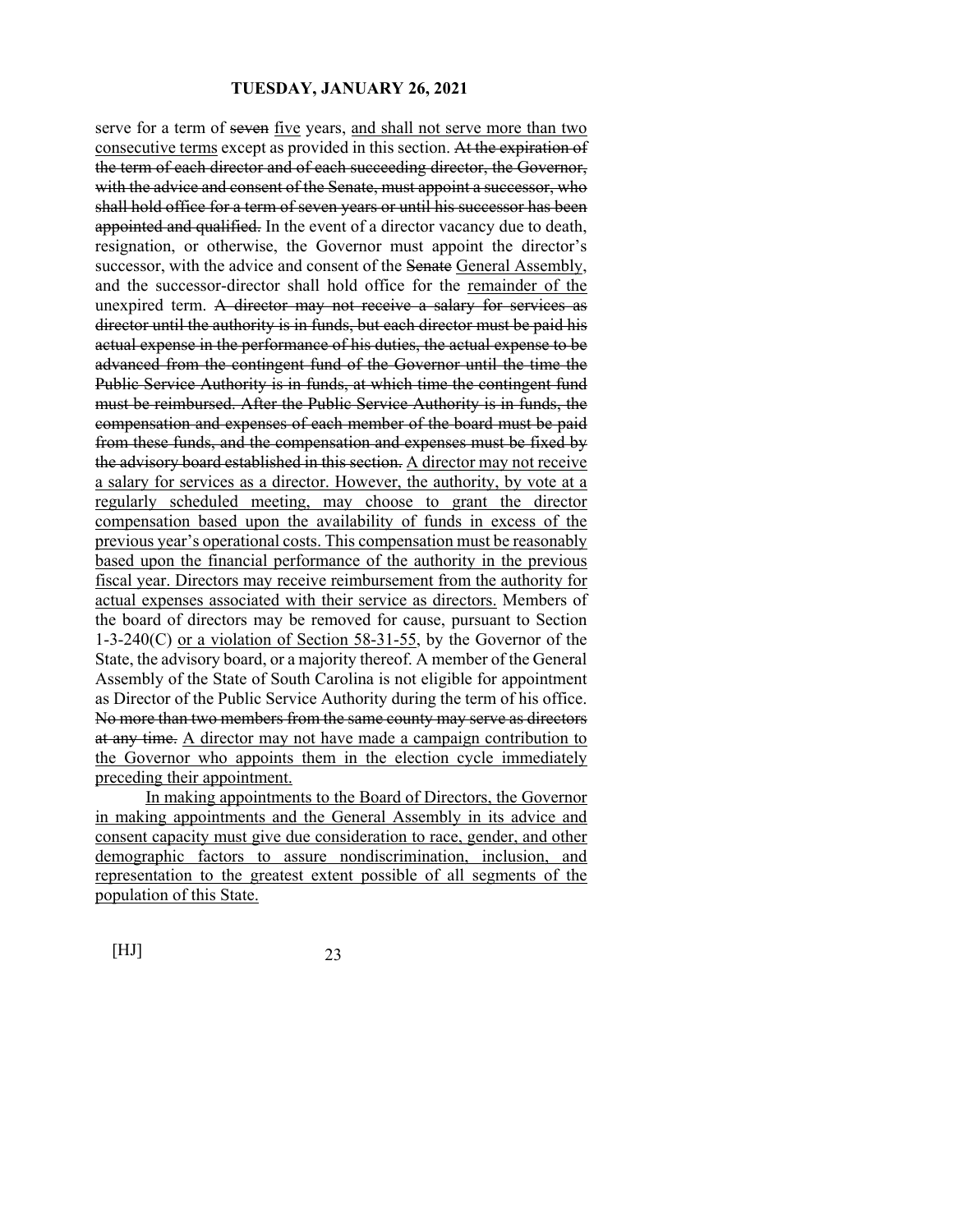serve for a term of ~~seven~~ <u>five</u> years, <u>and shall not serve more than two consecutive terms</u> except as provided in this section. ~~At the expiration of the term of each director and of each succeeding director, the Governor, with the advice and consent of the Senate, must appoint a successor, who shall hold office for a term of seven years or until his successor has been appointed and qualified.~~ In the event of a director vacancy due to death, resignation, or otherwise, the Governor must appoint the director's successor, with the advice and consent of the ~~Senate~~ <u>General Assembly</u>, and the successor-director shall hold office for the <u>remainder of the</u> unexpired term. ~~A director may not receive a salary for services as director until the authority is in funds, but each director must be paid his actual expense in the performance of his duties, the actual expense to be advanced from the contingent fund of the Governor until the time the Public Service Authority is in funds, at which time the contingent fund must be reimbursed. After the Public Service Authority is in funds, the compensation and expenses of each member of the board must be paid from these funds, and the compensation and expenses must be fixed by the advisory board established in this section.~~ <u>A director may not receive a salary for services as a director. However, the authority, by vote at a regularly scheduled meeting, may choose to grant the director compensation based upon the availability of funds in excess of the previous year's operational costs. This compensation must be reasonably based upon the financial performance of the authority in the previous fiscal year. Directors may receive reimbursement from the authority for actual expenses associated with their service as directors.</u> Members of the board of directors may be removed for cause, pursuant to Section 1-3-240(C) <u>or a violation of Section 58-31-55</u>, by the Governor of the State, the advisory board, or a majority thereof. A member of the General Assembly of the State of South Carolina is not eligible for appointment as Director of the Public Service Authority during the term of his office. ~~No more than two members from the same county may serve as directors at any time.~~ <u>A director may not have made a campaign contribution to the Governor who appoints them in the election cycle immediately preceding their appointment.</u>

<u>In making appointments to the Board of Directors, the Governor in making appointments and the General Assembly in its advice and consent capacity must give due consideration to race, gender, and other demographic factors to assure nondiscrimination, inclusion, and representation to the greatest extent possible of all segments of the population of this State.</u>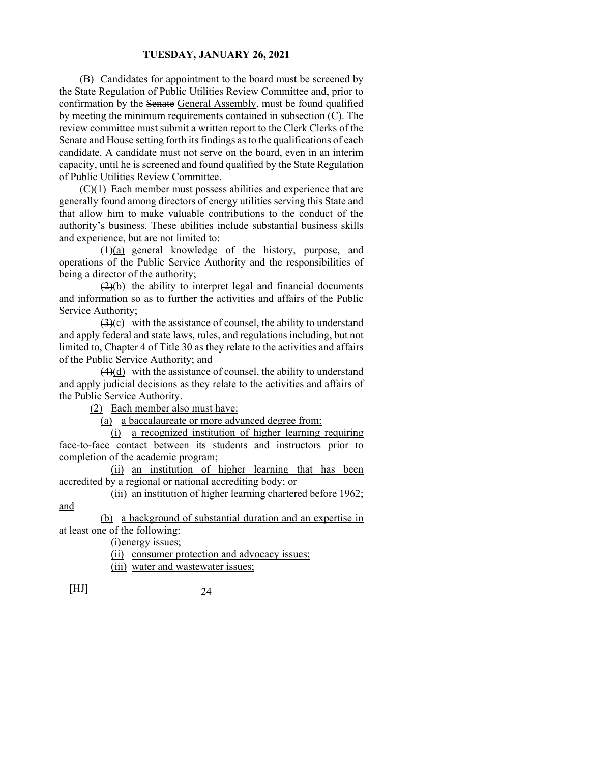(B) Candidates for appointment to the board must be screened by the State Regulation of Public Utilities Review Committee and, prior to confirmation by the ~~Senate~~ General Assembly, must be found qualified by meeting the minimum requirements contained in subsection (C). The review committee must submit a written report to the ~~Clerk~~ Clerks of the Senate and House setting forth its findings as to the qualifications of each candidate. A candidate must not serve on the board, even in an interim capacity, until he is screened and found qualified by the State Regulation of Public Utilities Review Committee.

(C)(1) Each member must possess abilities and experience that are generally found among directors of energy utilities serving this State and that allow him to make valuable contributions to the conduct of the authority's business. These abilities include substantial business skills and experience, but are not limited to:

~~(1)~~(a) general knowledge of the history, purpose, and operations of the Public Service Authority and the responsibilities of being a director of the authority;

~~(2)~~(b) the ability to interpret legal and financial documents and information so as to further the activities and affairs of the Public Service Authority;

~~(3)~~(c) with the assistance of counsel, the ability to understand and apply federal and state laws, rules, and regulations including, but not limited to, Chapter 4 of Title 30 as they relate to the activities and affairs of the Public Service Authority; and

~~(4)~~(d) with the assistance of counsel, the ability to understand and apply judicial decisions as they relate to the activities and affairs of the Public Service Authority.

(2) Each member also must have:

(a) a baccalaureate or more advanced degree from:

(i) a recognized institution of higher learning requiring face-to-face contact between its students and instructors prior to completion of the academic program;

(ii) an institution of higher learning that has been accredited by a regional or national accrediting body; or

(iii) an institution of higher learning chartered before 1962; and

(b) a background of substantial duration and an expertise in at least one of the following:

(i)energy issues;

(ii) consumer protection and advocacy issues;

(iii) water and wastewater issues;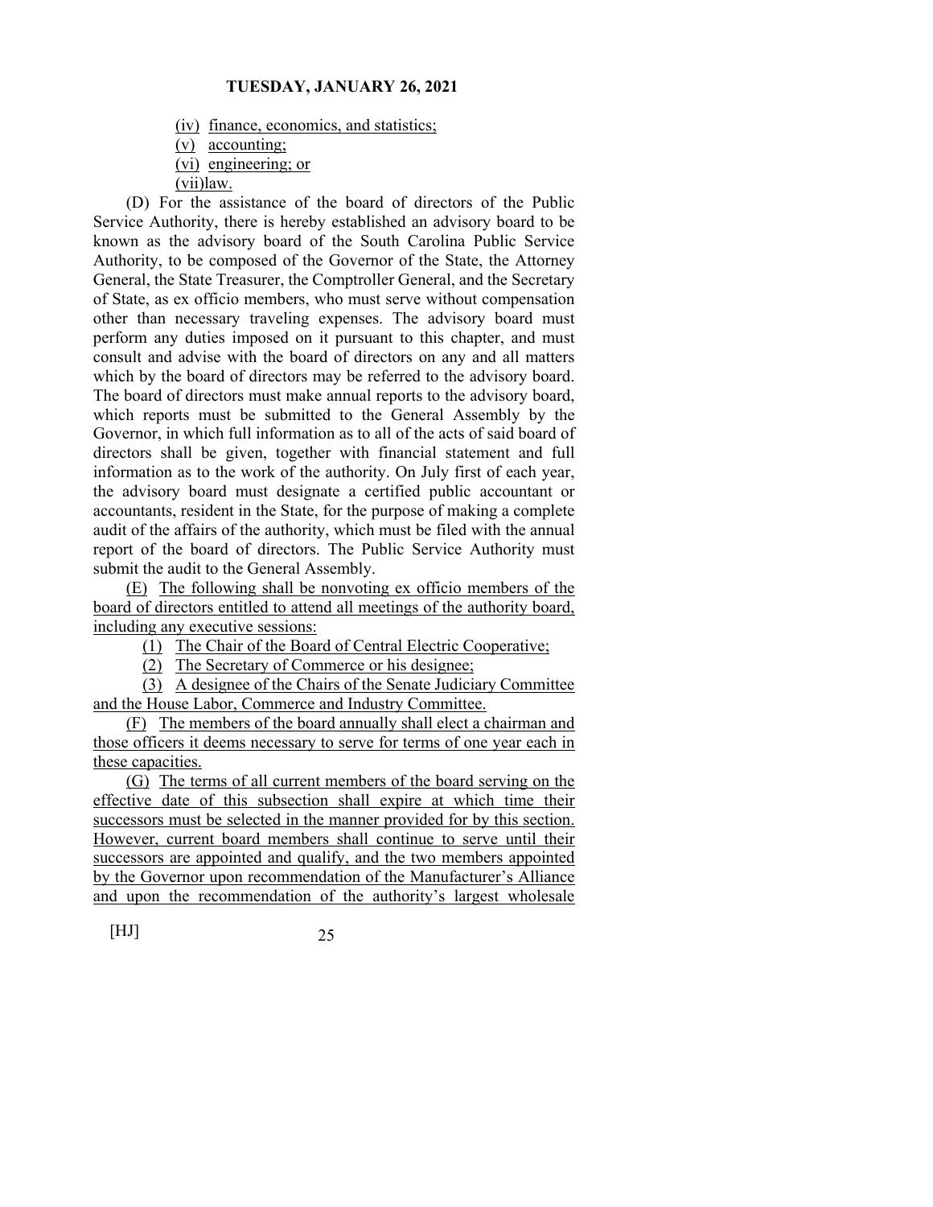(iv) finance, economics, and statistics;

(v) accounting;

(vi) engineering; or

(vii)law.

(D) For the assistance of the board of directors of the Public Service Authority, there is hereby established an advisory board to be known as the advisory board of the South Carolina Public Service Authority, to be composed of the Governor of the State, the Attorney General, the State Treasurer, the Comptroller General, and the Secretary of State, as ex officio members, who must serve without compensation other than necessary traveling expenses. The advisory board must perform any duties imposed on it pursuant to this chapter, and must consult and advise with the board of directors on any and all matters which by the board of directors may be referred to the advisory board. The board of directors must make annual reports to the advisory board, which reports must be submitted to the General Assembly by the Governor, in which full information as to all of the acts of said board of directors shall be given, together with financial statement and full information as to the work of the authority. On July first of each year, the advisory board must designate a certified public accountant or accountants, resident in the State, for the purpose of making a complete audit of the affairs of the authority, which must be filed with the annual report of the board of directors. The Public Service Authority must submit the audit to the General Assembly.

(E) The following shall be nonvoting ex officio members of the board of directors entitled to attend all meetings of the authority board, including any executive sessions:

(1) The Chair of the Board of Central Electric Cooperative;

(2) The Secretary of Commerce or his designee;

(3) A designee of the Chairs of the Senate Judiciary Committee and the House Labor, Commerce and Industry Committee.

(F) The members of the board annually shall elect a chairman and those officers it deems necessary to serve for terms of one year each in these capacities.

(G) The terms of all current members of the board serving on the effective date of this subsection shall expire at which time their successors must be selected in the manner provided for by this section. However, current board members shall continue to serve until their successors are appointed and qualify, and the two members appointed by the Governor upon recommendation of the Manufacturer's Alliance and upon the recommendation of the authority's largest wholesale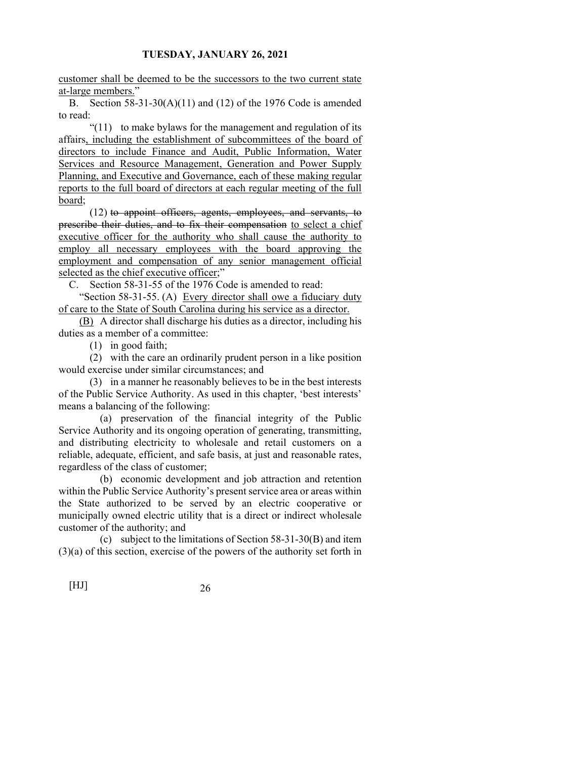customer shall be deemed to be the successors to the two current state at-large members."

B. Section 58-31-30(A)(11) and (12) of the 1976 Code is amended to read:

"(11) to make bylaws for the management and regulation of its affairs, including the establishment of subcommittees of the board of directors to include Finance and Audit, Public Information, Water Services and Resource Management, Generation and Power Supply Planning, and Executive and Governance, each of these making regular reports to the full board of directors at each regular meeting of the full board;

(12) ~~to appoint officers, agents, employees, and servants, to prescribe their duties, and to fix their compensation~~ to select a chief executive officer for the authority who shall cause the authority to employ all necessary employees with the board approving the employment and compensation of any senior management official selected as the chief executive officer;"

C. Section 58-31-55 of the 1976 Code is amended to read:

"Section 58-31-55. (A) Every director shall owe a fiduciary duty of care to the State of South Carolina during his service as a director.

(B) A director shall discharge his duties as a director, including his duties as a member of a committee:

(1) in good faith;

(2) with the care an ordinarily prudent person in a like position would exercise under similar circumstances; and

(3) in a manner he reasonably believes to be in the best interests of the Public Service Authority. As used in this chapter, 'best interests' means a balancing of the following:

(a) preservation of the financial integrity of the Public Service Authority and its ongoing operation of generating, transmitting, and distributing electricity to wholesale and retail customers on a reliable, adequate, efficient, and safe basis, at just and reasonable rates, regardless of the class of customer;

(b) economic development and job attraction and retention within the Public Service Authority's present service area or areas within the State authorized to be served by an electric cooperative or municipally owned electric utility that is a direct or indirect wholesale customer of the authority; and

(c) subject to the limitations of Section 58-31-30(B) and item (3)(a) of this section, exercise of the powers of the authority set forth in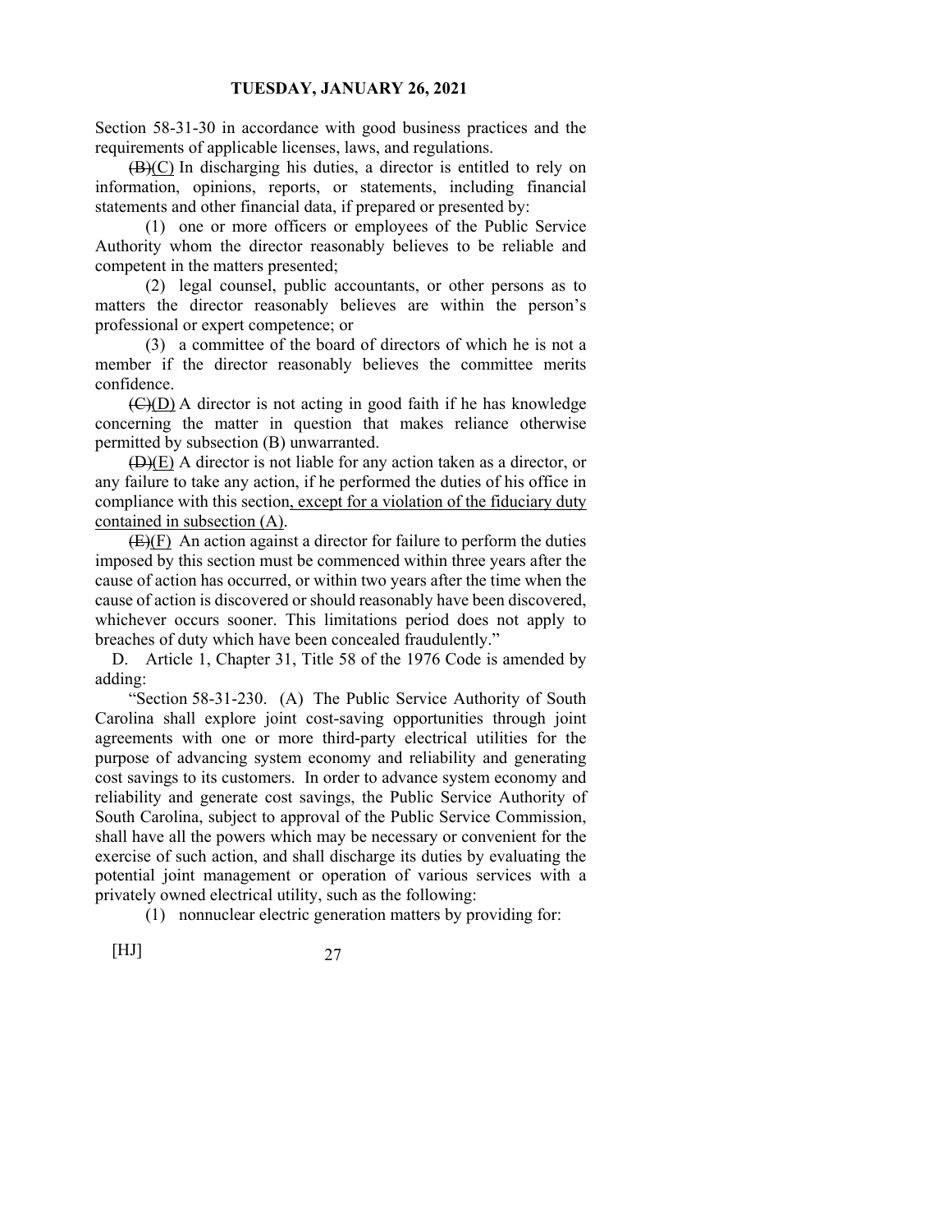Section 58-31-30 in accordance with good business practices and the requirements of applicable licenses, laws, and regulations.

~~(B)~~(C) In discharging his duties, a director is entitled to rely on information, opinions, reports, or statements, including financial statements and other financial data, if prepared or presented by:

(1) one or more officers or employees of the Public Service Authority whom the director reasonably believes to be reliable and competent in the matters presented;

(2) legal counsel, public accountants, or other persons as to matters the director reasonably believes are within the person's professional or expert competence; or

(3) a committee of the board of directors of which he is not a member if the director reasonably believes the committee merits confidence.

~~(C)~~(D) A director is not acting in good faith if he has knowledge concerning the matter in question that makes reliance otherwise permitted by subsection (B) unwarranted.

~~(D)~~(E) A director is not liable for any action taken as a director, or any failure to take any action, if he performed the duties of his office in compliance with this section, except for a violation of the fiduciary duty contained in subsection (A).

~~(E)~~(F) An action against a director for failure to perform the duties imposed by this section must be commenced within three years after the cause of action has occurred, or within two years after the time when the cause of action is discovered or should reasonably have been discovered, whichever occurs sooner. This limitations period does not apply to breaches of duty which have been concealed fraudulently."

D. Article 1, Chapter 31, Title 58 of the 1976 Code is amended by adding:

"Section 58-31-230. (A) The Public Service Authority of South Carolina shall explore joint cost-saving opportunities through joint agreements with one or more third-party electrical utilities for the purpose of advancing system economy and reliability and generating cost savings to its customers. In order to advance system economy and reliability and generate cost savings, the Public Service Authority of South Carolina, subject to approval of the Public Service Commission, shall have all the powers which may be necessary or convenient for the exercise of such action, and shall discharge its duties by evaluating the potential joint management or operation of various services with a privately owned electrical utility, such as the following:

(1) nonnuclear electric generation matters by providing for: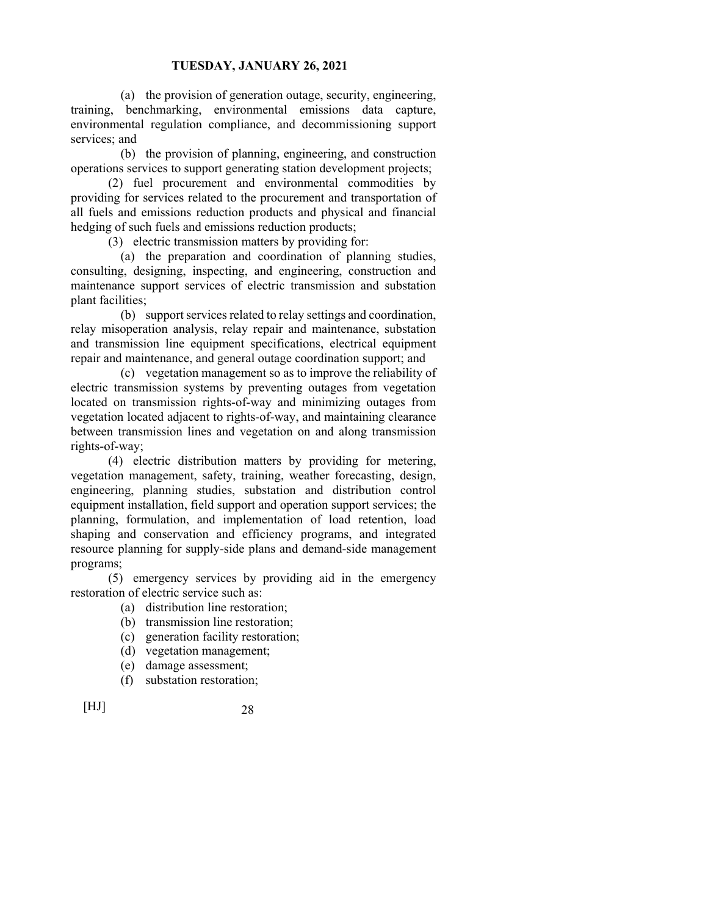(a) the provision of generation outage, security, engineering, training, benchmarking, environmental emissions data capture, environmental regulation compliance, and decommissioning support services; and

(b) the provision of planning, engineering, and construction operations services to support generating station development projects;

(2) fuel procurement and environmental commodities by providing for services related to the procurement and transportation of all fuels and emissions reduction products and physical and financial hedging of such fuels and emissions reduction products;

(3) electric transmission matters by providing for:

(a) the preparation and coordination of planning studies, consulting, designing, inspecting, and engineering, construction and maintenance support services of electric transmission and substation plant facilities;

(b) support services related to relay settings and coordination, relay misoperation analysis, relay repair and maintenance, substation and transmission line equipment specifications, electrical equipment repair and maintenance, and general outage coordination support; and

(c) vegetation management so as to improve the reliability of electric transmission systems by preventing outages from vegetation located on transmission rights-of-way and minimizing outages from vegetation located adjacent to rights-of-way, and maintaining clearance between transmission lines and vegetation on and along transmission rights-of-way;

(4) electric distribution matters by providing for metering, vegetation management, safety, training, weather forecasting, design, engineering, planning studies, substation and distribution control equipment installation, field support and operation support services; the planning, formulation, and implementation of load retention, load shaping and conservation and efficiency programs, and integrated resource planning for supply-side plans and demand-side management programs;

(5) emergency services by providing aid in the emergency restoration of electric service such as:

(a) distribution line restoration;
(b) transmission line restoration;
(c) generation facility restoration;
(d) vegetation management;
(e) damage assessment;
(f) substation restoration;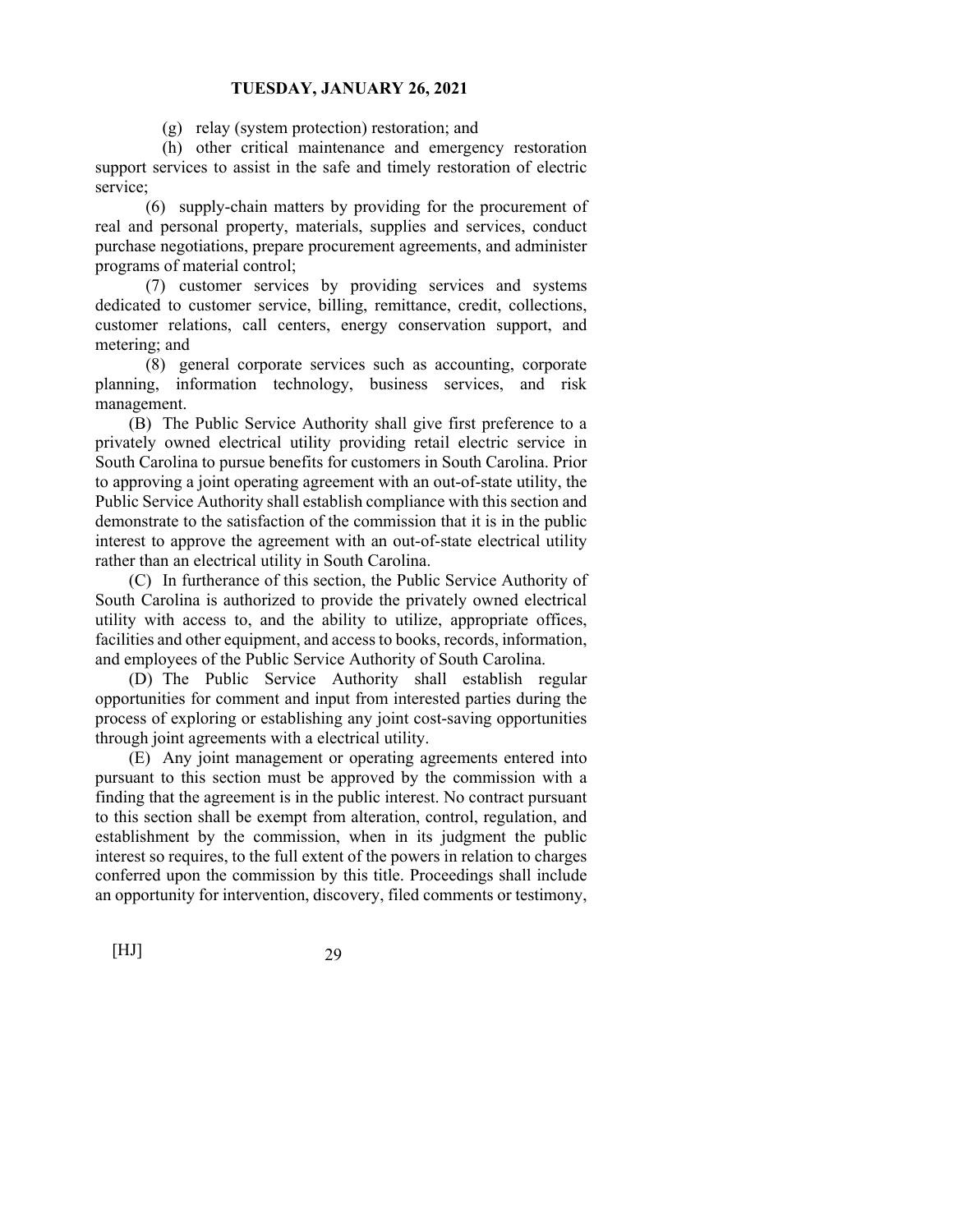(g) relay (system protection) restoration; and

(h) other critical maintenance and emergency restoration support services to assist in the safe and timely restoration of electric service;

(6) supply-chain matters by providing for the procurement of real and personal property, materials, supplies and services, conduct purchase negotiations, prepare procurement agreements, and administer programs of material control;

(7) customer services by providing services and systems dedicated to customer service, billing, remittance, credit, collections, customer relations, call centers, energy conservation support, and metering; and

(8) general corporate services such as accounting, corporate planning, information technology, business services, and risk management.

(B) The Public Service Authority shall give first preference to a privately owned electrical utility providing retail electric service in South Carolina to pursue benefits for customers in South Carolina. Prior to approving a joint operating agreement with an out-of-state utility, the Public Service Authority shall establish compliance with this section and demonstrate to the satisfaction of the commission that it is in the public interest to approve the agreement with an out-of-state electrical utility rather than an electrical utility in South Carolina.

(C) In furtherance of this section, the Public Service Authority of South Carolina is authorized to provide the privately owned electrical utility with access to, and the ability to utilize, appropriate offices, facilities and other equipment, and access to books, records, information, and employees of the Public Service Authority of South Carolina.

(D) The Public Service Authority shall establish regular opportunities for comment and input from interested parties during the process of exploring or establishing any joint cost-saving opportunities through joint agreements with a electrical utility.

(E) Any joint management or operating agreements entered into pursuant to this section must be approved by the commission with a finding that the agreement is in the public interest. No contract pursuant to this section shall be exempt from alteration, control, regulation, and establishment by the commission, when in its judgment the public interest so requires, to the full extent of the powers in relation to charges conferred upon the commission by this title. Proceedings shall include an opportunity for intervention, discovery, filed comments or testimony,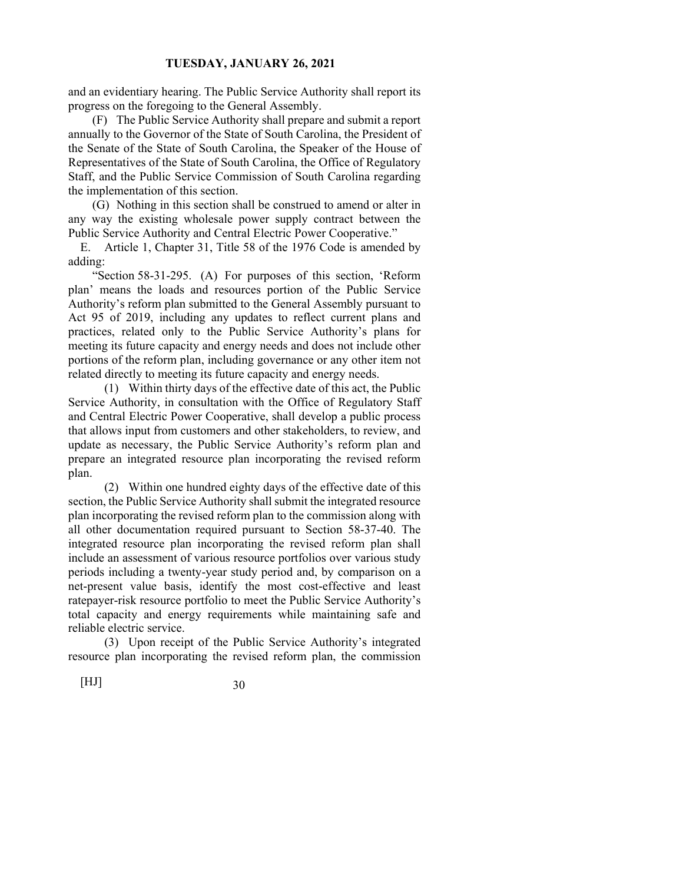and an evidentiary hearing. The Public Service Authority shall report its progress on the foregoing to the General Assembly.

(F) The Public Service Authority shall prepare and submit a report annually to the Governor of the State of South Carolina, the President of the Senate of the State of South Carolina, the Speaker of the House of Representatives of the State of South Carolina, the Office of Regulatory Staff, and the Public Service Commission of South Carolina regarding the implementation of this section.

(G) Nothing in this section shall be construed to amend or alter in any way the existing wholesale power supply contract between the Public Service Authority and Central Electric Power Cooperative."

E. Article 1, Chapter 31, Title 58 of the 1976 Code is amended by adding:

"Section 58-31-295. (A) For purposes of this section, 'Reform plan' means the loads and resources portion of the Public Service Authority's reform plan submitted to the General Assembly pursuant to Act 95 of 2019, including any updates to reflect current plans and practices, related only to the Public Service Authority's plans for meeting its future capacity and energy needs and does not include other portions of the reform plan, including governance or any other item not related directly to meeting its future capacity and energy needs.

(1) Within thirty days of the effective date of this act, the Public Service Authority, in consultation with the Office of Regulatory Staff and Central Electric Power Cooperative, shall develop a public process that allows input from customers and other stakeholders, to review, and update as necessary, the Public Service Authority's reform plan and prepare an integrated resource plan incorporating the revised reform plan.

(2) Within one hundred eighty days of the effective date of this section, the Public Service Authority shall submit the integrated resource plan incorporating the revised reform plan to the commission along with all other documentation required pursuant to Section 58-37-40. The integrated resource plan incorporating the revised reform plan shall include an assessment of various resource portfolios over various study periods including a twenty-year study period and, by comparison on a net-present value basis, identify the most cost-effective and least ratepayer-risk resource portfolio to meet the Public Service Authority's total capacity and energy requirements while maintaining safe and reliable electric service.

(3) Upon receipt of the Public Service Authority's integrated resource plan incorporating the revised reform plan, the commission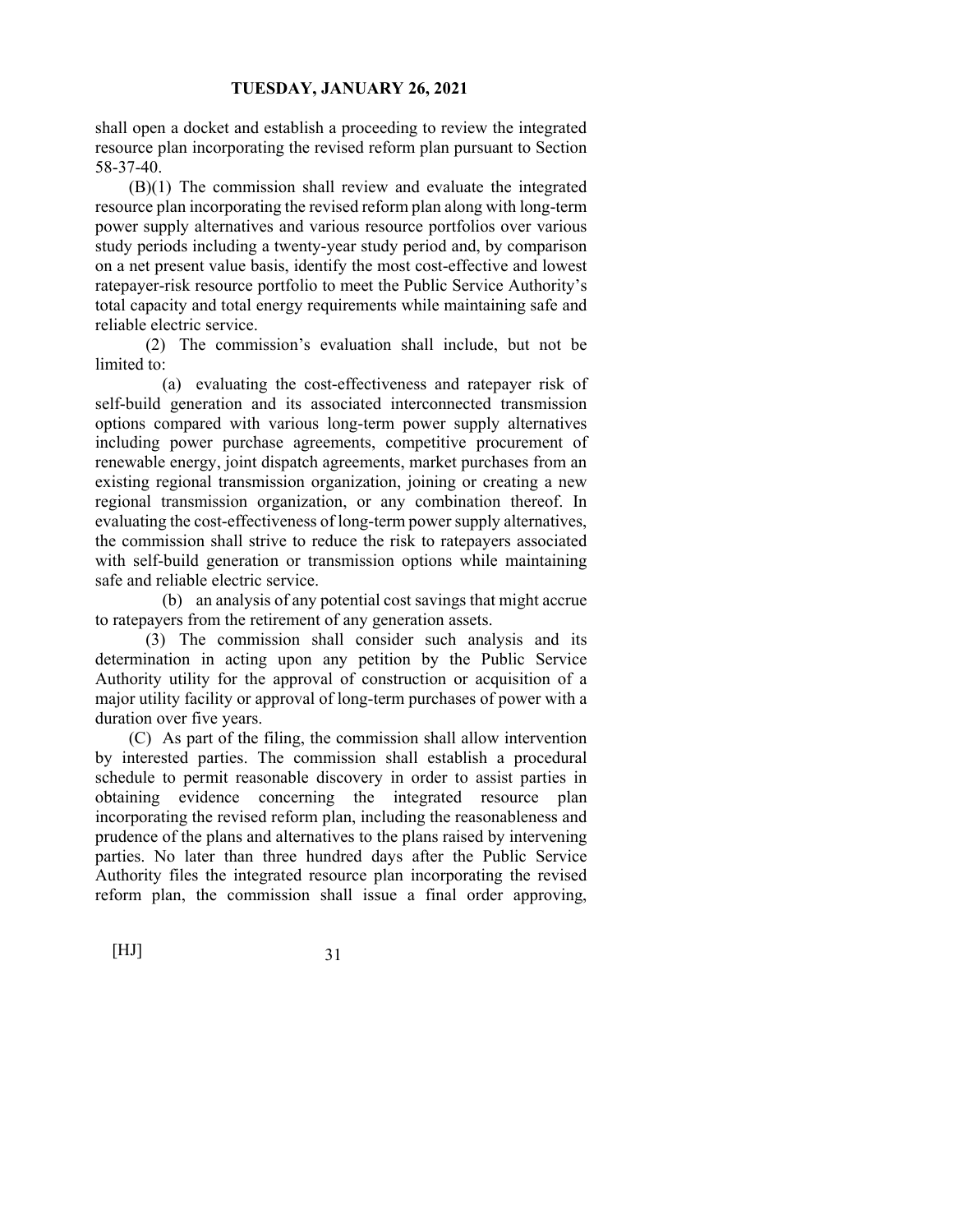shall open a docket and establish a proceeding to review the integrated resource plan incorporating the revised reform plan pursuant to Section 58-37-40.

(B)(1) The commission shall review and evaluate the integrated resource plan incorporating the revised reform plan along with long-term power supply alternatives and various resource portfolios over various study periods including a twenty-year study period and, by comparison on a net present value basis, identify the most cost-effective and lowest ratepayer-risk resource portfolio to meet the Public Service Authority's total capacity and total energy requirements while maintaining safe and reliable electric service.

(2) The commission's evaluation shall include, but not be limited to:

(a) evaluating the cost-effectiveness and ratepayer risk of self-build generation and its associated interconnected transmission options compared with various long-term power supply alternatives including power purchase agreements, competitive procurement of renewable energy, joint dispatch agreements, market purchases from an existing regional transmission organization, joining or creating a new regional transmission organization, or any combination thereof. In evaluating the cost-effectiveness of long-term power supply alternatives, the commission shall strive to reduce the risk to ratepayers associated with self-build generation or transmission options while maintaining safe and reliable electric service.

(b) an analysis of any potential cost savings that might accrue to ratepayers from the retirement of any generation assets.

(3) The commission shall consider such analysis and its determination in acting upon any petition by the Public Service Authority utility for the approval of construction or acquisition of a major utility facility or approval of long-term purchases of power with a duration over five years.

(C) As part of the filing, the commission shall allow intervention by interested parties. The commission shall establish a procedural schedule to permit reasonable discovery in order to assist parties in obtaining evidence concerning the integrated resource plan incorporating the revised reform plan, including the reasonableness and prudence of the plans and alternatives to the plans raised by intervening parties. No later than three hundred days after the Public Service Authority files the integrated resource plan incorporating the revised reform plan, the commission shall issue a final order approving,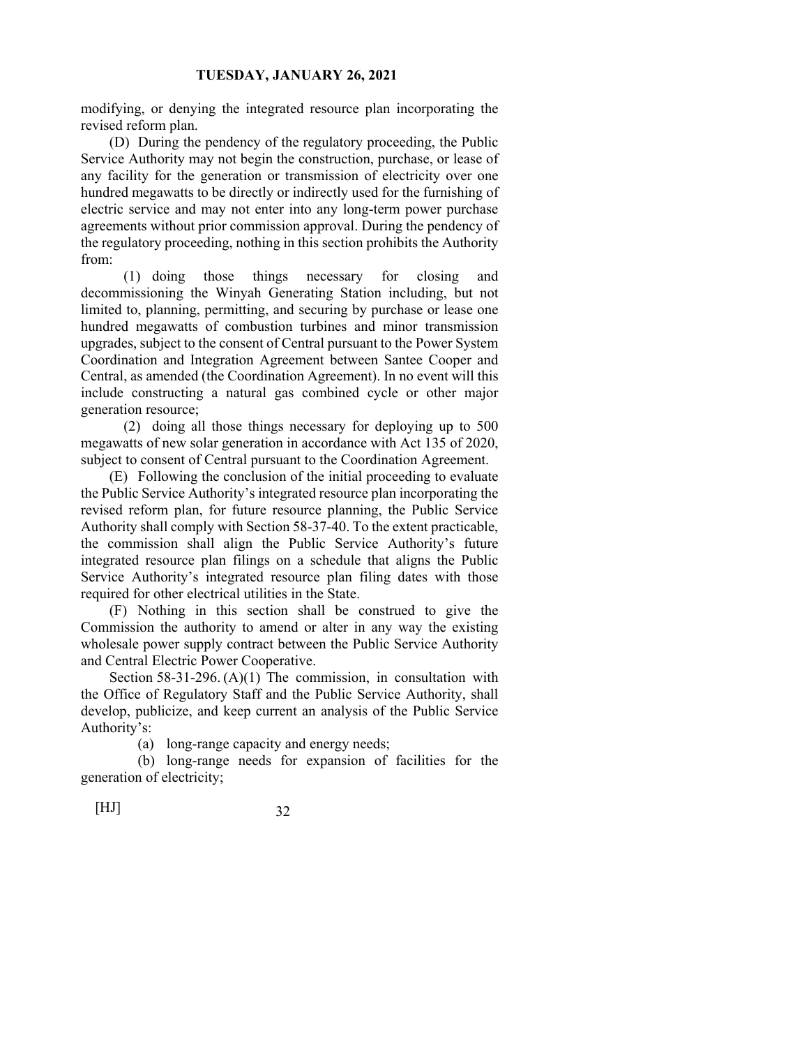modifying, or denying the integrated resource plan incorporating the revised reform plan.

(D) During the pendency of the regulatory proceeding, the Public Service Authority may not begin the construction, purchase, or lease of any facility for the generation or transmission of electricity over one hundred megawatts to be directly or indirectly used for the furnishing of electric service and may not enter into any long-term power purchase agreements without prior commission approval. During the pendency of the regulatory proceeding, nothing in this section prohibits the Authority from:

(1) doing those things necessary for closing and decommissioning the Winyah Generating Station including, but not limited to, planning, permitting, and securing by purchase or lease one hundred megawatts of combustion turbines and minor transmission upgrades, subject to the consent of Central pursuant to the Power System Coordination and Integration Agreement between Santee Cooper and Central, as amended (the Coordination Agreement). In no event will this include constructing a natural gas combined cycle or other major generation resource;

(2) doing all those things necessary for deploying up to 500 megawatts of new solar generation in accordance with Act 135 of 2020, subject to consent of Central pursuant to the Coordination Agreement.

(E) Following the conclusion of the initial proceeding to evaluate the Public Service Authority's integrated resource plan incorporating the revised reform plan, for future resource planning, the Public Service Authority shall comply with Section 58-37-40. To the extent practicable, the commission shall align the Public Service Authority's future integrated resource plan filings on a schedule that aligns the Public Service Authority's integrated resource plan filing dates with those required for other electrical utilities in the State.

(F) Nothing in this section shall be construed to give the Commission the authority to amend or alter in any way the existing wholesale power supply contract between the Public Service Authority and Central Electric Power Cooperative.

Section 58-31-296. (A)(1) The commission, in consultation with the Office of Regulatory Staff and the Public Service Authority, shall develop, publicize, and keep current an analysis of the Public Service Authority's:

(a) long-range capacity and energy needs;

(b) long-range needs for expansion of facilities for the generation of electricity;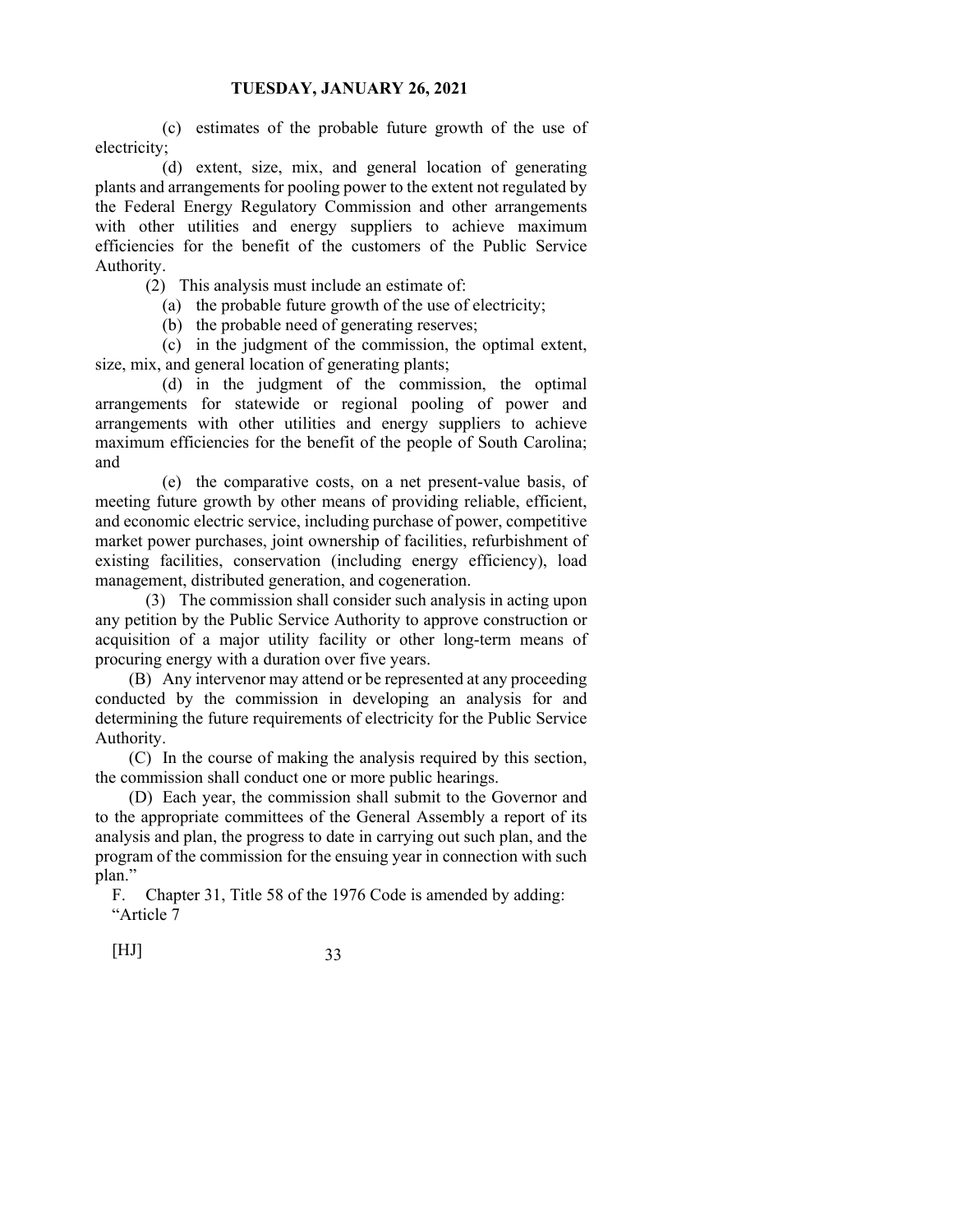(c) estimates of the probable future growth of the use of electricity;

(d) extent, size, mix, and general location of generating plants and arrangements for pooling power to the extent not regulated by the Federal Energy Regulatory Commission and other arrangements with other utilities and energy suppliers to achieve maximum efficiencies for the benefit of the customers of the Public Service Authority.

(2) This analysis must include an estimate of:

(a) the probable future growth of the use of electricity;

(b) the probable need of generating reserves;

(c) in the judgment of the commission, the optimal extent, size, mix, and general location of generating plants;

(d) in the judgment of the commission, the optimal arrangements for statewide or regional pooling of power and arrangements with other utilities and energy suppliers to achieve maximum efficiencies for the benefit of the people of South Carolina; and

(e) the comparative costs, on a net present-value basis, of meeting future growth by other means of providing reliable, efficient, and economic electric service, including purchase of power, competitive market power purchases, joint ownership of facilities, refurbishment of existing facilities, conservation (including energy efficiency), load management, distributed generation, and cogeneration.

(3) The commission shall consider such analysis in acting upon any petition by the Public Service Authority to approve construction or acquisition of a major utility facility or other long-term means of procuring energy with a duration over five years.

(B) Any intervenor may attend or be represented at any proceeding conducted by the commission in developing an analysis for and determining the future requirements of electricity for the Public Service Authority.

(C) In the course of making the analysis required by this section, the commission shall conduct one or more public hearings.

(D) Each year, the commission shall submit to the Governor and to the appropriate committees of the General Assembly a report of its analysis and plan, the progress to date in carrying out such plan, and the program of the commission for the ensuing year in connection with such plan."

F. Chapter 31, Title 58 of the 1976 Code is amended by adding:

"Article 7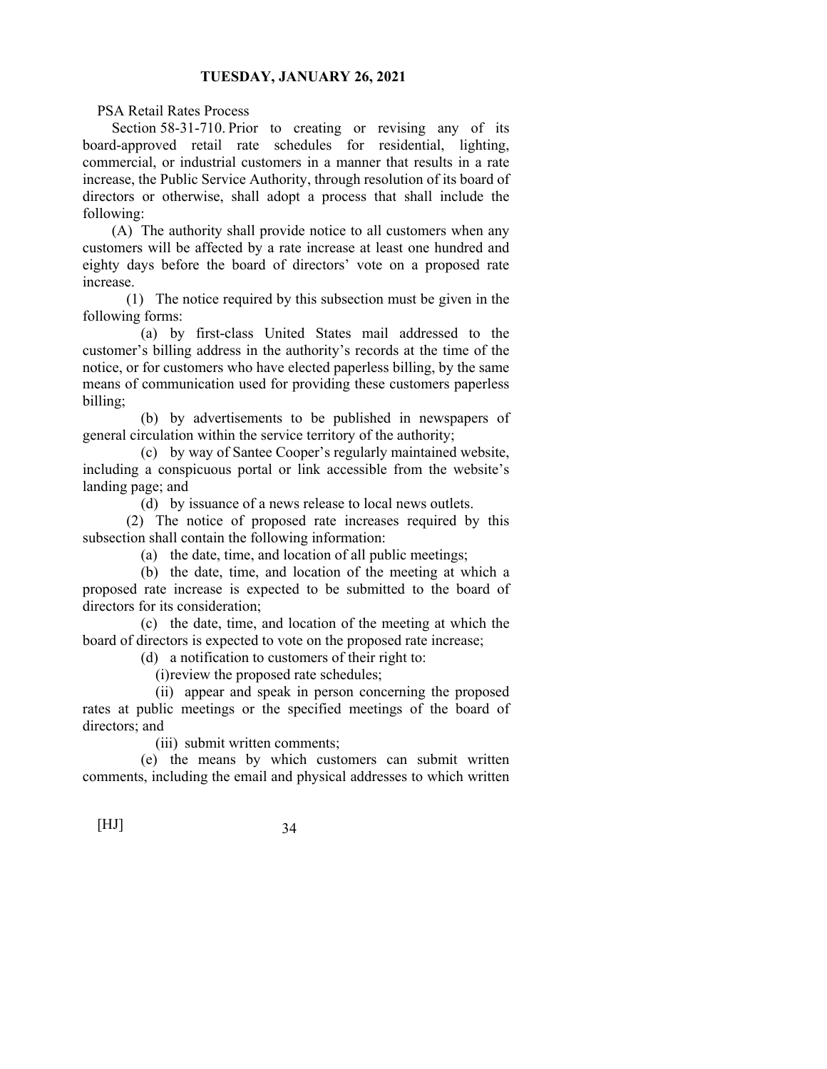PSA Retail Rates Process

Section 58-31-710. Prior to creating or revising any of its board-approved retail rate schedules for residential, lighting, commercial, or industrial customers in a manner that results in a rate increase, the Public Service Authority, through resolution of its board of directors or otherwise, shall adopt a process that shall include the following:

(A) The authority shall provide notice to all customers when any customers will be affected by a rate increase at least one hundred and eighty days before the board of directors' vote on a proposed rate increase.

(1) The notice required by this subsection must be given in the following forms:

(a) by first-class United States mail addressed to the customer's billing address in the authority's records at the time of the notice, or for customers who have elected paperless billing, by the same means of communication used for providing these customers paperless billing;

(b) by advertisements to be published in newspapers of general circulation within the service territory of the authority;

(c) by way of Santee Cooper's regularly maintained website, including a conspicuous portal or link accessible from the website's landing page; and

(d) by issuance of a news release to local news outlets.

(2) The notice of proposed rate increases required by this subsection shall contain the following information:

(a) the date, time, and location of all public meetings;

(b) the date, time, and location of the meeting at which a proposed rate increase is expected to be submitted to the board of directors for its consideration;

(c) the date, time, and location of the meeting at which the board of directors is expected to vote on the proposed rate increase;

(d) a notification to customers of their right to:

(i)review the proposed rate schedules;

(ii) appear and speak in person concerning the proposed rates at public meetings or the specified meetings of the board of directors; and

(iii) submit written comments;

(e) the means by which customers can submit written comments, including the email and physical addresses to which written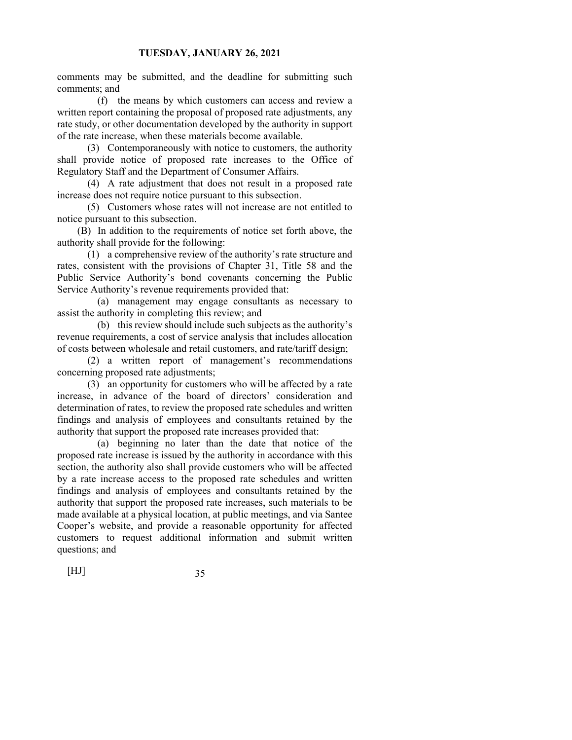comments may be submitted, and the deadline for submitting such comments; and

(f) the means by which customers can access and review a written report containing the proposal of proposed rate adjustments, any rate study, or other documentation developed by the authority in support of the rate increase, when these materials become available.

(3) Contemporaneously with notice to customers, the authority shall provide notice of proposed rate increases to the Office of Regulatory Staff and the Department of Consumer Affairs.

(4) A rate adjustment that does not result in a proposed rate increase does not require notice pursuant to this subsection.

(5) Customers whose rates will not increase are not entitled to notice pursuant to this subsection.

(B) In addition to the requirements of notice set forth above, the authority shall provide for the following:

(1) a comprehensive review of the authority's rate structure and rates, consistent with the provisions of Chapter 31, Title 58 and the Public Service Authority's bond covenants concerning the Public Service Authority's revenue requirements provided that:

(a) management may engage consultants as necessary to assist the authority in completing this review; and

(b) this review should include such subjects as the authority's revenue requirements, a cost of service analysis that includes allocation of costs between wholesale and retail customers, and rate/tariff design;

(2) a written report of management's recommendations concerning proposed rate adjustments;

(3) an opportunity for customers who will be affected by a rate increase, in advance of the board of directors' consideration and determination of rates, to review the proposed rate schedules and written findings and analysis of employees and consultants retained by the authority that support the proposed rate increases provided that:

(a) beginning no later than the date that notice of the proposed rate increase is issued by the authority in accordance with this section, the authority also shall provide customers who will be affected by a rate increase access to the proposed rate schedules and written findings and analysis of employees and consultants retained by the authority that support the proposed rate increases, such materials to be made available at a physical location, at public meetings, and via Santee Cooper's website, and provide a reasonable opportunity for affected customers to request additional information and submit written questions; and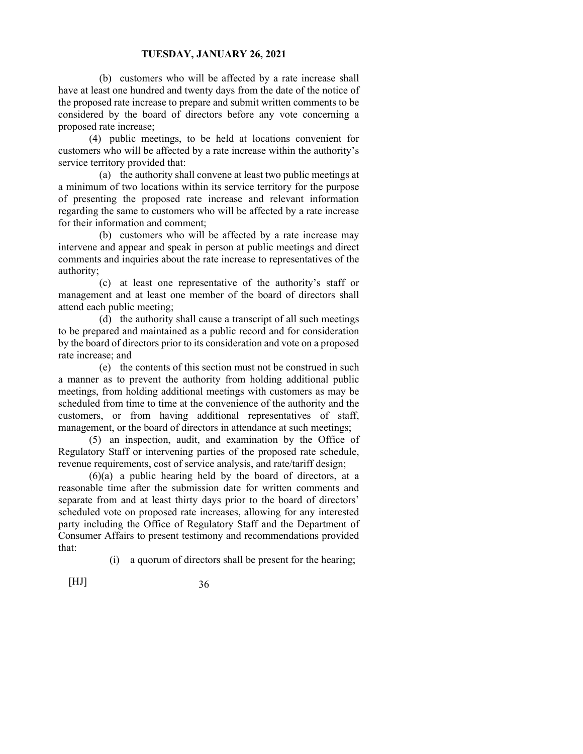(b) customers who will be affected by a rate increase shall have at least one hundred and twenty days from the date of the notice of the proposed rate increase to prepare and submit written comments to be considered by the board of directors before any vote concerning a proposed rate increase;

(4) public meetings, to be held at locations convenient for customers who will be affected by a rate increase within the authority's service territory provided that:

(a) the authority shall convene at least two public meetings at a minimum of two locations within its service territory for the purpose of presenting the proposed rate increase and relevant information regarding the same to customers who will be affected by a rate increase for their information and comment;

(b) customers who will be affected by a rate increase may intervene and appear and speak in person at public meetings and direct comments and inquiries about the rate increase to representatives of the authority;

(c) at least one representative of the authority's staff or management and at least one member of the board of directors shall attend each public meeting;

(d) the authority shall cause a transcript of all such meetings to be prepared and maintained as a public record and for consideration by the board of directors prior to its consideration and vote on a proposed rate increase; and

(e) the contents of this section must not be construed in such a manner as to prevent the authority from holding additional public meetings, from holding additional meetings with customers as may be scheduled from time to time at the convenience of the authority and the customers, or from having additional representatives of staff, management, or the board of directors in attendance at such meetings;

(5) an inspection, audit, and examination by the Office of Regulatory Staff or intervening parties of the proposed rate schedule, revenue requirements, cost of service analysis, and rate/tariff design;

(6)(a) a public hearing held by the board of directors, at a reasonable time after the submission date for written comments and separate from and at least thirty days prior to the board of directors' scheduled vote on proposed rate increases, allowing for any interested party including the Office of Regulatory Staff and the Department of Consumer Affairs to present testimony and recommendations provided that:

(i) a quorum of directors shall be present for the hearing;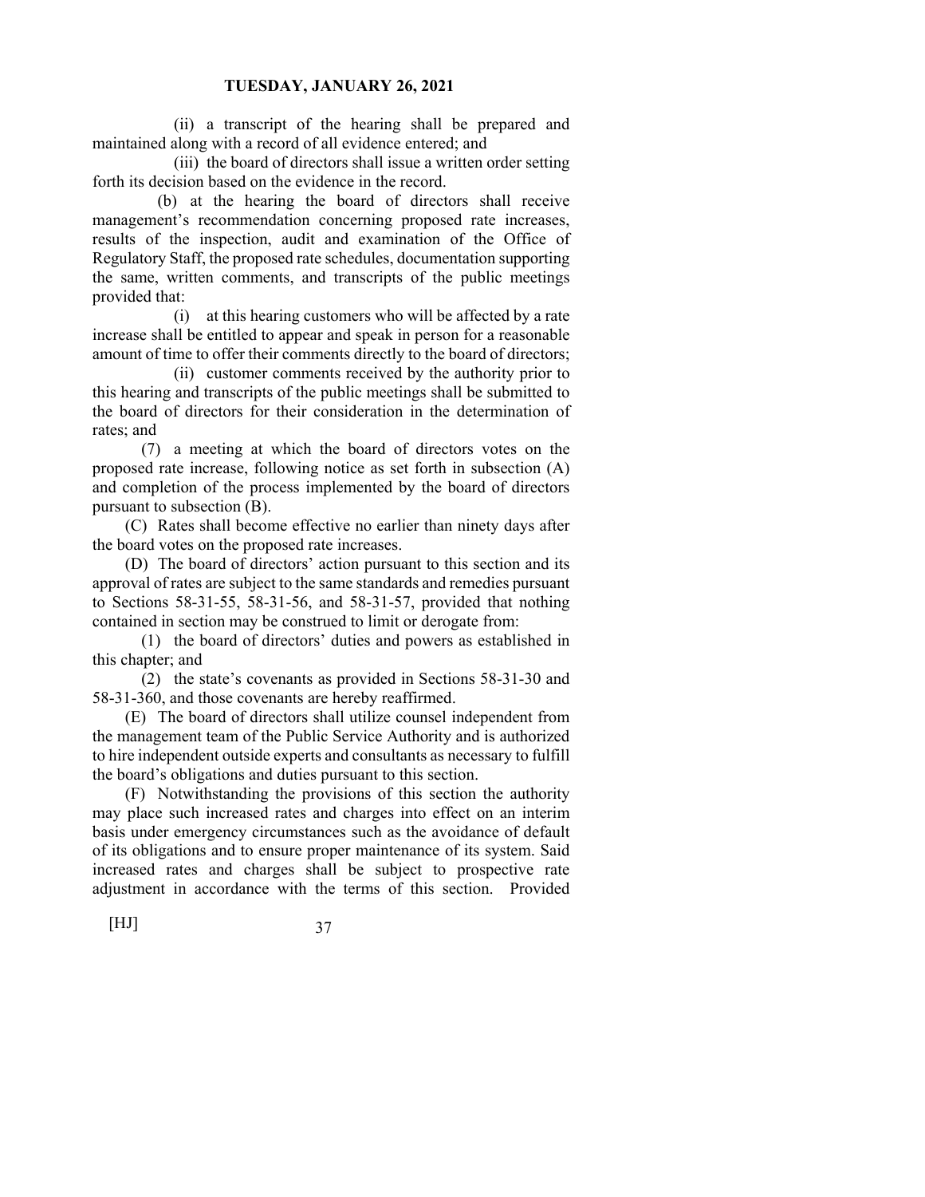(ii) a transcript of the hearing shall be prepared and maintained along with a record of all evidence entered; and

(iii) the board of directors shall issue a written order setting forth its decision based on the evidence in the record.

(b) at the hearing the board of directors shall receive management's recommendation concerning proposed rate increases, results of the inspection, audit and examination of the Office of Regulatory Staff, the proposed rate schedules, documentation supporting the same, written comments, and transcripts of the public meetings provided that:

(i) at this hearing customers who will be affected by a rate increase shall be entitled to appear and speak in person for a reasonable amount of time to offer their comments directly to the board of directors;

(ii) customer comments received by the authority prior to this hearing and transcripts of the public meetings shall be submitted to the board of directors for their consideration in the determination of rates; and

(7) a meeting at which the board of directors votes on the proposed rate increase, following notice as set forth in subsection (A) and completion of the process implemented by the board of directors pursuant to subsection (B).

(C) Rates shall become effective no earlier than ninety days after the board votes on the proposed rate increases.

(D) The board of directors' action pursuant to this section and its approval of rates are subject to the same standards and remedies pursuant to Sections 58-31-55, 58-31-56, and 58-31-57, provided that nothing contained in section may be construed to limit or derogate from:

(1) the board of directors' duties and powers as established in this chapter; and

(2) the state's covenants as provided in Sections 58-31-30 and 58-31-360, and those covenants are hereby reaffirmed.

(E) The board of directors shall utilize counsel independent from the management team of the Public Service Authority and is authorized to hire independent outside experts and consultants as necessary to fulfill the board's obligations and duties pursuant to this section.

(F) Notwithstanding the provisions of this section the authority may place such increased rates and charges into effect on an interim basis under emergency circumstances such as the avoidance of default of its obligations and to ensure proper maintenance of its system. Said increased rates and charges shall be subject to prospective rate adjustment in accordance with the terms of this section. Provided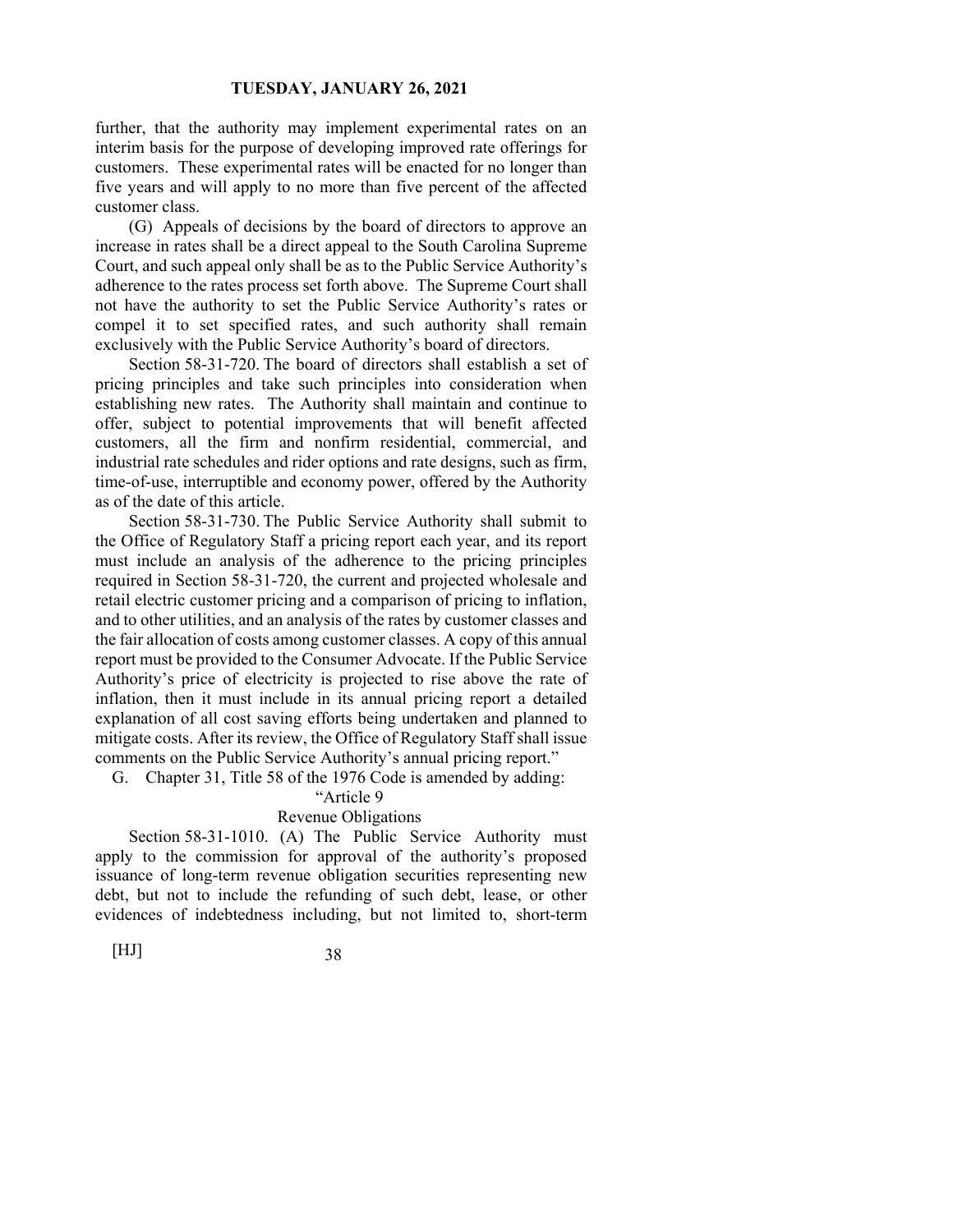further, that the authority may implement experimental rates on an interim basis for the purpose of developing improved rate offerings for customers. These experimental rates will be enacted for no longer than five years and will apply to no more than five percent of the affected customer class.

(G) Appeals of decisions by the board of directors to approve an increase in rates shall be a direct appeal to the South Carolina Supreme Court, and such appeal only shall be as to the Public Service Authority's adherence to the rates process set forth above. The Supreme Court shall not have the authority to set the Public Service Authority's rates or compel it to set specified rates, and such authority shall remain exclusively with the Public Service Authority's board of directors.

Section 58-31-720. The board of directors shall establish a set of pricing principles and take such principles into consideration when establishing new rates. The Authority shall maintain and continue to offer, subject to potential improvements that will benefit affected customers, all the firm and nonfirm residential, commercial, and industrial rate schedules and rider options and rate designs, such as firm, time-of-use, interruptible and economy power, offered by the Authority as of the date of this article.

Section 58-31-730. The Public Service Authority shall submit to the Office of Regulatory Staff a pricing report each year, and its report must include an analysis of the adherence to the pricing principles required in Section 58-31-720, the current and projected wholesale and retail electric customer pricing and a comparison of pricing to inflation, and to other utilities, and an analysis of the rates by customer classes and the fair allocation of costs among customer classes. A copy of this annual report must be provided to the Consumer Advocate. If the Public Service Authority's price of electricity is projected to rise above the rate of inflation, then it must include in its annual pricing report a detailed explanation of all cost saving efforts being undertaken and planned to mitigate costs. After its review, the Office of Regulatory Staff shall issue comments on the Public Service Authority's annual pricing report."

G. Chapter 31, Title 58 of the 1976 Code is amended by adding:

"Article 9

Revenue Obligations

Section 58-31-1010. (A) The Public Service Authority must apply to the commission for approval of the authority's proposed issuance of long-term revenue obligation securities representing new debt, but not to include the refunding of such debt, lease, or other evidences of indebtedness including, but not limited to, short-term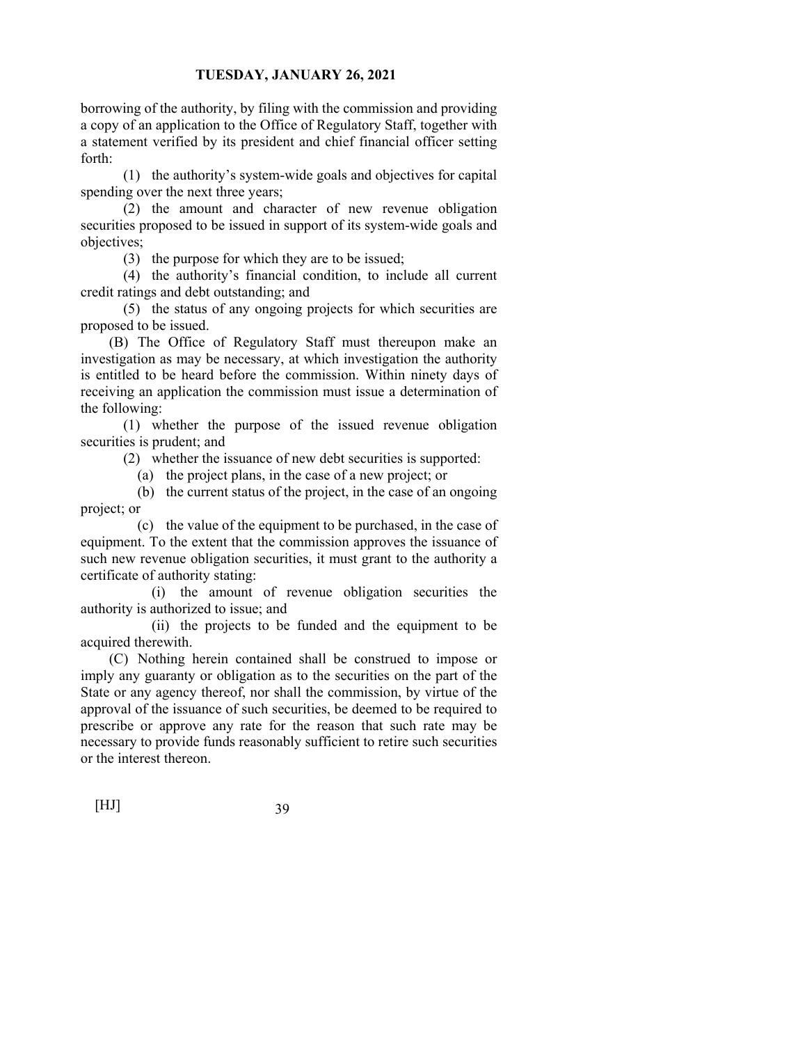borrowing of the authority, by filing with the commission and providing a copy of an application to the Office of Regulatory Staff, together with a statement verified by its president and chief financial officer setting forth:

(1) the authority's system-wide goals and objectives for capital spending over the next three years;

(2) the amount and character of new revenue obligation securities proposed to be issued in support of its system-wide goals and objectives;

(3) the purpose for which they are to be issued;

(4) the authority's financial condition, to include all current credit ratings and debt outstanding; and

(5) the status of any ongoing projects for which securities are proposed to be issued.

(B) The Office of Regulatory Staff must thereupon make an investigation as may be necessary, at which investigation the authority is entitled to be heard before the commission. Within ninety days of receiving an application the commission must issue a determination of the following:

(1) whether the purpose of the issued revenue obligation securities is prudent; and

(2) whether the issuance of new debt securities is supported:

(a) the project plans, in the case of a new project; or

(b) the current status of the project, in the case of an ongoing project; or

(c) the value of the equipment to be purchased, in the case of equipment. To the extent that the commission approves the issuance of such new revenue obligation securities, it must grant to the authority a certificate of authority stating:

(i) the amount of revenue obligation securities the authority is authorized to issue; and

(ii) the projects to be funded and the equipment to be acquired therewith.

(C) Nothing herein contained shall be construed to impose or imply any guaranty or obligation as to the securities on the part of the State or any agency thereof, nor shall the commission, by virtue of the approval of the issuance of such securities, be deemed to be required to prescribe or approve any rate for the reason that such rate may be necessary to provide funds reasonably sufficient to retire such securities or the interest thereon.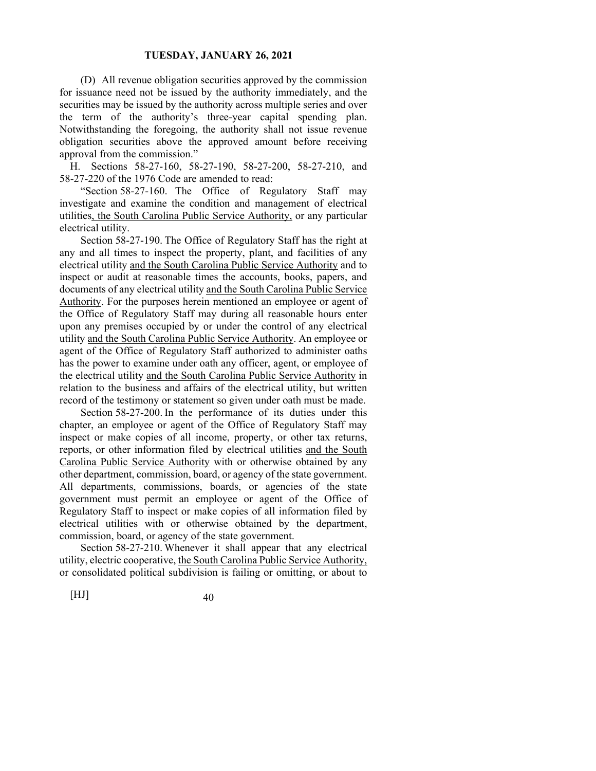(D) All revenue obligation securities approved by the commission for issuance need not be issued by the authority immediately, and the securities may be issued by the authority across multiple series and over the term of the authority's three-year capital spending plan. Notwithstanding the foregoing, the authority shall not issue revenue obligation securities above the approved amount before receiving approval from the commission."

H. Sections 58-27-160, 58-27-190, 58-27-200, 58-27-210, and 58-27-220 of the 1976 Code are amended to read:

"Section 58-27-160. The Office of Regulatory Staff may investigate and examine the condition and management of electrical utilities, the South Carolina Public Service Authority, or any particular electrical utility.

Section 58-27-190. The Office of Regulatory Staff has the right at any and all times to inspect the property, plant, and facilities of any electrical utility and the South Carolina Public Service Authority and to inspect or audit at reasonable times the accounts, books, papers, and documents of any electrical utility and the South Carolina Public Service Authority. For the purposes herein mentioned an employee or agent of the Office of Regulatory Staff may during all reasonable hours enter upon any premises occupied by or under the control of any electrical utility and the South Carolina Public Service Authority. An employee or agent of the Office of Regulatory Staff authorized to administer oaths has the power to examine under oath any officer, agent, or employee of the electrical utility and the South Carolina Public Service Authority in relation to the business and affairs of the electrical utility, but written record of the testimony or statement so given under oath must be made.

Section 58-27-200. In the performance of its duties under this chapter, an employee or agent of the Office of Regulatory Staff may inspect or make copies of all income, property, or other tax returns, reports, or other information filed by electrical utilities and the South Carolina Public Service Authority with or otherwise obtained by any other department, commission, board, or agency of the state government. All departments, commissions, boards, or agencies of the state government must permit an employee or agent of the Office of Regulatory Staff to inspect or make copies of all information filed by electrical utilities with or otherwise obtained by the department, commission, board, or agency of the state government.

Section 58-27-210. Whenever it shall appear that any electrical utility, electric cooperative, the South Carolina Public Service Authority, or consolidated political subdivision is failing or omitting, or about to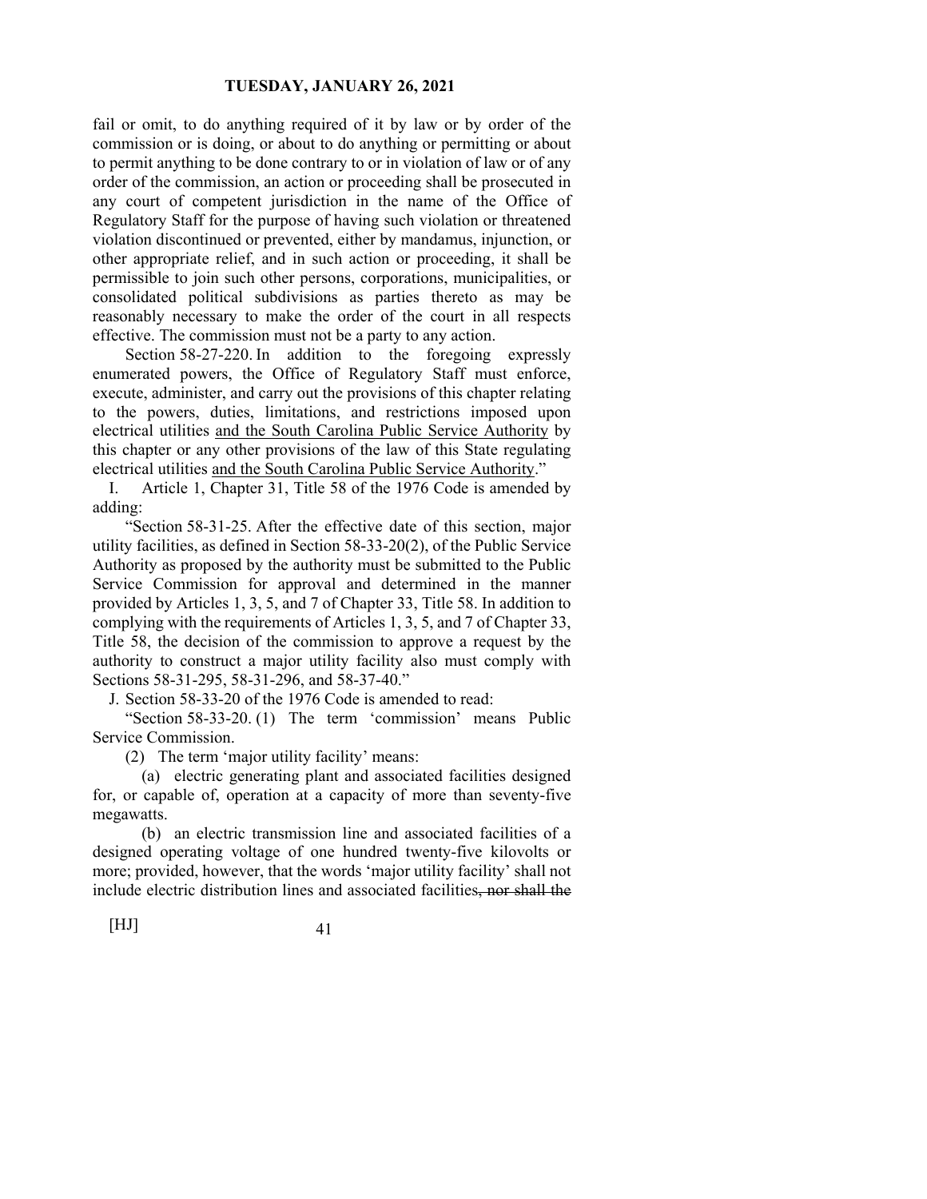fail or omit, to do anything required of it by law or by order of the commission or is doing, or about to do anything or permitting or about to permit anything to be done contrary to or in violation of law or of any order of the commission, an action or proceeding shall be prosecuted in any court of competent jurisdiction in the name of the Office of Regulatory Staff for the purpose of having such violation or threatened violation discontinued or prevented, either by mandamus, injunction, or other appropriate relief, and in such action or proceeding, it shall be permissible to join such other persons, corporations, municipalities, or consolidated political subdivisions as parties thereto as may be reasonably necessary to make the order of the court in all respects effective. The commission must not be a party to any action.

Section 58-27-220. In addition to the foregoing expressly enumerated powers, the Office of Regulatory Staff must enforce, execute, administer, and carry out the provisions of this chapter relating to the powers, duties, limitations, and restrictions imposed upon electrical utilities <u>and the South Carolina Public Service Authority</u> by this chapter or any other provisions of the law of this State regulating electrical utilities <u>and the South Carolina Public Service Authority</u>."

I. Article 1, Chapter 31, Title 58 of the 1976 Code is amended by adding:

"Section 58-31-25. After the effective date of this section, major utility facilities, as defined in Section 58-33-20(2), of the Public Service Authority as proposed by the authority must be submitted to the Public Service Commission for approval and determined in the manner provided by Articles 1, 3, 5, and 7 of Chapter 33, Title 58. In addition to complying with the requirements of Articles 1, 3, 5, and 7 of Chapter 33, Title 58, the decision of the commission to approve a request by the authority to construct a major utility facility also must comply with Sections 58-31-295, 58-31-296, and 58-37-40."

J. Section 58-33-20 of the 1976 Code is amended to read:

"Section 58-33-20. (1) The term 'commission' means Public Service Commission.

(2) The term 'major utility facility' means:

(a) electric generating plant and associated facilities designed for, or capable of, operation at a capacity of more than seventy-five megawatts.

(b) an electric transmission line and associated facilities of a designed operating voltage of one hundred twenty-five kilovolts or more; provided, however, that the words 'major utility facility' shall not include electric distribution lines and associated facilities~~, nor shall the~~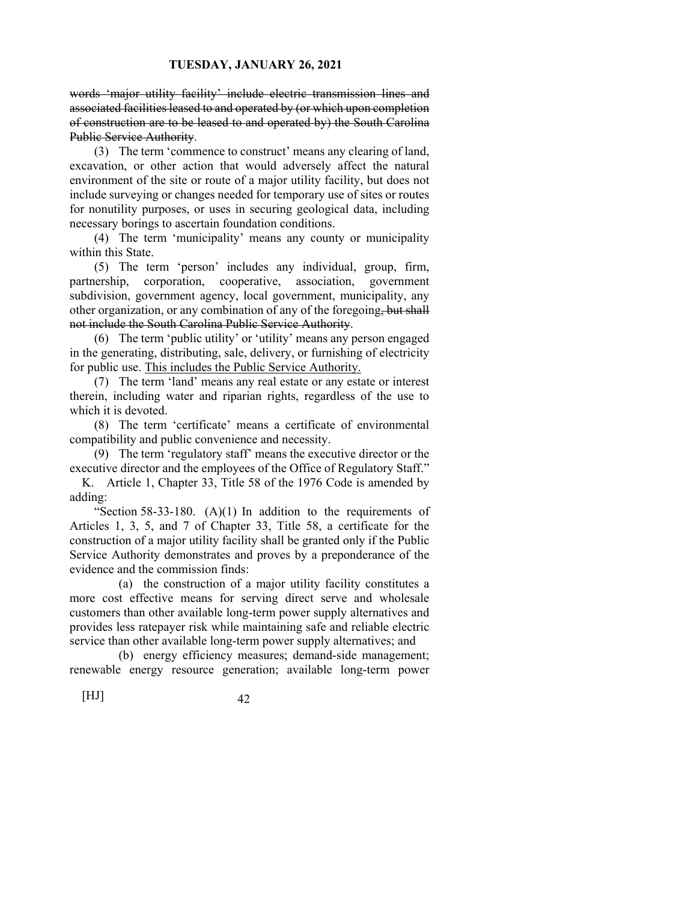~~words 'major utility facility' include electric transmission lines and associated facilities leased to and operated by (or which upon completion of construction are to be leased to and operated by) the South Carolina Public Service Authority~~.

(3) The term 'commence to construct' means any clearing of land, excavation, or other action that would adversely affect the natural environment of the site or route of a major utility facility, but does not include surveying or changes needed for temporary use of sites or routes for nonutility purposes, or uses in securing geological data, including necessary borings to ascertain foundation conditions.

(4) The term 'municipality' means any county or municipality within this State.

(5) The term 'person' includes any individual, group, firm, partnership, corporation, cooperative, association, government subdivision, government agency, local government, municipality, any other organization, or any combination of any of the foregoing~~, but shall not include the South Carolina Public Service Authority~~.

(6) The term 'public utility' or 'utility' means any person engaged in the generating, distributing, sale, delivery, or furnishing of electricity for public use. <u>This includes the Public Service Authority.</u>

(7) The term 'land' means any real estate or any estate or interest therein, including water and riparian rights, regardless of the use to which it is devoted.

(8) The term 'certificate' means a certificate of environmental compatibility and public convenience and necessity.

(9) The term 'regulatory staff' means the executive director or the executive director and the employees of the Office of Regulatory Staff."

K. Article 1, Chapter 33, Title 58 of the 1976 Code is amended by adding:

"Section 58-33-180. (A)(1) In addition to the requirements of Articles 1, 3, 5, and 7 of Chapter 33, Title 58, a certificate for the construction of a major utility facility shall be granted only if the Public Service Authority demonstrates and proves by a preponderance of the evidence and the commission finds:

(a) the construction of a major utility facility constitutes a more cost effective means for serving direct serve and wholesale customers than other available long-term power supply alternatives and provides less ratepayer risk while maintaining safe and reliable electric service than other available long-term power supply alternatives; and

(b) energy efficiency measures; demand-side management; renewable energy resource generation; available long-term power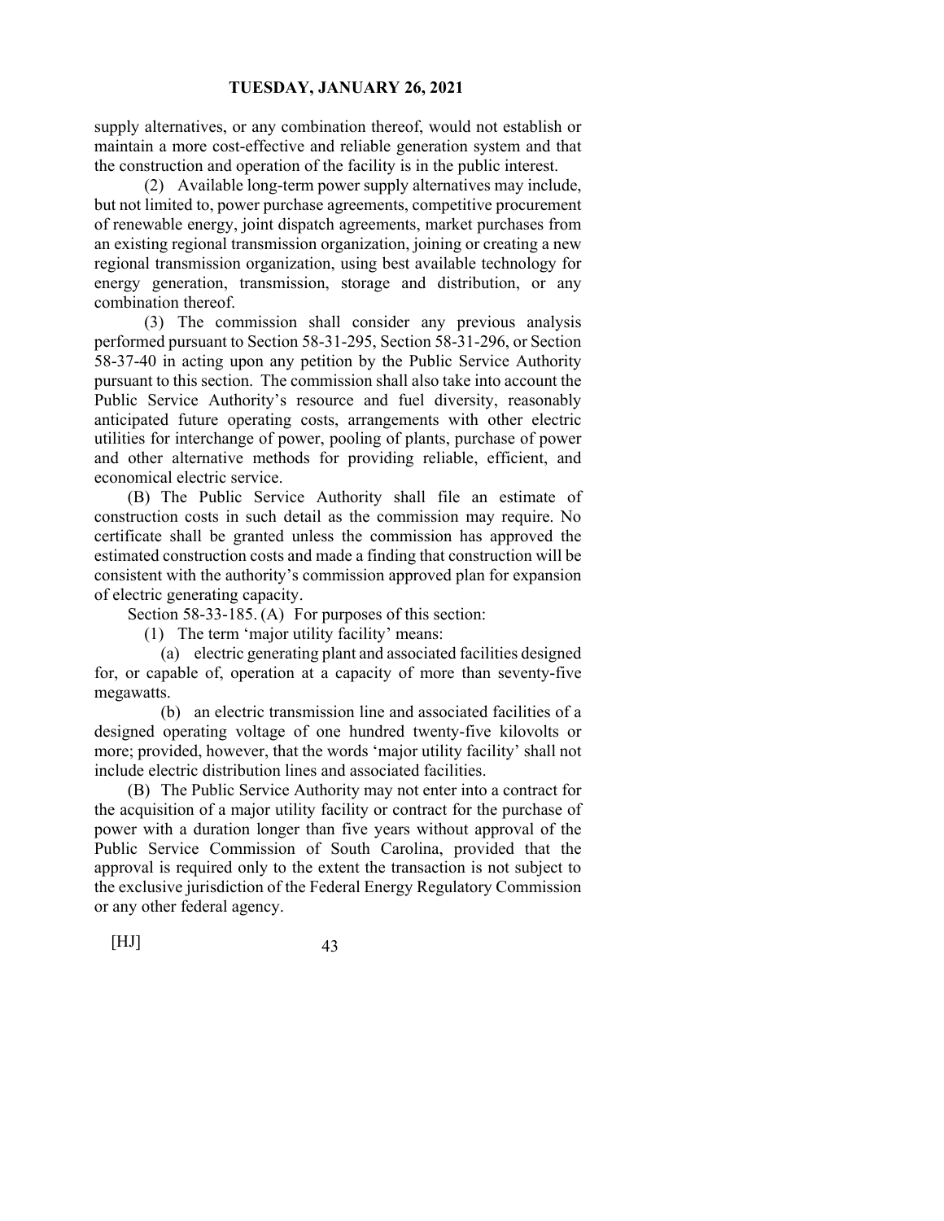supply alternatives, or any combination thereof, would not establish or maintain a more cost-effective and reliable generation system and that the construction and operation of the facility is in the public interest.

(2) Available long-term power supply alternatives may include, but not limited to, power purchase agreements, competitive procurement of renewable energy, joint dispatch agreements, market purchases from an existing regional transmission organization, joining or creating a new regional transmission organization, using best available technology for energy generation, transmission, storage and distribution, or any combination thereof.

(3) The commission shall consider any previous analysis performed pursuant to Section 58-31-295, Section 58-31-296, or Section 58-37-40 in acting upon any petition by the Public Service Authority pursuant to this section. The commission shall also take into account the Public Service Authority's resource and fuel diversity, reasonably anticipated future operating costs, arrangements with other electric utilities for interchange of power, pooling of plants, purchase of power and other alternative methods for providing reliable, efficient, and economical electric service.

(B) The Public Service Authority shall file an estimate of construction costs in such detail as the commission may require. No certificate shall be granted unless the commission has approved the estimated construction costs and made a finding that construction will be consistent with the authority's commission approved plan for expansion of electric generating capacity.

Section 58-33-185. (A) For purposes of this section:

(1) The term 'major utility facility' means:

(a) electric generating plant and associated facilities designed for, or capable of, operation at a capacity of more than seventy-five megawatts.

(b) an electric transmission line and associated facilities of a designed operating voltage of one hundred twenty-five kilovolts or more; provided, however, that the words 'major utility facility' shall not include electric distribution lines and associated facilities.

(B) The Public Service Authority may not enter into a contract for the acquisition of a major utility facility or contract for the purchase of power with a duration longer than five years without approval of the Public Service Commission of South Carolina, provided that the approval is required only to the extent the transaction is not subject to the exclusive jurisdiction of the Federal Energy Regulatory Commission or any other federal agency.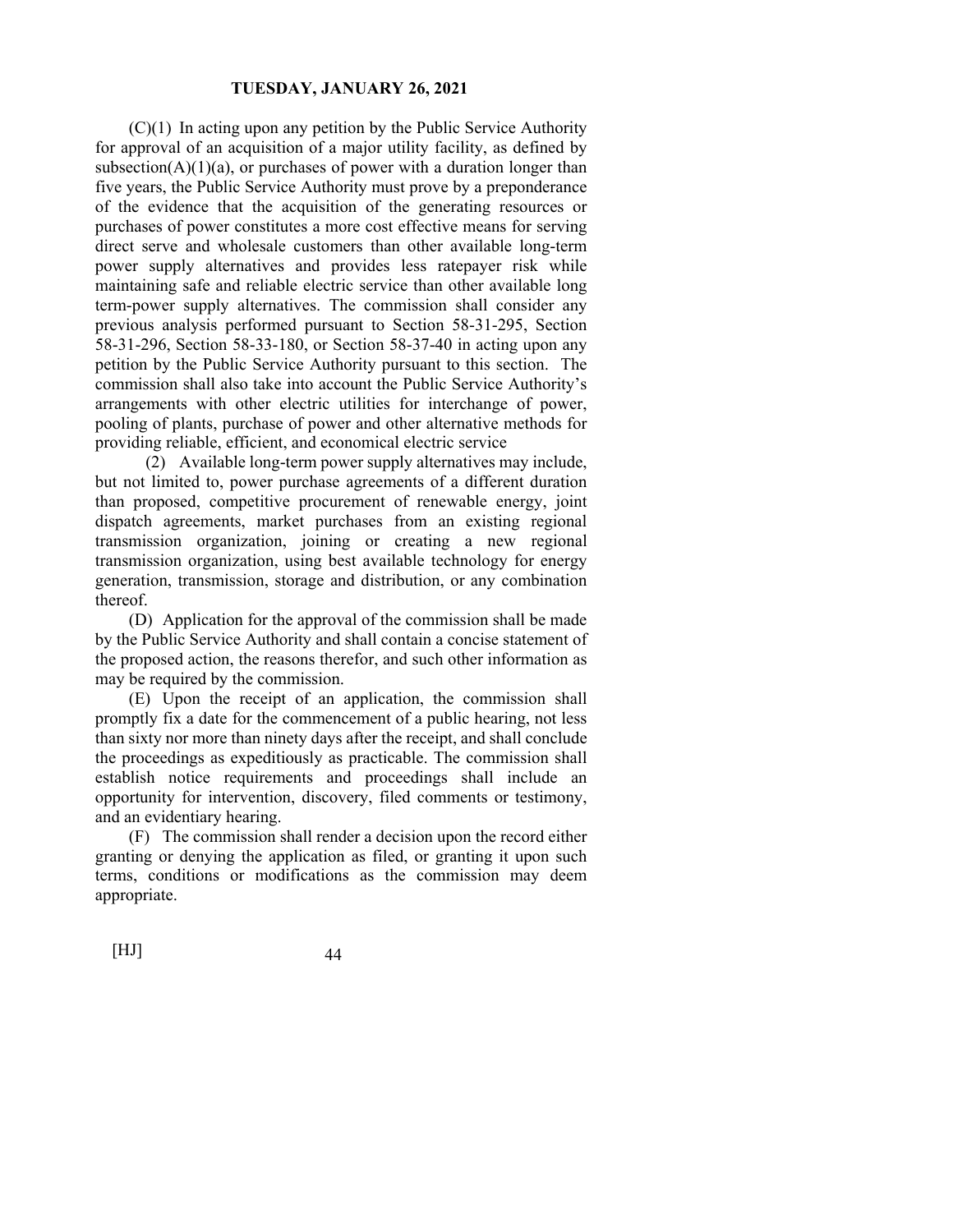(C)(1) In acting upon any petition by the Public Service Authority for approval of an acquisition of a major utility facility, as defined by subsection(A)(1)(a), or purchases of power with a duration longer than five years, the Public Service Authority must prove by a preponderance of the evidence that the acquisition of the generating resources or purchases of power constitutes a more cost effective means for serving direct serve and wholesale customers than other available long-term power supply alternatives and provides less ratepayer risk while maintaining safe and reliable electric service than other available long term-power supply alternatives. The commission shall consider any previous analysis performed pursuant to Section 58-31-295, Section 58-31-296, Section 58-33-180, or Section 58-37-40 in acting upon any petition by the Public Service Authority pursuant to this section. The commission shall also take into account the Public Service Authority's arrangements with other electric utilities for interchange of power, pooling of plants, purchase of power and other alternative methods for providing reliable, efficient, and economical electric service

(2) Available long-term power supply alternatives may include, but not limited to, power purchase agreements of a different duration than proposed, competitive procurement of renewable energy, joint dispatch agreements, market purchases from an existing regional transmission organization, joining or creating a new regional transmission organization, using best available technology for energy generation, transmission, storage and distribution, or any combination thereof.

(D) Application for the approval of the commission shall be made by the Public Service Authority and shall contain a concise statement of the proposed action, the reasons therefor, and such other information as may be required by the commission.

(E) Upon the receipt of an application, the commission shall promptly fix a date for the commencement of a public hearing, not less than sixty nor more than ninety days after the receipt, and shall conclude the proceedings as expeditiously as practicable. The commission shall establish notice requirements and proceedings shall include an opportunity for intervention, discovery, filed comments or testimony, and an evidentiary hearing.

(F) The commission shall render a decision upon the record either granting or denying the application as filed, or granting it upon such terms, conditions or modifications as the commission may deem appropriate.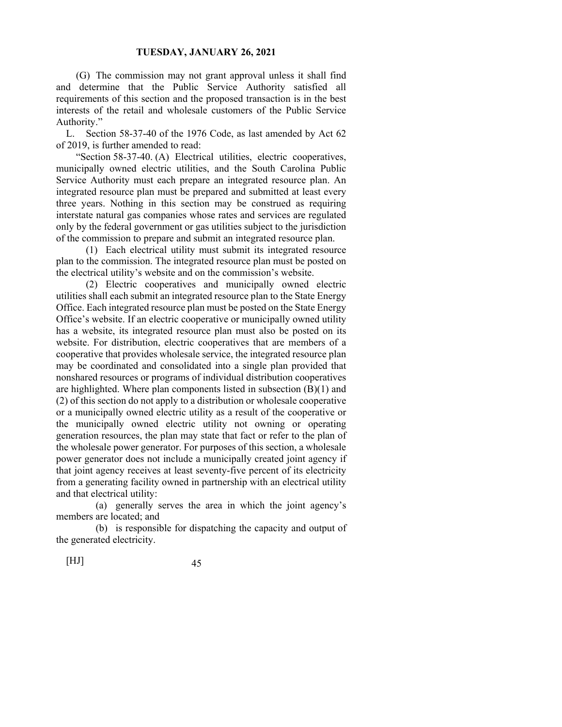(G) The commission may not grant approval unless it shall find and determine that the Public Service Authority satisfied all requirements of this section and the proposed transaction is in the best interests of the retail and wholesale customers of the Public Service Authority."

L. Section 58-37-40 of the 1976 Code, as last amended by Act 62 of 2019, is further amended to read:

"Section 58-37-40. (A) Electrical utilities, electric cooperatives, municipally owned electric utilities, and the South Carolina Public Service Authority must each prepare an integrated resource plan. An integrated resource plan must be prepared and submitted at least every three years. Nothing in this section may be construed as requiring interstate natural gas companies whose rates and services are regulated only by the federal government or gas utilities subject to the jurisdiction of the commission to prepare and submit an integrated resource plan.

(1) Each electrical utility must submit its integrated resource plan to the commission. The integrated resource plan must be posted on the electrical utility's website and on the commission's website.

(2) Electric cooperatives and municipally owned electric utilities shall each submit an integrated resource plan to the State Energy Office. Each integrated resource plan must be posted on the State Energy Office's website. If an electric cooperative or municipally owned utility has a website, its integrated resource plan must also be posted on its website. For distribution, electric cooperatives that are members of a cooperative that provides wholesale service, the integrated resource plan may be coordinated and consolidated into a single plan provided that nonshared resources or programs of individual distribution cooperatives are highlighted. Where plan components listed in subsection (B)(1) and (2) of this section do not apply to a distribution or wholesale cooperative or a municipally owned electric utility as a result of the cooperative or the municipally owned electric utility not owning or operating generation resources, the plan may state that fact or refer to the plan of the wholesale power generator. For purposes of this section, a wholesale power generator does not include a municipally created joint agency if that joint agency receives at least seventy-five percent of its electricity from a generating facility owned in partnership with an electrical utility and that electrical utility:

(a) generally serves the area in which the joint agency's members are located; and

(b) is responsible for dispatching the capacity and output of the generated electricity.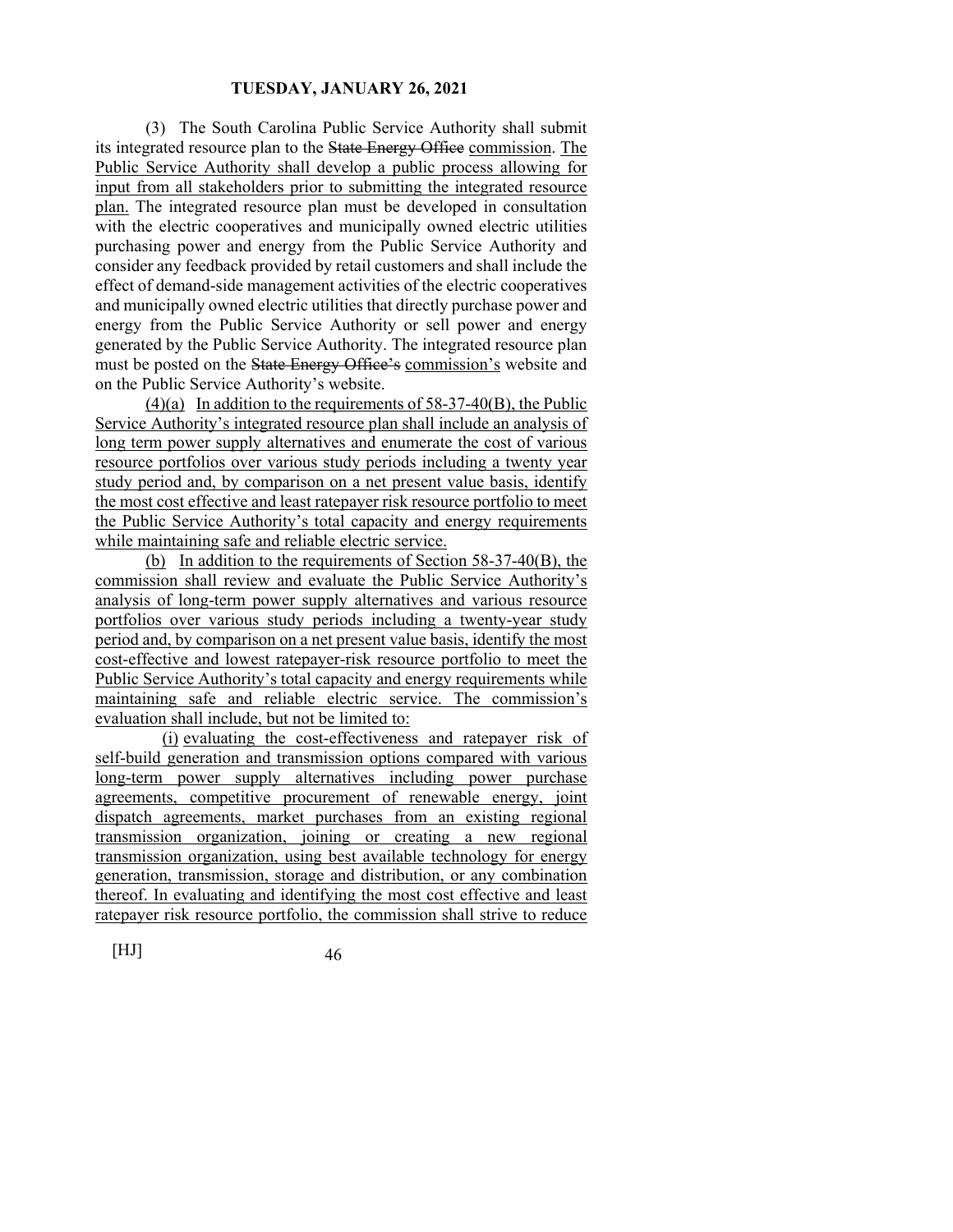(3) The South Carolina Public Service Authority shall submit its integrated resource plan to the ~~State Energy Office~~ commission. The Public Service Authority shall develop a public process allowing for input from all stakeholders prior to submitting the integrated resource plan. The integrated resource plan must be developed in consultation with the electric cooperatives and municipally owned electric utilities purchasing power and energy from the Public Service Authority and consider any feedback provided by retail customers and shall include the effect of demand-side management activities of the electric cooperatives and municipally owned electric utilities that directly purchase power and energy from the Public Service Authority or sell power and energy generated by the Public Service Authority. The integrated resource plan must be posted on the ~~State Energy Office's~~ commission's website and on the Public Service Authority's website.

(4)(a) In addition to the requirements of 58-37-40(B), the Public Service Authority's integrated resource plan shall include an analysis of long term power supply alternatives and enumerate the cost of various resource portfolios over various study periods including a twenty year study period and, by comparison on a net present value basis, identify the most cost effective and least ratepayer risk resource portfolio to meet the Public Service Authority's total capacity and energy requirements while maintaining safe and reliable electric service.

(b) In addition to the requirements of Section 58-37-40(B), the commission shall review and evaluate the Public Service Authority's analysis of long-term power supply alternatives and various resource portfolios over various study periods including a twenty-year study period and, by comparison on a net present value basis, identify the most cost-effective and lowest ratepayer-risk resource portfolio to meet the Public Service Authority's total capacity and energy requirements while maintaining safe and reliable electric service. The commission's evaluation shall include, but not be limited to:

(i) evaluating the cost-effectiveness and ratepayer risk of self-build generation and transmission options compared with various long-term power supply alternatives including power purchase agreements, competitive procurement of renewable energy, joint dispatch agreements, market purchases from an existing regional transmission organization, joining or creating a new regional transmission organization, using best available technology for energy generation, transmission, storage and distribution, or any combination thereof. In evaluating and identifying the most cost effective and least ratepayer risk resource portfolio, the commission shall strive to reduce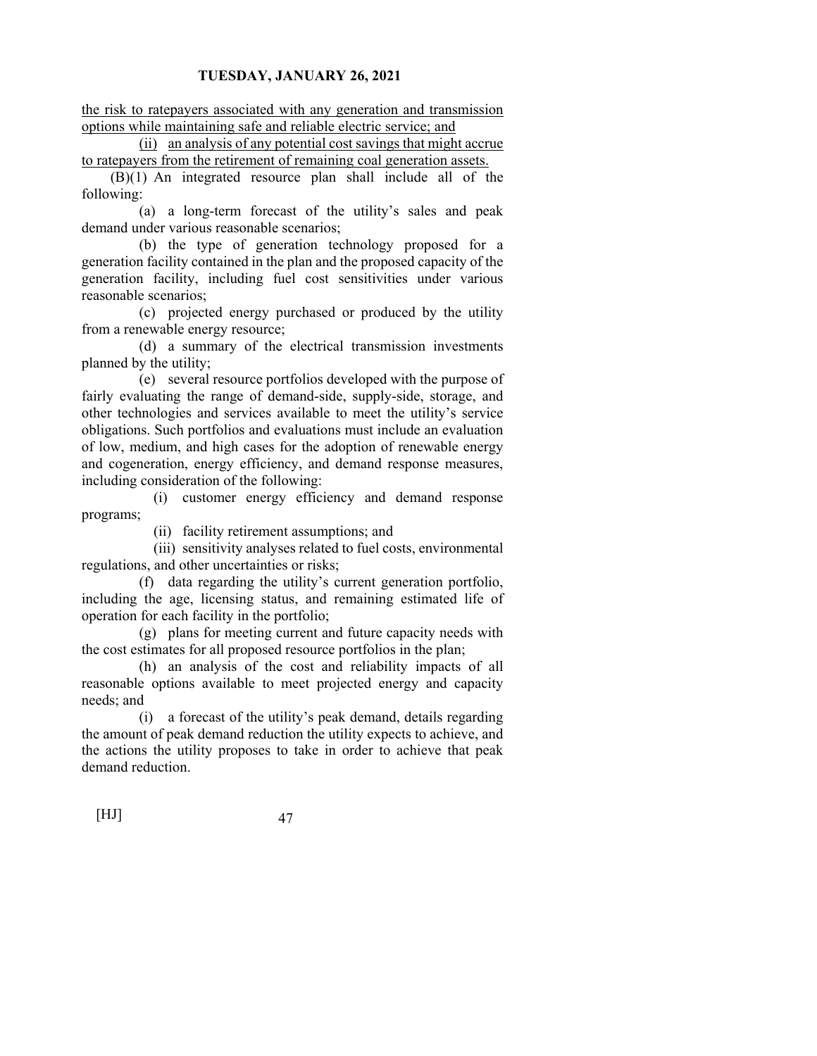<u>the risk to ratepayers associated with any generation and transmission options while maintaining safe and reliable electric service; and</u>

<u>(ii) an analysis of any potential cost savings that might accrue to ratepayers from the retirement of remaining coal generation assets.</u>

(B)(1) An integrated resource plan shall include all of the following:

(a) a long-term forecast of the utility's sales and peak demand under various reasonable scenarios;

(b) the type of generation technology proposed for a generation facility contained in the plan and the proposed capacity of the generation facility, including fuel cost sensitivities under various reasonable scenarios;

(c) projected energy purchased or produced by the utility from a renewable energy resource;

(d) a summary of the electrical transmission investments planned by the utility;

(e) several resource portfolios developed with the purpose of fairly evaluating the range of demand-side, supply-side, storage, and other technologies and services available to meet the utility's service obligations. Such portfolios and evaluations must include an evaluation of low, medium, and high cases for the adoption of renewable energy and cogeneration, energy efficiency, and demand response measures, including consideration of the following:

(i) customer energy efficiency and demand response programs;

(ii) facility retirement assumptions; and

(iii) sensitivity analyses related to fuel costs, environmental regulations, and other uncertainties or risks;

(f) data regarding the utility's current generation portfolio, including the age, licensing status, and remaining estimated life of operation for each facility in the portfolio;

(g) plans for meeting current and future capacity needs with the cost estimates for all proposed resource portfolios in the plan;

(h) an analysis of the cost and reliability impacts of all reasonable options available to meet projected energy and capacity needs; and

(i) a forecast of the utility's peak demand, details regarding the amount of peak demand reduction the utility expects to achieve, and the actions the utility proposes to take in order to achieve that peak demand reduction.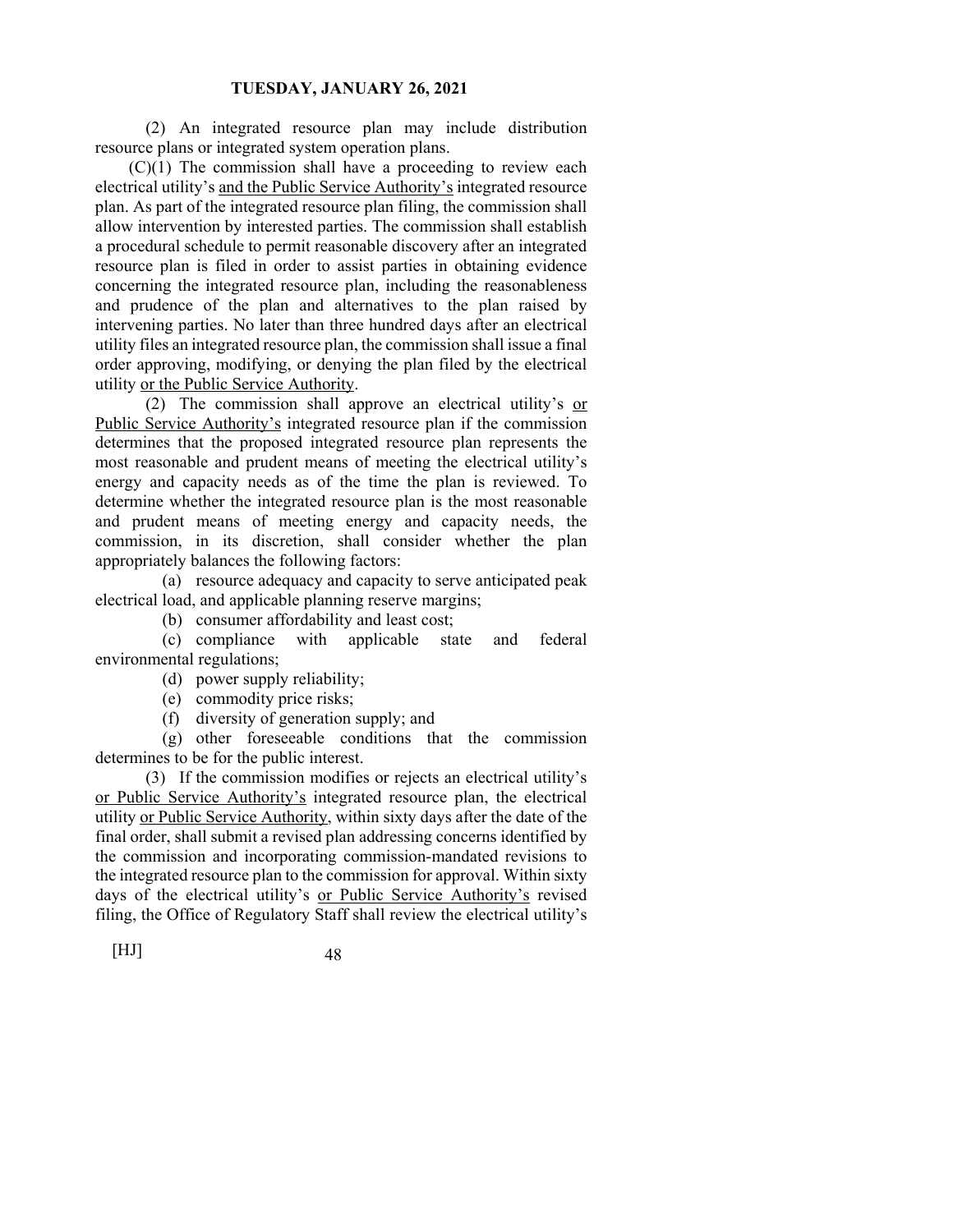(2) An integrated resource plan may include distribution resource plans or integrated system operation plans.

(C)(1) The commission shall have a proceeding to review each electrical utility's and the Public Service Authority's integrated resource plan. As part of the integrated resource plan filing, the commission shall allow intervention by interested parties. The commission shall establish a procedural schedule to permit reasonable discovery after an integrated resource plan is filed in order to assist parties in obtaining evidence concerning the integrated resource plan, including the reasonableness and prudence of the plan and alternatives to the plan raised by intervening parties. No later than three hundred days after an electrical utility files an integrated resource plan, the commission shall issue a final order approving, modifying, or denying the plan filed by the electrical utility or the Public Service Authority.

(2) The commission shall approve an electrical utility's or Public Service Authority's integrated resource plan if the commission determines that the proposed integrated resource plan represents the most reasonable and prudent means of meeting the electrical utility's energy and capacity needs as of the time the plan is reviewed. To determine whether the integrated resource plan is the most reasonable and prudent means of meeting energy and capacity needs, the commission, in its discretion, shall consider whether the plan appropriately balances the following factors:

(a) resource adequacy and capacity to serve anticipated peak electrical load, and applicable planning reserve margins;

(b) consumer affordability and least cost;

(c) compliance with applicable state and federal environmental regulations;

(d) power supply reliability;

(e) commodity price risks;

(f) diversity of generation supply; and

(g) other foreseeable conditions that the commission determines to be for the public interest.

(3) If the commission modifies or rejects an electrical utility's or Public Service Authority's integrated resource plan, the electrical utility or Public Service Authority, within sixty days after the date of the final order, shall submit a revised plan addressing concerns identified by the commission and incorporating commission-mandated revisions to the integrated resource plan to the commission for approval. Within sixty days of the electrical utility's or Public Service Authority's revised filing, the Office of Regulatory Staff shall review the electrical utility's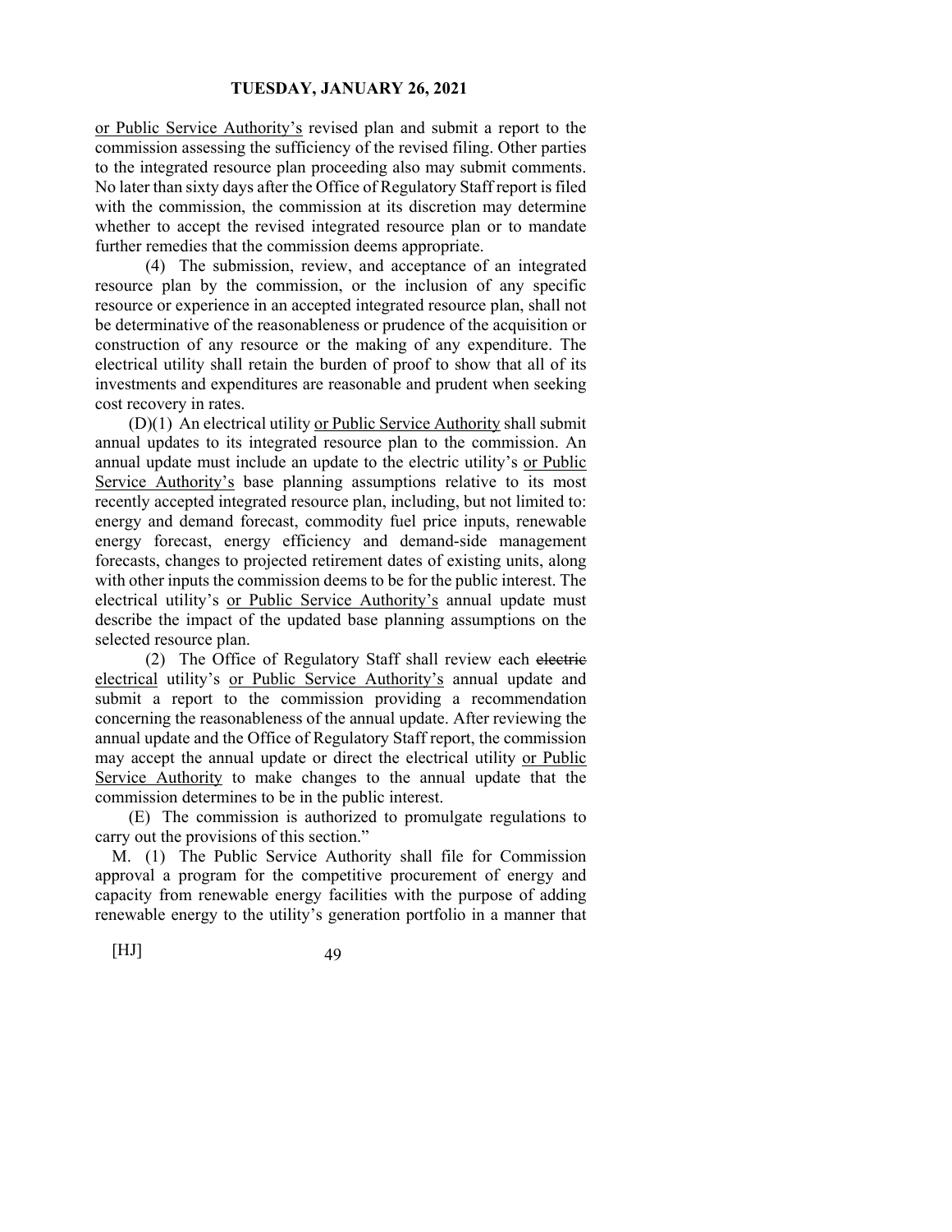or Public Service Authority's revised plan and submit a report to the commission assessing the sufficiency of the revised filing. Other parties to the integrated resource plan proceeding also may submit comments. No later than sixty days after the Office of Regulatory Staff report is filed with the commission, the commission at its discretion may determine whether to accept the revised integrated resource plan or to mandate further remedies that the commission deems appropriate.

(4) The submission, review, and acceptance of an integrated resource plan by the commission, or the inclusion of any specific resource or experience in an accepted integrated resource plan, shall not be determinative of the reasonableness or prudence of the acquisition or construction of any resource or the making of any expenditure. The electrical utility shall retain the burden of proof to show that all of its investments and expenditures are reasonable and prudent when seeking cost recovery in rates.

(D)(1) An electrical utility or Public Service Authority shall submit annual updates to its integrated resource plan to the commission. An annual update must include an update to the electric utility's or Public Service Authority's base planning assumptions relative to its most recently accepted integrated resource plan, including, but not limited to: energy and demand forecast, commodity fuel price inputs, renewable energy forecast, energy efficiency and demand-side management forecasts, changes to projected retirement dates of existing units, along with other inputs the commission deems to be for the public interest. The electrical utility's or Public Service Authority's annual update must describe the impact of the updated base planning assumptions on the selected resource plan.

(2) The Office of Regulatory Staff shall review each ~~electric~~ electrical utility's or Public Service Authority's annual update and submit a report to the commission providing a recommendation concerning the reasonableness of the annual update. After reviewing the annual update and the Office of Regulatory Staff report, the commission may accept the annual update or direct the electrical utility or Public Service Authority to make changes to the annual update that the commission determines to be in the public interest.

(E) The commission is authorized to promulgate regulations to carry out the provisions of this section."

M. (1) The Public Service Authority shall file for Commission approval a program for the competitive procurement of energy and capacity from renewable energy facilities with the purpose of adding renewable energy to the utility's generation portfolio in a manner that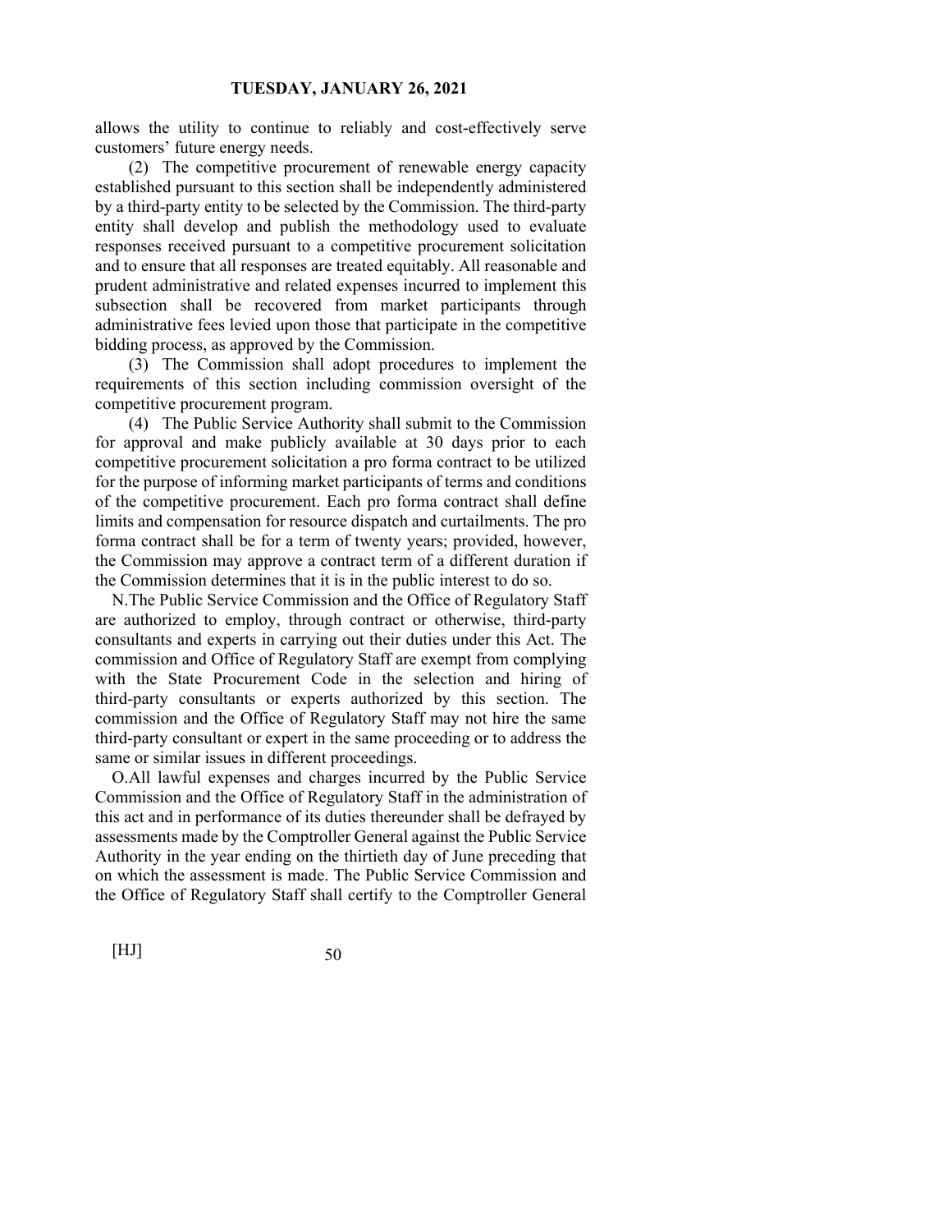allows the utility to continue to reliably and cost-effectively serve customers' future energy needs.

(2) The competitive procurement of renewable energy capacity established pursuant to this section shall be independently administered by a third-party entity to be selected by the Commission. The third-party entity shall develop and publish the methodology used to evaluate responses received pursuant to a competitive procurement solicitation and to ensure that all responses are treated equitably. All reasonable and prudent administrative and related expenses incurred to implement this subsection shall be recovered from market participants through administrative fees levied upon those that participate in the competitive bidding process, as approved by the Commission.

(3) The Commission shall adopt procedures to implement the requirements of this section including commission oversight of the competitive procurement program.

(4) The Public Service Authority shall submit to the Commission for approval and make publicly available at 30 days prior to each competitive procurement solicitation a pro forma contract to be utilized for the purpose of informing market participants of terms and conditions of the competitive procurement. Each pro forma contract shall define limits and compensation for resource dispatch and curtailments. The pro forma contract shall be for a term of twenty years; provided, however, the Commission may approve a contract term of a different duration if the Commission determines that it is in the public interest to do so.

N.The Public Service Commission and the Office of Regulatory Staff are authorized to employ, through contract or otherwise, third-party consultants and experts in carrying out their duties under this Act. The commission and Office of Regulatory Staff are exempt from complying with the State Procurement Code in the selection and hiring of third-party consultants or experts authorized by this section. The commission and the Office of Regulatory Staff may not hire the same third-party consultant or expert in the same proceeding or to address the same or similar issues in different proceedings.

O.All lawful expenses and charges incurred by the Public Service Commission and the Office of Regulatory Staff in the administration of this act and in performance of its duties thereunder shall be defrayed by assessments made by the Comptroller General against the Public Service Authority in the year ending on the thirtieth day of June preceding that on which the assessment is made. The Public Service Commission and the Office of Regulatory Staff shall certify to the Comptroller General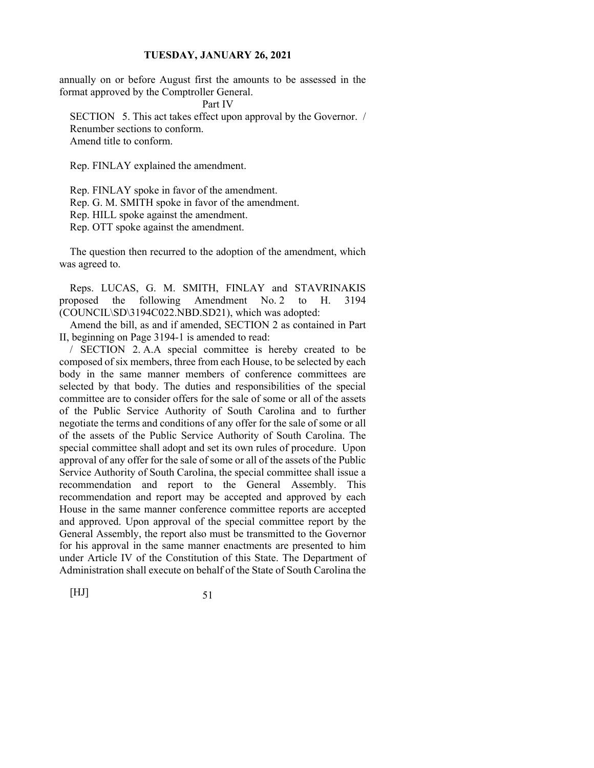annually on or before August first the amounts to be assessed in the format approved by the Comptroller General.

Part IV

SECTION 5. This act takes effect upon approval by the Governor. /

Renumber sections to conform.

Amend title to conform.

Rep. FINLAY explained the amendment.

Rep. FINLAY spoke in favor of the amendment.
Rep. G. M. SMITH spoke in favor of the amendment.
Rep. HILL spoke against the amendment.
Rep. OTT spoke against the amendment.

The question then recurred to the adoption of the amendment, which was agreed to.

Reps. LUCAS, G. M. SMITH, FINLAY and STAVRINAKIS proposed the following Amendment No. 2 to H. 3194 (COUNCIL\SD\3194C022.NBD.SD21), which was adopted:

Amend the bill, as and if amended, SECTION 2 as contained in Part II, beginning on Page 3194-1 is amended to read:

/ SECTION 2. A.A special committee is hereby created to be composed of six members, three from each House, to be selected by each body in the same manner members of conference committees are selected by that body. The duties and responsibilities of the special committee are to consider offers for the sale of some or all of the assets of the Public Service Authority of South Carolina and to further negotiate the terms and conditions of any offer for the sale of some or all of the assets of the Public Service Authority of South Carolina. The special committee shall adopt and set its own rules of procedure. Upon approval of any offer for the sale of some or all of the assets of the Public Service Authority of South Carolina, the special committee shall issue a recommendation and report to the General Assembly. This recommendation and report may be accepted and approved by each House in the same manner conference committee reports are accepted and approved. Upon approval of the special committee report by the General Assembly, the report also must be transmitted to the Governor for his approval in the same manner enactments are presented to him under Article IV of the Constitution of this State. The Department of Administration shall execute on behalf of the State of South Carolina the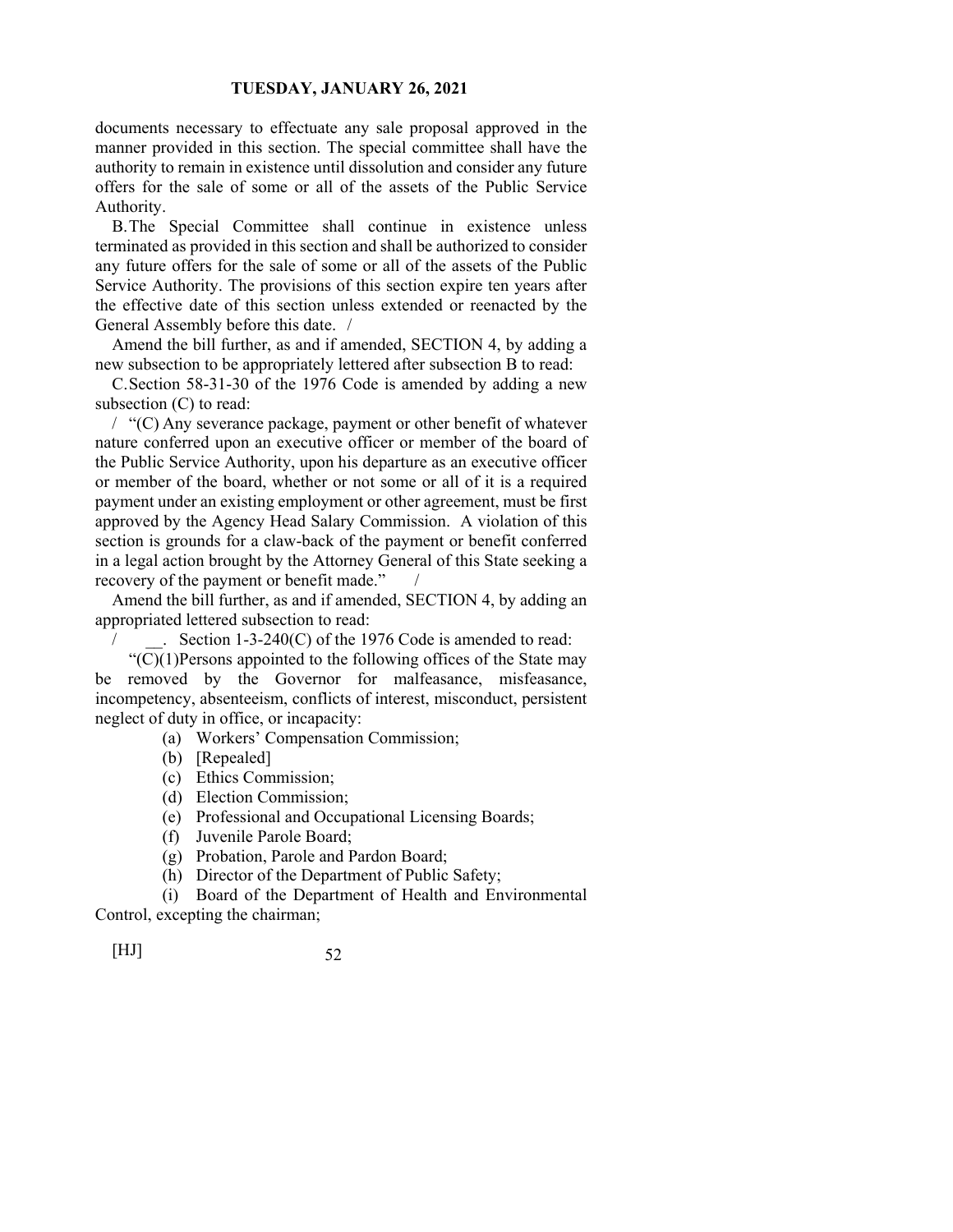documents necessary to effectuate any sale proposal approved in the manner provided in this section. The special committee shall have the authority to remain in existence until dissolution and consider any future offers for the sale of some or all of the assets of the Public Service Authority.

B. The Special Committee shall continue in existence unless terminated as provided in this section and shall be authorized to consider any future offers for the sale of some or all of the assets of the Public Service Authority. The provisions of this section expire ten years after the effective date of this section unless extended or reenacted by the General Assembly before this date. /

Amend the bill further, as and if amended, SECTION 4, by adding a new subsection to be appropriately lettered after subsection B to read:

C. Section 58-31-30 of the 1976 Code is amended by adding a new subsection (C) to read:

/ "(C) Any severance package, payment or other benefit of whatever nature conferred upon an executive officer or member of the board of the Public Service Authority, upon his departure as an executive officer or member of the board, whether or not some or all of it is a required payment under an existing employment or other agreement, must be first approved by the Agency Head Salary Commission. A violation of this section is grounds for a claw-back of the payment or benefit conferred in a legal action brought by the Attorney General of this State seeking a recovery of the payment or benefit made." /

Amend the bill further, as and if amended, SECTION 4, by adding an appropriated lettered subsection to read:

/ \_\_. Section 1-3-240(C) of the 1976 Code is amended to read:

"(C)(1) Persons appointed to the following offices of the State may be removed by the Governor for malfeasance, misfeasance, incompetency, absenteeism, conflicts of interest, misconduct, persistent neglect of duty in office, or incapacity:

(a) Workers' Compensation Commission;

(b) [Repealed]

(c) Ethics Commission;

(d) Election Commission;

(e) Professional and Occupational Licensing Boards;

(f) Juvenile Parole Board;

(g) Probation, Parole and Pardon Board;

(h) Director of the Department of Public Safety;

(i) Board of the Department of Health and Environmental Control, excepting the chairman;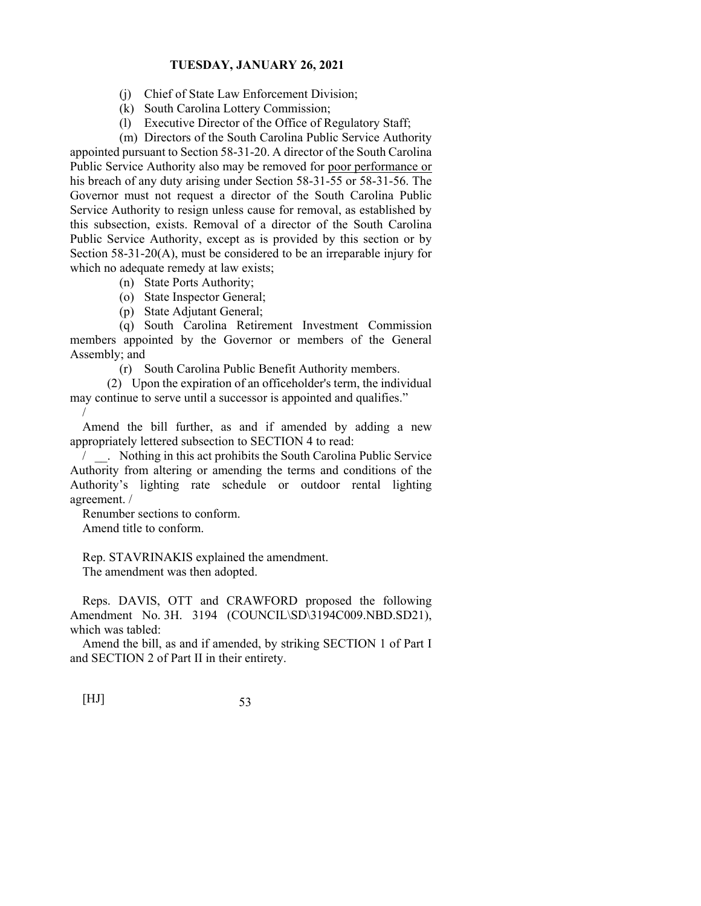(j) Chief of State Law Enforcement Division;

(k) South Carolina Lottery Commission;

(l) Executive Director of the Office of Regulatory Staff;

(m) Directors of the South Carolina Public Service Authority appointed pursuant to Section 58-31-20. A director of the South Carolina Public Service Authority also may be removed for <u>poor performance or</u> his breach of any duty arising under Section 58-31-55 or 58-31-56. The Governor must not request a director of the South Carolina Public Service Authority to resign unless cause for removal, as established by this subsection, exists. Removal of a director of the South Carolina Public Service Authority, except as is provided by this section or by Section 58-31-20(A), must be considered to be an irreparable injury for which no adequate remedy at law exists;

(n) State Ports Authority;

(o) State Inspector General;

(p) State Adjutant General;

(q) South Carolina Retirement Investment Commission members appointed by the Governor or members of the General Assembly; and

(r) South Carolina Public Benefit Authority members.

(2) Upon the expiration of an officeholder's term, the individual may continue to serve until a successor is appointed and qualifies."

/

Amend the bill further, as and if amended by adding a new appropriately lettered subsection to SECTION 4 to read:

/ \_\_. Nothing in this act prohibits the South Carolina Public Service Authority from altering or amending the terms and conditions of the Authority's lighting rate schedule or outdoor rental lighting agreement. /

Renumber sections to conform.

Amend title to conform.

Rep. STAVRINAKIS explained the amendment.

The amendment was then adopted.

Reps. DAVIS, OTT and CRAWFORD proposed the following Amendment No. 3H. 3194 (COUNCIL\SD\3194C009.NBD.SD21), which was tabled:

Amend the bill, as and if amended, by striking SECTION 1 of Part I and SECTION 2 of Part II in their entirety.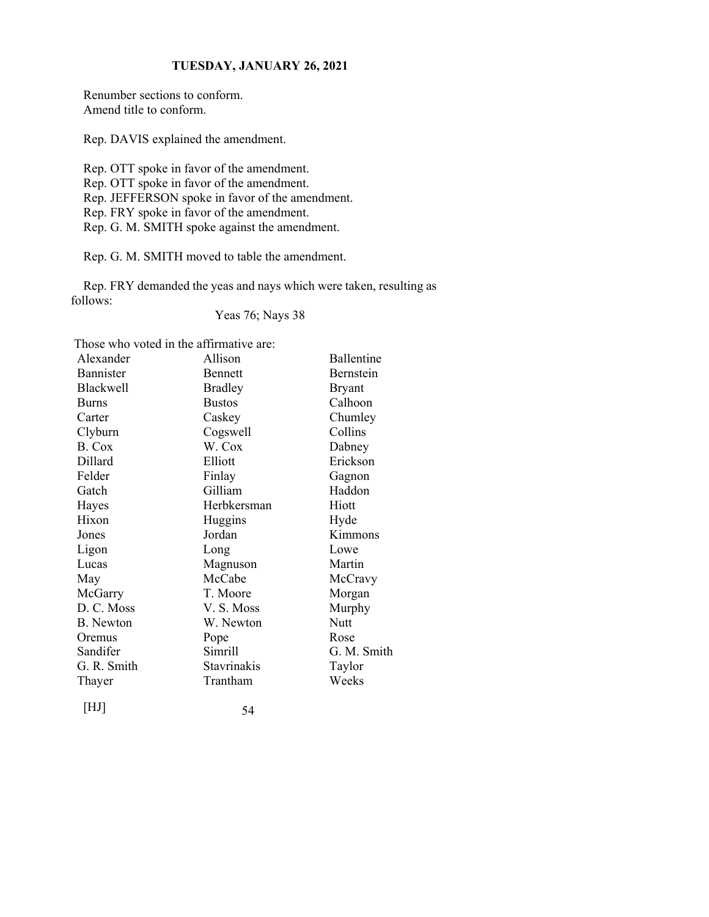Renumber sections to conform.
Amend title to conform.

Rep. DAVIS explained the amendment.

Rep. OTT spoke in favor of the amendment.
Rep. OTT spoke in favor of the amendment.
Rep. JEFFERSON spoke in favor of the amendment.
Rep. FRY spoke in favor of the amendment.
Rep. G. M. SMITH spoke against the amendment.

Rep. G. M. SMITH moved to table the amendment.

Rep. FRY demanded the yeas and nays which were taken, resulting as follows:

Yeas 76; Nays 38

Those who voted in the affirmative are:

| | | |
|---|---|---|
| Alexander | Allison | Ballentine |
| Bannister | Bennett | Bernstein |
| Blackwell | Bradley | Bryant |
| Burns | Bustos | Calhoon |
| Carter | Caskey | Chumley |
| Clyburn | Cogswell | Collins |
| B. Cox | W. Cox | Dabney |
| Dillard | Elliott | Erickson |
| Felder | Finlay | Gagnon |
| Gatch | Gilliam | Haddon |
| Hayes | Herbkersman | Hiott |
| Hixon | Huggins | Hyde |
| Jones | Jordan | Kimmons |
| Ligon | Long | Lowe |
| Lucas | Magnuson | Martin |
| May | McCabe | McCravy |
| McGarry | T. Moore | Morgan |
| D. C. Moss | V. S. Moss | Murphy |
| B. Newton | W. Newton | Nutt |
| Oremus | Pope | Rose |
| Sandifer | Simrill | G. M. Smith |
| G. R. Smith | Stavrinakis | Taylor |
| Thayer | Trantham | Weeks |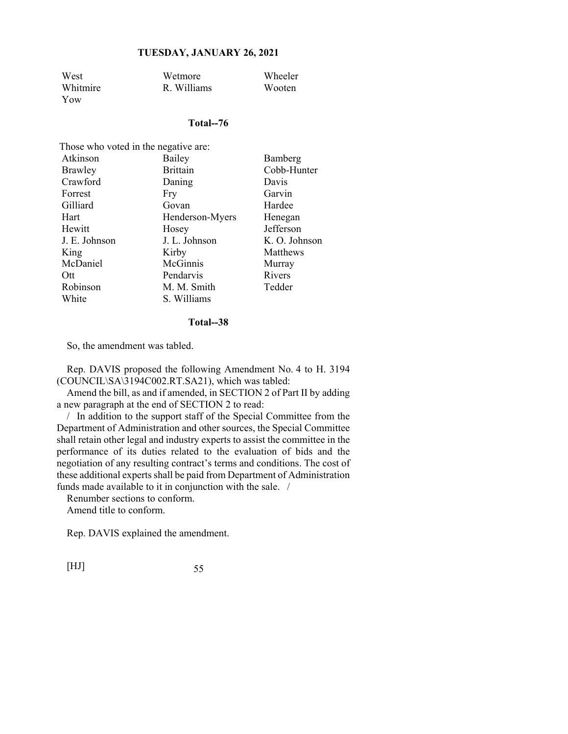| West | Wetmore | Wheeler |
|---|---|---|
| Whitmire | R. Williams | Wooten |
| Yow | | |

**Total--76**

Those who voted in the negative are:

| Atkinson | Bailey | Bamberg |
|---|---|---|
| Brawley | Brittain | Cobb-Hunter |
| Crawford | Daning | Davis |
| Forrest | Fry | Garvin |
| Gilliard | Govan | Hardee |
| Hart | Henderson-Myers | Henegan |
| Hewitt | Hosey | Jefferson |
| J. E. Johnson | J. L. Johnson | K. O. Johnson |
| King | Kirby | Matthews |
| McDaniel | McGinnis | Murray |
| Ott | Pendarvis | Rivers |
| Robinson | M. M. Smith | Tedder |
| White | S. Williams | |

**Total--38**

So, the amendment was tabled.

Rep. DAVIS proposed the following Amendment No. 4 to H. 3194 (COUNCIL\SA\3194C002.RT.SA21), which was tabled:

Amend the bill, as and if amended, in SECTION 2 of Part II by adding a new paragraph at the end of SECTION 2 to read:

/ In addition to the support staff of the Special Committee from the Department of Administration and other sources, the Special Committee shall retain other legal and industry experts to assist the committee in the performance of its duties related to the evaluation of bids and the negotiation of any resulting contract's terms and conditions. The cost of these additional experts shall be paid from Department of Administration funds made available to it in conjunction with the sale. /

Renumber sections to conform.

Amend title to conform.

Rep. DAVIS explained the amendment.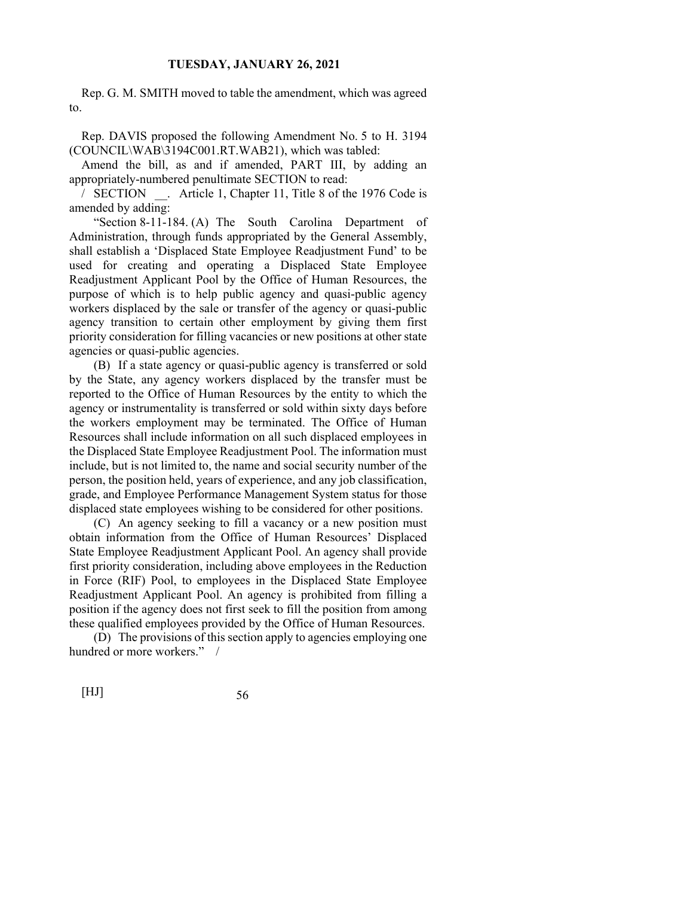Rep. G. M. SMITH moved to table the amendment, which was agreed to.

Rep. DAVIS proposed the following Amendment No. 5 to H. 3194 (COUNCIL\WAB\3194C001.RT.WAB21), which was tabled:

Amend the bill, as and if amended, PART III, by adding an appropriately-numbered penultimate SECTION to read:

/ SECTION __. Article 1, Chapter 11, Title 8 of the 1976 Code is amended by adding:

"Section 8-11-184. (A) The South Carolina Department of Administration, through funds appropriated by the General Assembly, shall establish a 'Displaced State Employee Readjustment Fund' to be used for creating and operating a Displaced State Employee Readjustment Applicant Pool by the Office of Human Resources, the purpose of which is to help public agency and quasi-public agency workers displaced by the sale or transfer of the agency or quasi-public agency transition to certain other employment by giving them first priority consideration for filling vacancies or new positions at other state agencies or quasi-public agencies.

(B) If a state agency or quasi-public agency is transferred or sold by the State, any agency workers displaced by the transfer must be reported to the Office of Human Resources by the entity to which the agency or instrumentality is transferred or sold within sixty days before the workers employment may be terminated. The Office of Human Resources shall include information on all such displaced employees in the Displaced State Employee Readjustment Pool. The information must include, but is not limited to, the name and social security number of the person, the position held, years of experience, and any job classification, grade, and Employee Performance Management System status for those displaced state employees wishing to be considered for other positions.

(C) An agency seeking to fill a vacancy or a new position must obtain information from the Office of Human Resources' Displaced State Employee Readjustment Applicant Pool. An agency shall provide first priority consideration, including above employees in the Reduction in Force (RIF) Pool, to employees in the Displaced State Employee Readjustment Applicant Pool. An agency is prohibited from filling a position if the agency does not first seek to fill the position from among these qualified employees provided by the Office of Human Resources.

(D) The provisions of this section apply to agencies employing one hundred or more workers." /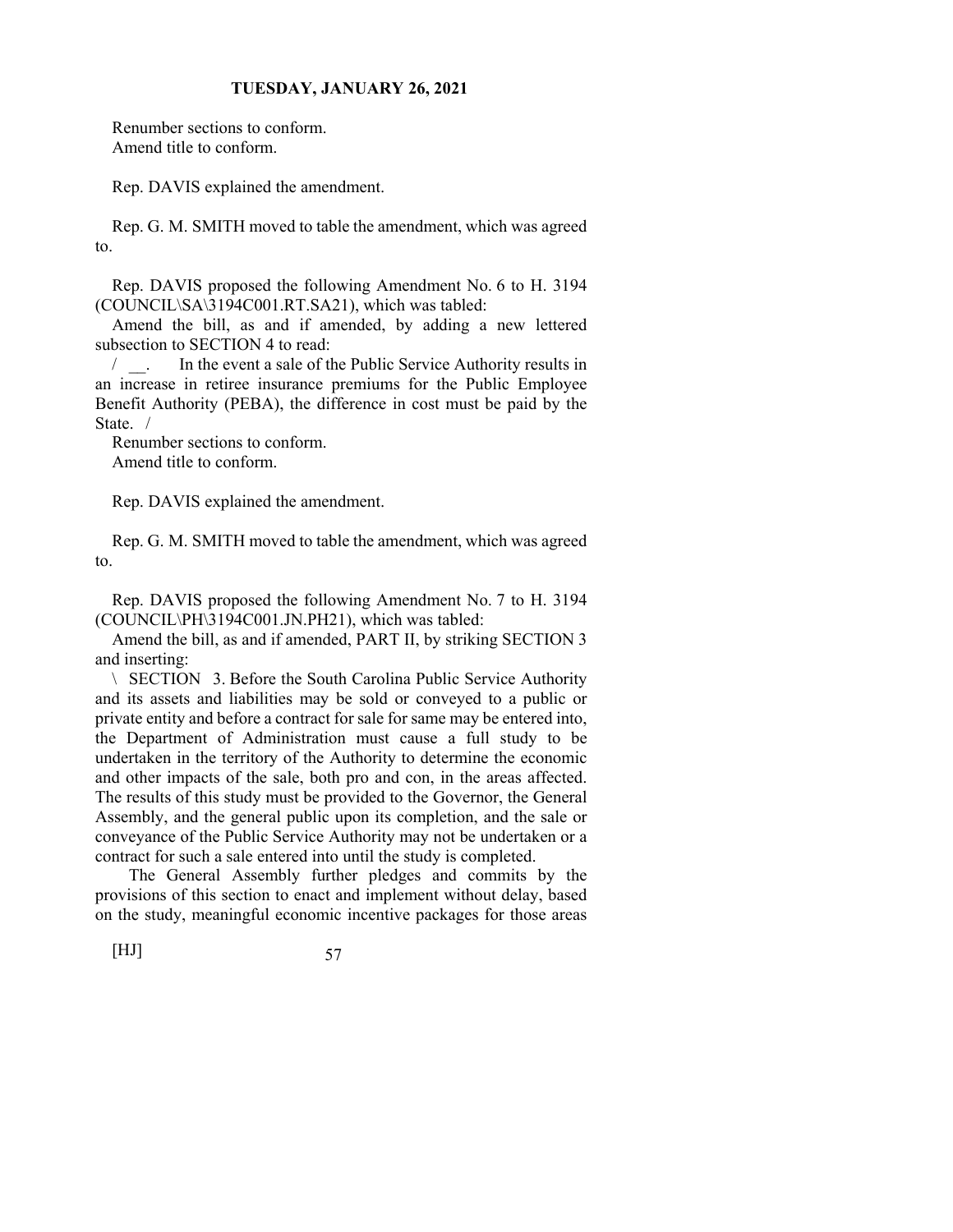Renumber sections to conform.
Amend title to conform.

Rep. DAVIS explained the amendment.

Rep. G. M. SMITH moved to table the amendment, which was agreed to.

Rep. DAVIS proposed the following Amendment No. 6 to H. 3194 (COUNCIL\SA\3194C001.RT.SA21), which was tabled:

Amend the bill, as and if amended, by adding a new lettered subsection to SECTION 4 to read:

/ __. In the event a sale of the Public Service Authority results in an increase in retiree insurance premiums for the Public Employee Benefit Authority (PEBA), the difference in cost must be paid by the State. /

Renumber sections to conform.
Amend title to conform.

Rep. DAVIS explained the amendment.

Rep. G. M. SMITH moved to table the amendment, which was agreed to.

Rep. DAVIS proposed the following Amendment No. 7 to H. 3194 (COUNCIL\PH\3194C001.JN.PH21), which was tabled:

Amend the bill, as and if amended, PART II, by striking SECTION 3 and inserting:

\ SECTION 3. Before the South Carolina Public Service Authority and its assets and liabilities may be sold or conveyed to a public or private entity and before a contract for sale for same may be entered into, the Department of Administration must cause a full study to be undertaken in the territory of the Authority to determine the economic and other impacts of the sale, both pro and con, in the areas affected. The results of this study must be provided to the Governor, the General Assembly, and the general public upon its completion, and the sale or conveyance of the Public Service Authority may not be undertaken or a contract for such a sale entered into until the study is completed.

The General Assembly further pledges and commits by the provisions of this section to enact and implement without delay, based on the study, meaningful economic incentive packages for those areas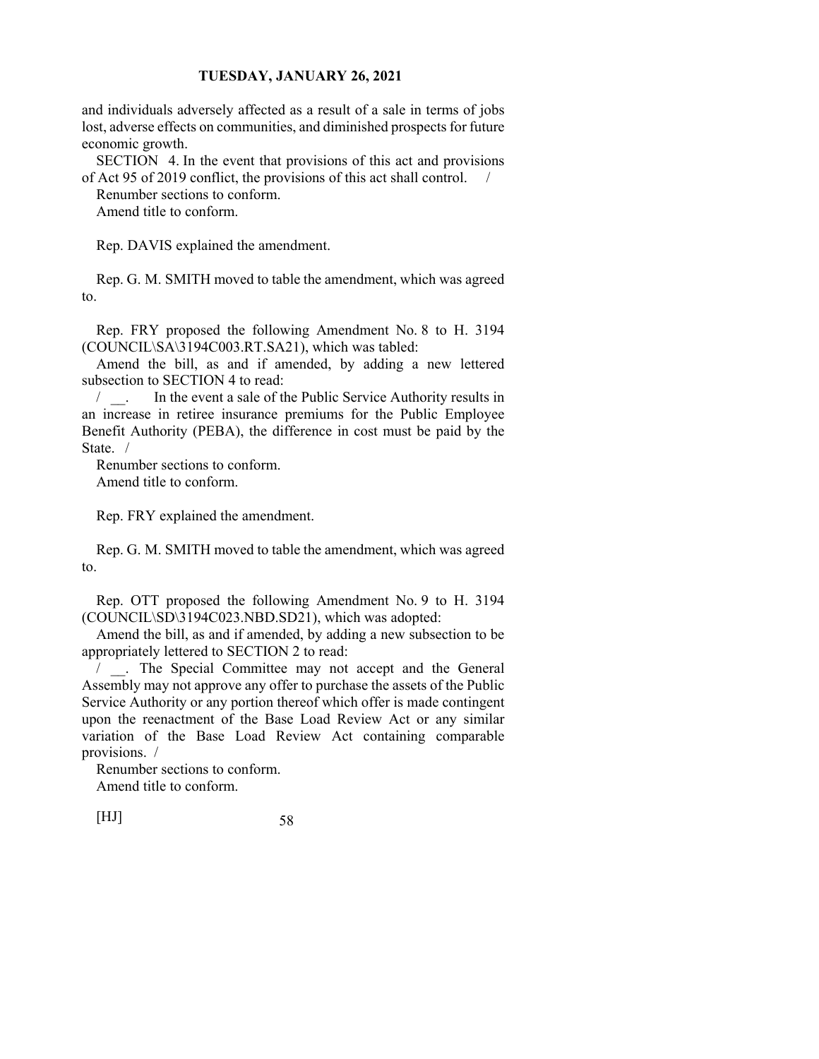and individuals adversely affected as a result of a sale in terms of jobs lost, adverse effects on communities, and diminished prospects for future economic growth.

SECTION 4. In the event that provisions of this act and provisions of Act 95 of 2019 conflict, the provisions of this act shall control. /

Renumber sections to conform.

Amend title to conform.

Rep. DAVIS explained the amendment.

Rep. G. M. SMITH moved to table the amendment, which was agreed to.

Rep. FRY proposed the following Amendment No. 8 to H. 3194 (COUNCIL\SA\3194C003.RT.SA21), which was tabled:

Amend the bill, as and if amended, by adding a new lettered subsection to SECTION 4 to read:

/ __. In the event a sale of the Public Service Authority results in an increase in retiree insurance premiums for the Public Employee Benefit Authority (PEBA), the difference in cost must be paid by the State. /

Renumber sections to conform.

Amend title to conform.

Rep. FRY explained the amendment.

Rep. G. M. SMITH moved to table the amendment, which was agreed to.

Rep. OTT proposed the following Amendment No. 9 to H. 3194 (COUNCIL\SD\3194C023.NBD.SD21), which was adopted:

Amend the bill, as and if amended, by adding a new subsection to be appropriately lettered to SECTION 2 to read:

/ __. The Special Committee may not accept and the General Assembly may not approve any offer to purchase the assets of the Public Service Authority or any portion thereof which offer is made contingent upon the reenactment of the Base Load Review Act or any similar variation of the Base Load Review Act containing comparable provisions. /

Renumber sections to conform.

Amend title to conform.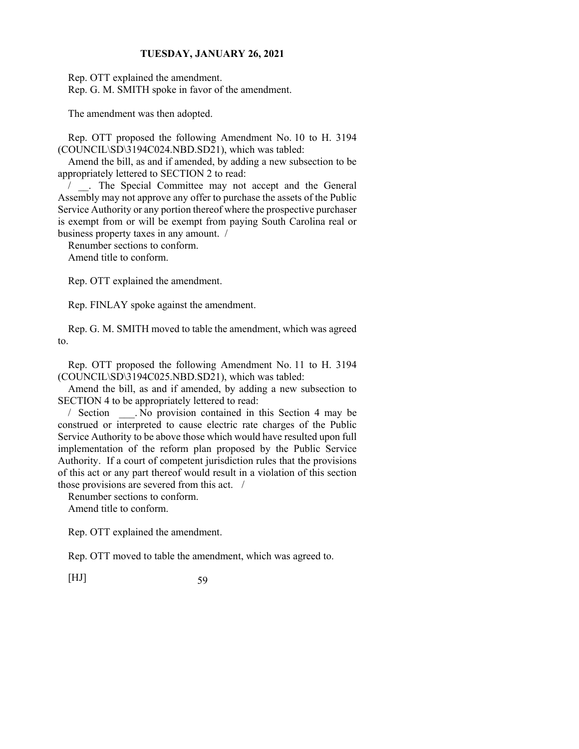Rep. OTT explained the amendment.
Rep. G. M. SMITH spoke in favor of the amendment.

The amendment was then adopted.

Rep. OTT proposed the following Amendment No. 10 to H. 3194 (COUNCIL\SD\3194C024.NBD.SD21), which was tabled:

Amend the bill, as and if amended, by adding a new subsection to be appropriately lettered to SECTION 2 to read:

/ __. The Special Committee may not accept and the General Assembly may not approve any offer to purchase the assets of the Public Service Authority or any portion thereof where the prospective purchaser is exempt from or will be exempt from paying South Carolina real or business property taxes in any amount. /

Renumber sections to conform.
Amend title to conform.

Rep. OTT explained the amendment.

Rep. FINLAY spoke against the amendment.

Rep. G. M. SMITH moved to table the amendment, which was agreed to.

Rep. OTT proposed the following Amendment No. 11 to H. 3194 (COUNCIL\SD\3194C025.NBD.SD21), which was tabled:

Amend the bill, as and if amended, by adding a new subsection to SECTION 4 to be appropriately lettered to read:

/ Section ___. No provision contained in this Section 4 may be construed or interpreted to cause electric rate charges of the Public Service Authority to be above those which would have resulted upon full implementation of the reform plan proposed by the Public Service Authority. If a court of competent jurisdiction rules that the provisions of this act or any part thereof would result in a violation of this section those provisions are severed from this act. /

Renumber sections to conform.
Amend title to conform.

Rep. OTT explained the amendment.

Rep. OTT moved to table the amendment, which was agreed to.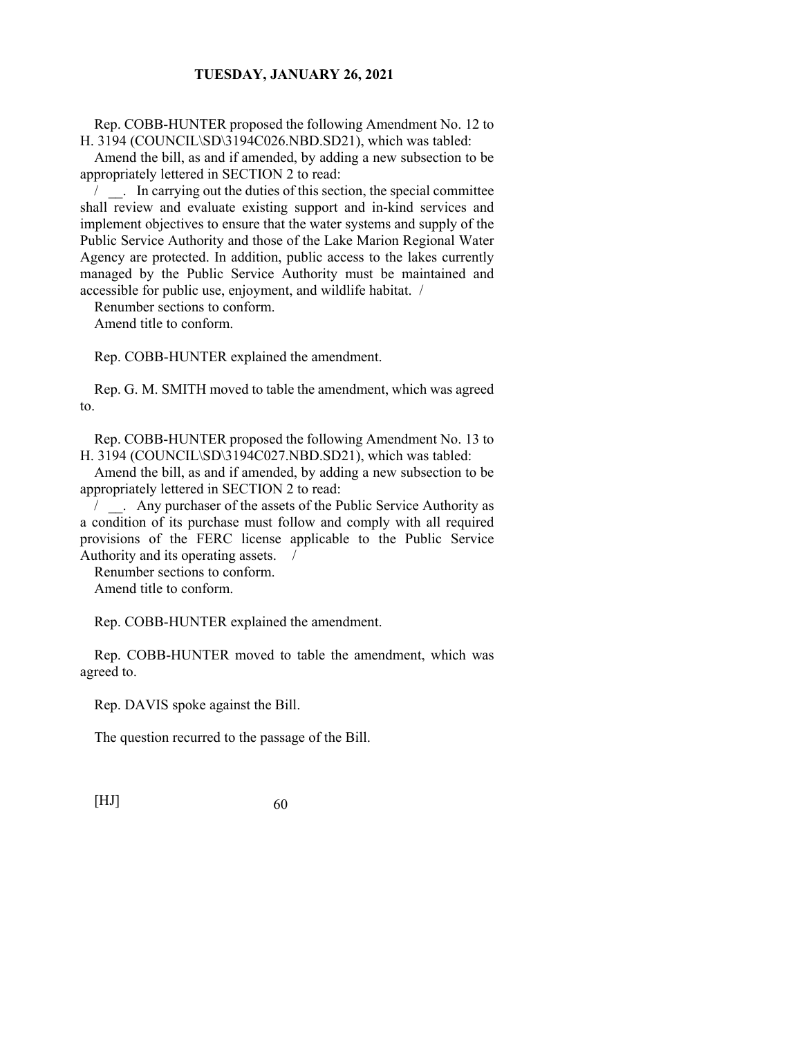Rep. COBB-HUNTER proposed the following Amendment No. 12 to H. 3194 (COUNCIL\SD\3194C026.NBD.SD21), which was tabled:

Amend the bill, as and if amended, by adding a new subsection to be appropriately lettered in SECTION 2 to read:

/ __. In carrying out the duties of this section, the special committee shall review and evaluate existing support and in-kind services and implement objectives to ensure that the water systems and supply of the Public Service Authority and those of the Lake Marion Regional Water Agency are protected. In addition, public access to the lakes currently managed by the Public Service Authority must be maintained and accessible for public use, enjoyment, and wildlife habitat. /

Renumber sections to conform.

Amend title to conform.

Rep. COBB-HUNTER explained the amendment.

Rep. G. M. SMITH moved to table the amendment, which was agreed to.

Rep. COBB-HUNTER proposed the following Amendment No. 13 to H. 3194 (COUNCIL\SD\3194C027.NBD.SD21), which was tabled:

Amend the bill, as and if amended, by adding a new subsection to be appropriately lettered in SECTION 2 to read:

/ __. Any purchaser of the assets of the Public Service Authority as a condition of its purchase must follow and comply with all required provisions of the FERC license applicable to the Public Service Authority and its operating assets. /

Renumber sections to conform.

Amend title to conform.

Rep. COBB-HUNTER explained the amendment.

Rep. COBB-HUNTER moved to table the amendment, which was agreed to.

Rep. DAVIS spoke against the Bill.

The question recurred to the passage of the Bill.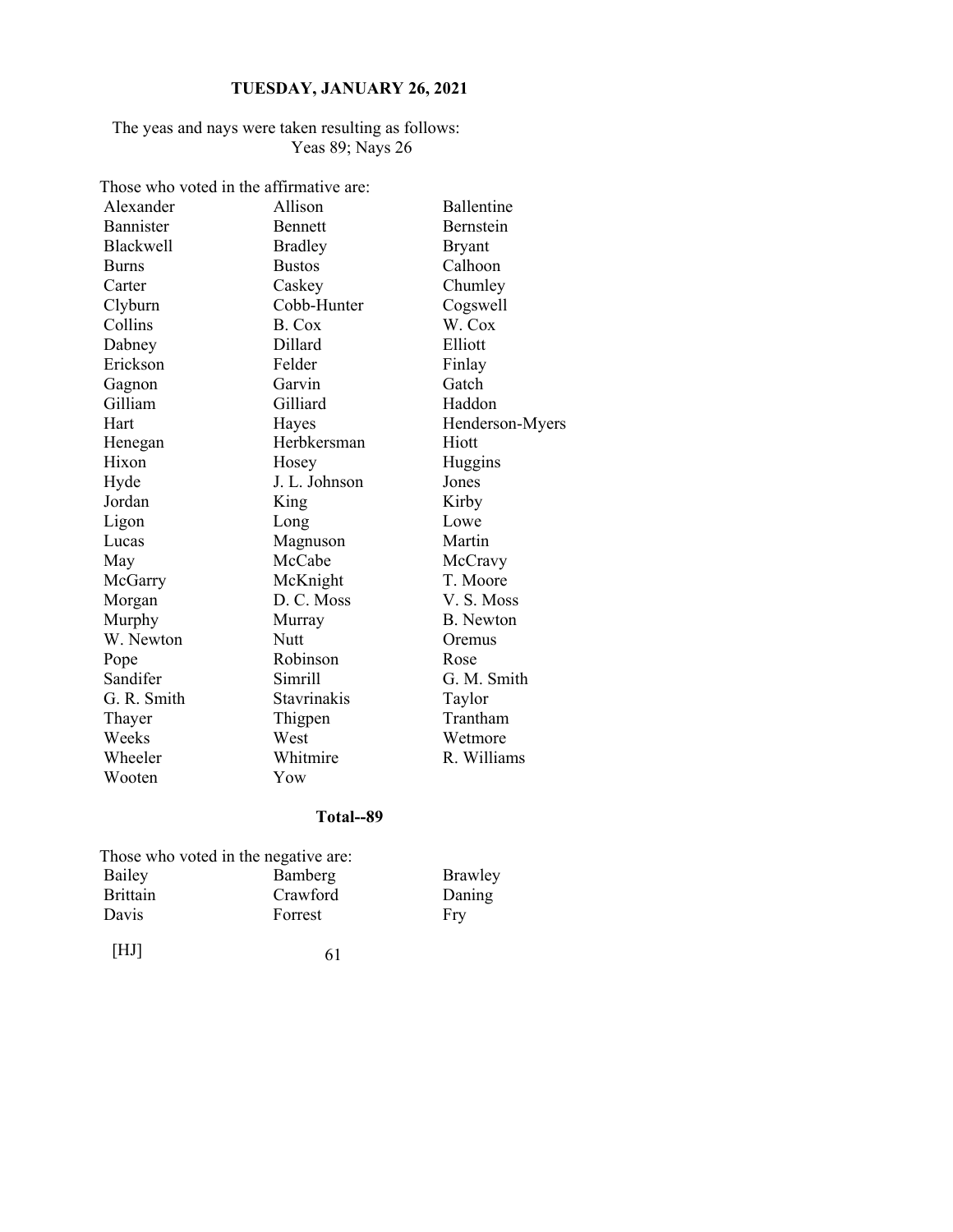The yeas and nays were taken resulting as follows:
Yeas 89; Nays 26

Those who voted in the affirmative are:

| | | |
|---|---|---|
| Alexander | Allison | Ballentine |
| Bannister | Bennett | Bernstein |
| Blackwell | Bradley | Bryant |
| Burns | Bustos | Calhoon |
| Carter | Caskey | Chumley |
| Clyburn | Cobb-Hunter | Cogswell |
| Collins | B. Cox | W. Cox |
| Dabney | Dillard | Elliott |
| Erickson | Felder | Finlay |
| Gagnon | Garvin | Gatch |
| Gilliam | Gilliard | Haddon |
| Hart | Hayes | Henderson-Myers |
| Henegan | Herbkersman | Hiott |
| Hixon | Hosey | Huggins |
| Hyde | J. L. Johnson | Jones |
| Jordan | King | Kirby |
| Ligon | Long | Lowe |
| Lucas | Magnuson | Martin |
| May | McCabe | McCravy |
| McGarry | McKnight | T. Moore |
| Morgan | D. C. Moss | V. S. Moss |
| Murphy | Murray | B. Newton |
| W. Newton | Nutt | Oremus |
| Pope | Robinson | Rose |
| Sandifer | Simrill | G. M. Smith |
| G. R. Smith | Stavrinakis | Taylor |
| Thayer | Thigpen | Trantham |
| Weeks | West | Wetmore |
| Wheeler | Whitmire | R. Williams |
| Wooten | Yow | |

**Total--89**

Those who voted in the negative are:

| | | |
|---|---|---|
| Bailey | Bamberg | Brawley |
| Brittain | Crawford | Daning |
| Davis | Forrest | Fry |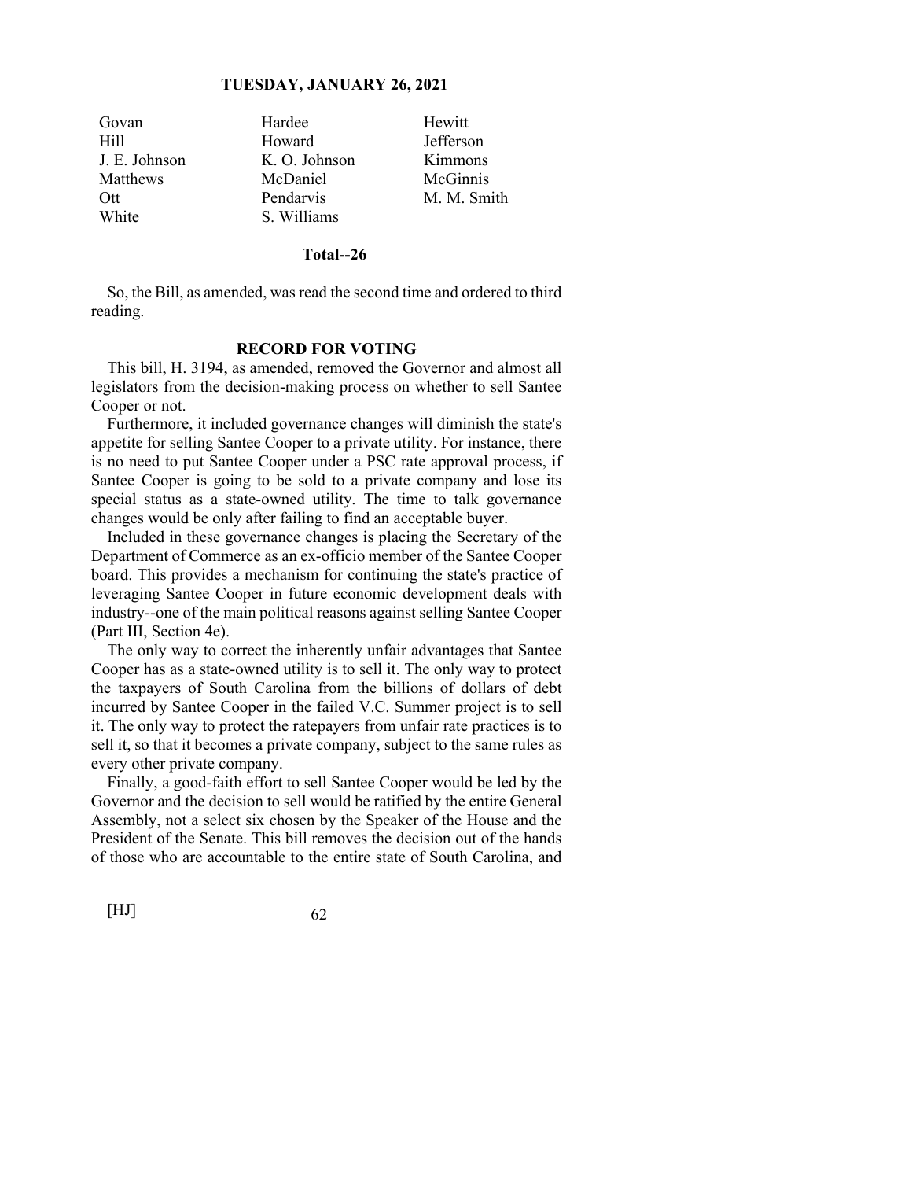| | | |
|---|---|---|
| Govan | Hardee | Hewitt |
| Hill | Howard | Jefferson |
| J. E. Johnson | K. O. Johnson | Kimmons |
| Matthews | McDaniel | McGinnis |
| Ott | Pendarvis | M. M. Smith |
| White | S. Williams | |

**Total--26**

So, the Bill, as amended, was read the second time and ordered to third reading.

**RECORD FOR VOTING**

This bill, H. 3194, as amended, removed the Governor and almost all legislators from the decision-making process on whether to sell Santee Cooper or not.

Furthermore, it included governance changes will diminish the state's appetite for selling Santee Cooper to a private utility. For instance, there is no need to put Santee Cooper under a PSC rate approval process, if Santee Cooper is going to be sold to a private company and lose its special status as a state-owned utility. The time to talk governance changes would be only after failing to find an acceptable buyer.

Included in these governance changes is placing the Secretary of the Department of Commerce as an ex-officio member of the Santee Cooper board. This provides a mechanism for continuing the state's practice of leveraging Santee Cooper in future economic development deals with industry--one of the main political reasons against selling Santee Cooper (Part III, Section 4e).

The only way to correct the inherently unfair advantages that Santee Cooper has as a state-owned utility is to sell it. The only way to protect the taxpayers of South Carolina from the billions of dollars of debt incurred by Santee Cooper in the failed V.C. Summer project is to sell it. The only way to protect the ratepayers from unfair rate practices is to sell it, so that it becomes a private company, subject to the same rules as every other private company.

Finally, a good-faith effort to sell Santee Cooper would be led by the Governor and the decision to sell would be ratified by the entire General Assembly, not a select six chosen by the Speaker of the House and the President of the Senate. This bill removes the decision out of the hands of those who are accountable to the entire state of South Carolina, and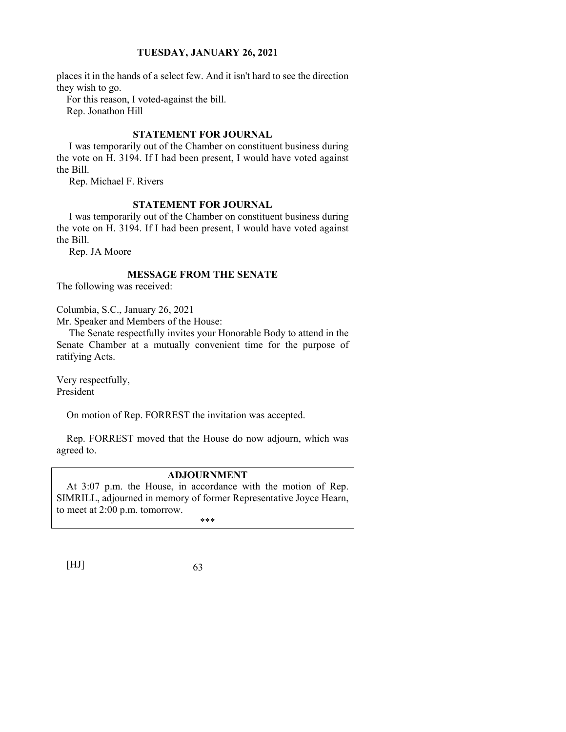places it in the hands of a select few. And it isn't hard to see the direction they wish to go.

For this reason, I voted-against the bill.

Rep. Jonathon Hill

### STATEMENT FOR JOURNAL

I was temporarily out of the Chamber on constituent business during the vote on H. 3194. If I had been present, I would have voted against the Bill.

Rep. Michael F. Rivers

### STATEMENT FOR JOURNAL

I was temporarily out of the Chamber on constituent business during the vote on H. 3194. If I had been present, I would have voted against the Bill.

Rep. JA Moore

### MESSAGE FROM THE SENATE

The following was received:

Columbia, S.C., January 26, 2021

Mr. Speaker and Members of the House:

The Senate respectfully invites your Honorable Body to attend in the Senate Chamber at a mutually convenient time for the purpose of ratifying Acts.

Very respectfully,

President

On motion of Rep. FORREST the invitation was accepted.

Rep. FORREST moved that the House do now adjourn, which was agreed to.

### ADJOURNMENT

At 3:07 p.m. the House, in accordance with the motion of Rep. SIMRILL, adjourned in memory of former Representative Joyce Hearn, to meet at 2:00 p.m. tomorrow.

***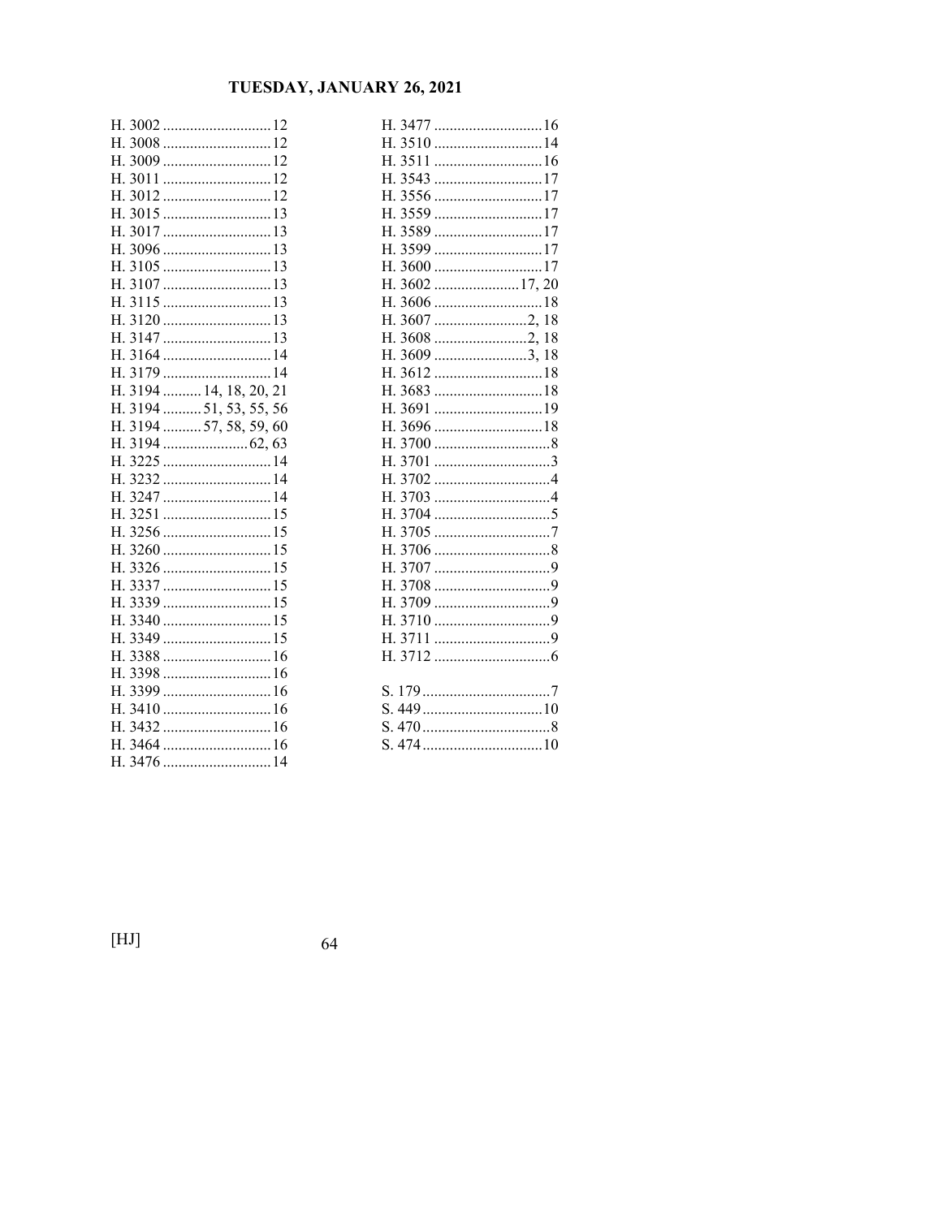H. 3002 ............................12
H. 3008 ............................12
H. 3009 ............................12
H. 3011 ............................12
H. 3012 ............................12
H. 3015 ............................13
H. 3017 ............................13
H. 3096 ............................13
H. 3105 ............................13
H. 3107 ............................13
H. 3115 ............................13
H. 3120 ............................13
H. 3147 ............................13
H. 3164 ............................14
H. 3179 ............................14
H. 3194 .......... 14, 18, 20, 21
H. 3194 .......... 51, 53, 55, 56
H. 3194 .......... 57, 58, 59, 60
H. 3194 ...................... 62, 63
H. 3225 ............................14
H. 3232 ............................14
H. 3247 ............................14
H. 3251 ............................15
H. 3256 ............................15
H. 3260 ............................15
H. 3326 ............................15
H. 3337 ............................15
H. 3339 ............................15
H. 3340 ............................15
H. 3349 ............................15
H. 3388 ............................16
H. 3398 ............................16
H. 3399 ............................16
H. 3410 ............................16
H. 3432 ............................16
H. 3464 ............................16
H. 3476 ............................14
H. 3477 ............................16
H. 3510 ............................14
H. 3511 ............................16
H. 3543 ............................17
H. 3556 ............................17
H. 3559 ............................17
H. 3589 ............................17
H. 3599 ............................17
H. 3600 ............................17
H. 3602 ......................17, 20
H. 3606 ............................18
H. 3607 ........................2, 18
H. 3608 ........................2, 18
H. 3609 ........................3, 18
H. 3612 ............................18
H. 3683 ............................18
H. 3691 ............................19
H. 3696 ............................18
H. 3700 ..............................8
H. 3701 ..............................3
H. 3702 ..............................4
H. 3703 ..............................4
H. 3704 ..............................5
H. 3705 ..............................7
H. 3706 ..............................8
H. 3707 ..............................9
H. 3708 ..............................9
H. 3709 ..............................9
H. 3710 ..............................9
H. 3711 ..............................9
H. 3712 ..............................6

S. 179 .................................7
S. 449 ...............................10
S. 470 .................................8
S. 474 ...............................10